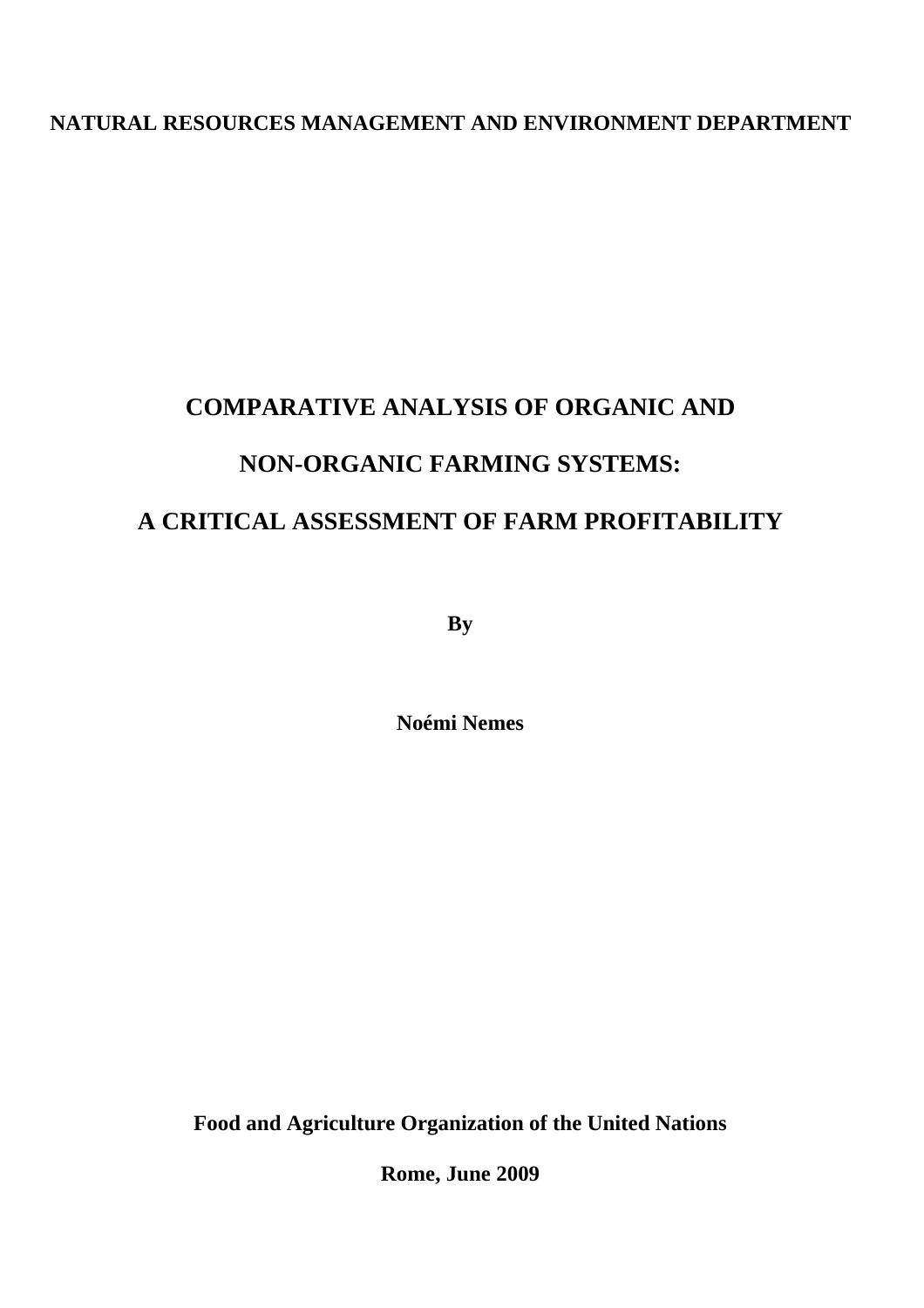**NATURAL RESOURCES MANAGEMENT AND ENVIRONMENT DEPARTMENT**

# COMPARATIVE ANALYSIS OF ORGANIC AND NON-ORGANIC FARMING SYSTEMS: A CRITICAL ASSESSMENT OF FARM PROFITABILITY

**By**

**Noémi Nemes**

**Food and Agriculture Organization of the United Nations**

**Rome, June 2009**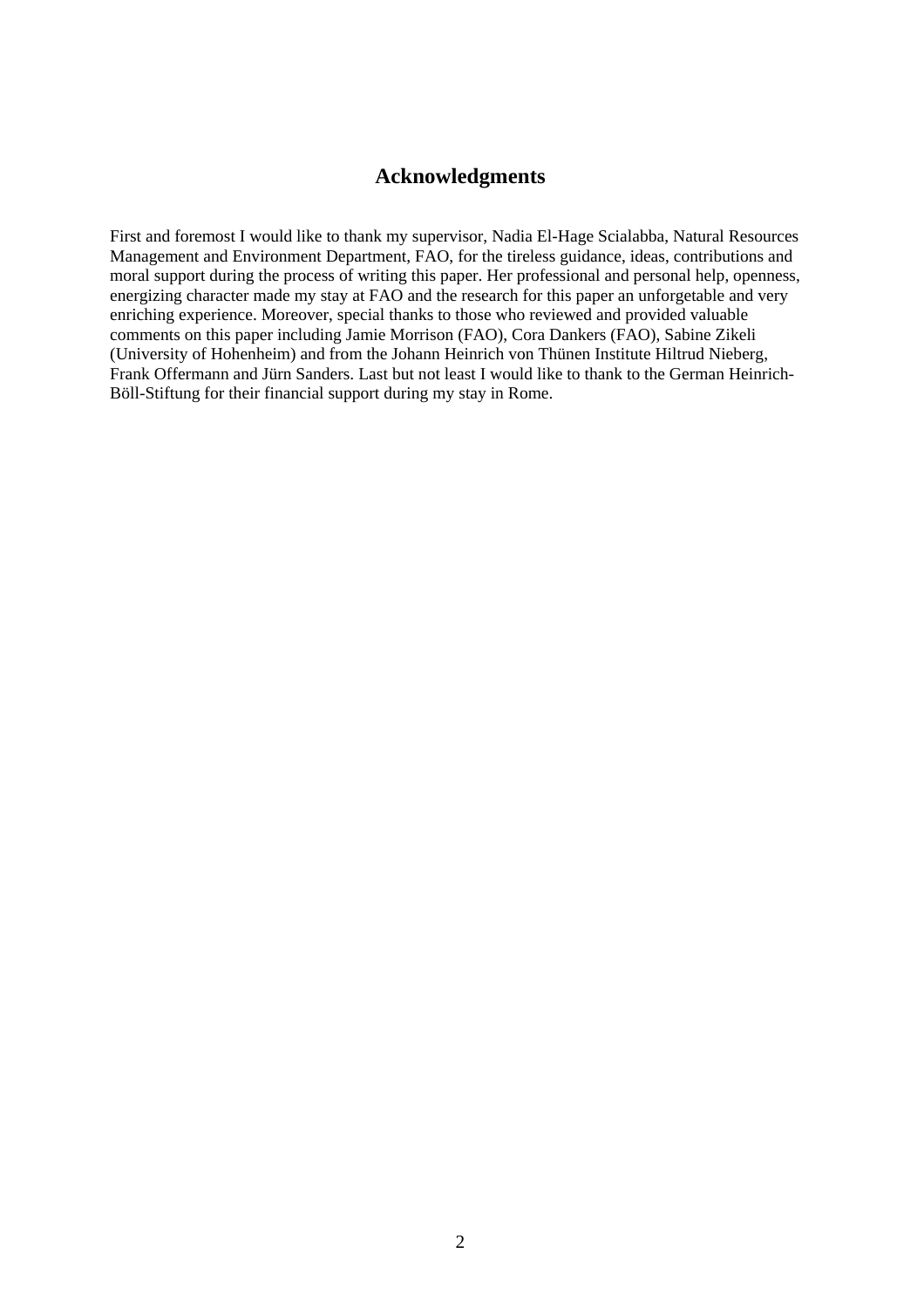# Acknowledgments

First and foremost I would like to thank my supervisor, Nadia El-Hage Scialabba, Natural Resources Management and Environment Department, FAO, for the tireless guidance, ideas, contributions and moral support during the process of writing this paper. Her professional and personal help, openness, energizing character made my stay at FAO and the research for this paper an unforgetable and very enriching experience. Moreover, special thanks to those who reviewed and provided valuable comments on this paper including Jamie Morrison (FAO), Cora Dankers (FAO), Sabine Zikeli (University of Hohenheim) and from the Johann Heinrich von Thünen Institute Hiltrud Nieberg, Frank Offermann and Jürn Sanders. Last but not least I would like to thank to the German Heinrich-Böll-Stiftung for their financial support during my stay in Rome.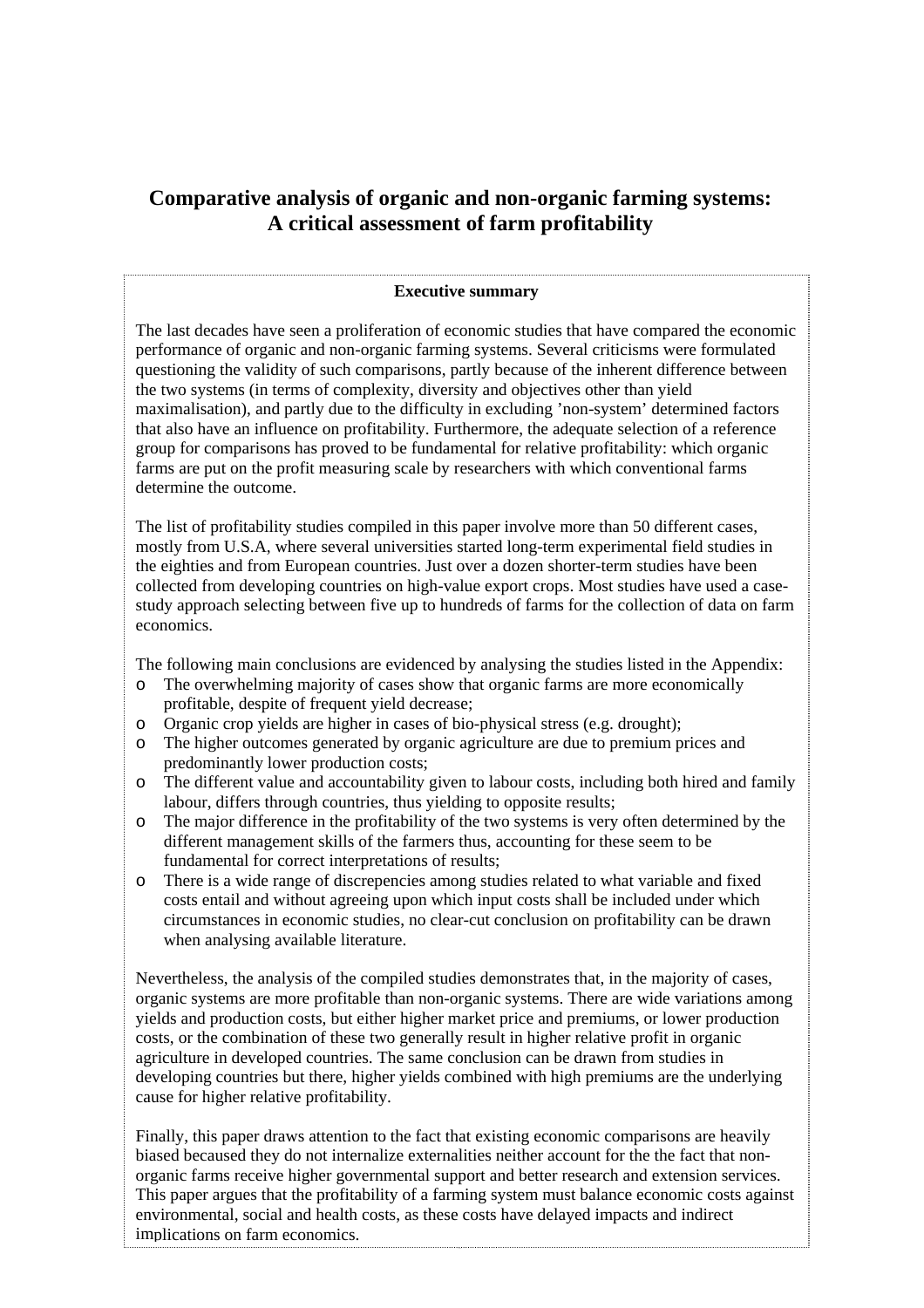# Comparative analysis of organic and non-organic farming systems: A critical assessment of farm profitability

**Executive summary**

The last decades have seen a proliferation of economic studies that have compared the economic performance of organic and non-organic farming systems. Several criticisms were formulated questioning the validity of such comparisons, partly because of the inherent difference between the two systems (in terms of complexity, diversity and objectives other than yield maximalisation), and partly due to the difficulty in excluding 'non-system' determined factors that also have an influence on profitability. Furthermore, the adequate selection of a reference group for comparisons has proved to be fundamental for relative profitability: which organic farms are put on the profit measuring scale by researchers with which conventional farms determine the outcome.

The list of profitability studies compiled in this paper involve more than 50 different cases, mostly from U.S.A, where several universities started long-term experimental field studies in the eighties and from European countries. Just over a dozen shorter-term studies have been collected from developing countries on high-value export crops. Most studies have used a case-study approach selecting between five up to hundreds of farms for the collection of data on farm economics.

The following main conclusions are evidenced by analysing the studies listed in the Appendix:

- The overwhelming majority of cases show that organic farms are more economically profitable, despite of frequent yield decrease;
- Organic crop yields are higher in cases of bio-physical stress (e.g. drought);
- The higher outcomes generated by organic agriculture are due to premium prices and predominantly lower production costs;
- The different value and accountability given to labour costs, including both hired and family labour, differs through countries, thus yielding to opposite results;
- The major difference in the profitability of the two systems is very often determined by the different management skills of the farmers thus, accounting for these seem to be fundamental for correct interpretations of results;
- There is a wide range of discrepencies among studies related to what variable and fixed costs entail and without agreeing upon which input costs shall be included under which circumstances in economic studies, no clear-cut conclusion on profitability can be drawn when analysing available literature.

Nevertheless, the analysis of the compiled studies demonstrates that, in the majority of cases, organic systems are more profitable than non-organic systems. There are wide variations among yields and production costs, but either higher market price and premiums, or lower production costs, or the combination of these two generally result in higher relative profit in organic agriculture in developed countries. The same conclusion can be drawn from studies in developing countries but there, higher yields combined with high premiums are the underlying cause for higher relative profitability.

Finally, this paper draws attention to the fact that existing economic comparisons are heavily biased becaused they do not internalize externalities neither account for the the fact that non-organic farms receive higher governmental support and better research and extension services. This paper argues that the profitability of a farming system must balance economic costs against environmental, social and health costs, as these costs have delayed impacts and indirect implications on farm economics.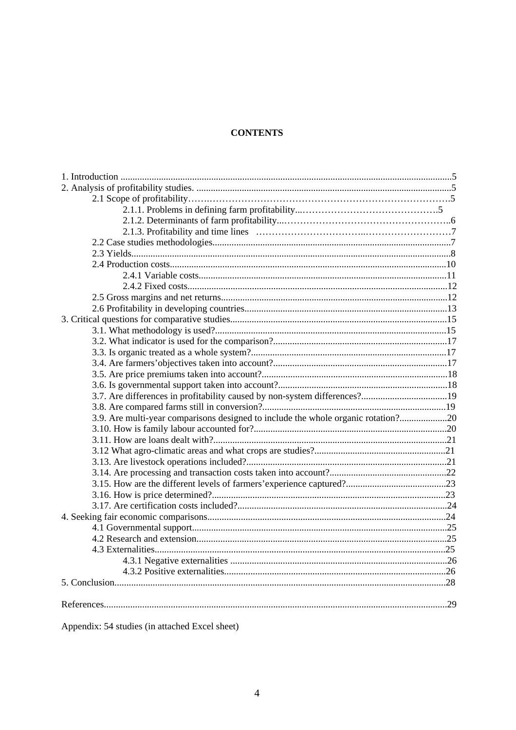# CONTENTS

1. Introduction ....................................................................................................................5
2. Analysis of profitability studies. ...................................................................................5
   - 2.1 Scope of profitability.....................................................................................5
     - 2.1.1. Problems in defining farm profitability..............................................5
     - 2.1.2. Determinants of farm profitability.....................................................6
     - 2.1.3. Profitability and time lines ..............................................................7
   - 2.2 Case studies methodologies.........................................................................7
   - 2.3 Yields..........................................................................................................8
   - 2.4 Production costs.........................................................................................10
     - 2.4.1 Variable costs......................................................................................11
     - 2.4.2 Fixed costs..........................................................................................12
   - 2.5 Gross margins and net returns....................................................................12
   - 2.6 Profitability in developing countries.............................................................13
3. Critical questions for comparative studies.......................................................................15
   - 3.1. What methodology is used?..........................................................................15
   - 3.2. What indicator is used for the comparison?...................................................17
   - 3.3. Is organic treated as a whole system?...........................................................17
   - 3.4. Are farmers'objectives taken into account?....................................................17
   - 3.5. Are price premiums taken into account?.........................................................18
   - 3.6. Is governmental support taken into account?..................................................18
   - 3.7. Are differences in profitability caused by non-system differences?.....................19
   - 3.8. Are compared farms still in conversion?.........................................................19
   - 3.9. Are multi-year comparisons designed to include the whole organic rotation?.........20
   - 3.10. How is family labour accounted for?.............................................................20
   - 3.11. How are loans dealt with?...........................................................................21
   - 3.12 What agro-climatic areas and what crops are studies?.....................................21
   - 3.13. Are livestock operations included?...............................................................21
   - 3.14. Are processing and transaction costs taken into account?................................22
   - 3.15. How are the different levels of farmers'experience captured?...........................23
   - 3.16. How is price determined?............................................................................23
   - 3.17. Are certification costs included?..................................................................24
4. Seeking fair economic comparisons..............................................................................24
   - 4.1 Governmental support...................................................................................25
   - 4.2 Research and extension................................................................................25
   - 4.3 Externalities................................................................................................25
     - 4.3.1 Negative externalities ............................................................................26
     - 4.3.2 Positive externalities..............................................................................26
5. Conclusion.................................................................................................................28

References.....................................................................................................................29

Appendix: 54 studies (in attached Excel sheet)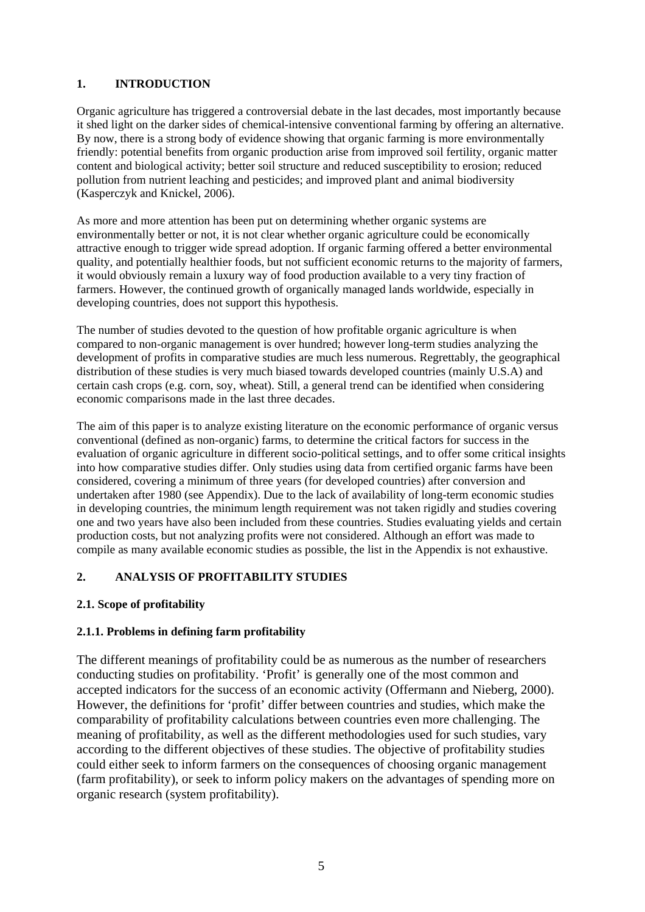## 1. INTRODUCTION

Organic agriculture has triggered a controversial debate in the last decades, most importantly because it shed light on the darker sides of chemical-intensive conventional farming by offering an alternative. By now, there is a strong body of evidence showing that organic farming is more environmentally friendly: potential benefits from organic production arise from improved soil fertility, organic matter content and biological activity; better soil structure and reduced susceptibility to erosion; reduced pollution from nutrient leaching and pesticides; and improved plant and animal biodiversity (Kasperczyk and Knickel, 2006).

As more and more attention has been put on determining whether organic systems are environmentally better or not, it is not clear whether organic agriculture could be economically attractive enough to trigger wide spread adoption. If organic farming offered a better environmental quality, and potentially healthier foods, but not sufficient economic returns to the majority of farmers, it would obviously remain a luxury way of food production available to a very tiny fraction of farmers. However, the continued growth of organically managed lands worldwide, especially in developing countries, does not support this hypothesis.

The number of studies devoted to the question of how profitable organic agriculture is when compared to non-organic management is over hundred; however long-term studies analyzing the development of profits in comparative studies are much less numerous. Regrettably, the geographical distribution of these studies is very much biased towards developed countries (mainly U.S.A) and certain cash crops (e.g. corn, soy, wheat). Still, a general trend can be identified when considering economic comparisons made in the last three decades.

The aim of this paper is to analyze existing literature on the economic performance of organic versus conventional (defined as non-organic) farms, to determine the critical factors for success in the evaluation of organic agriculture in different socio-political settings, and to offer some critical insights into how comparative studies differ. Only studies using data from certified organic farms have been considered, covering a minimum of three years (for developed countries) after conversion and undertaken after 1980 (see Appendix). Due to the lack of availability of long-term economic studies in developing countries, the minimum length requirement was not taken rigidly and studies covering one and two years have also been included from these countries. Studies evaluating yields and certain production costs, but not analyzing profits were not considered. Although an effort was made to compile as many available economic studies as possible, the list in the Appendix is not exhaustive.

## 2. ANALYSIS OF PROFITABILITY STUDIES

### 2.1. Scope of profitability

#### 2.1.1. Problems in defining farm profitability

The different meanings of profitability could be as numerous as the number of researchers conducting studies on profitability. 'Profit' is generally one of the most common and accepted indicators for the success of an economic activity (Offermann and Nieberg, 2000). However, the definitions for 'profit' differ between countries and studies, which make the comparability of profitability calculations between countries even more challenging. The meaning of profitability, as well as the different methodologies used for such studies, vary according to the different objectives of these studies. The objective of profitability studies could either seek to inform farmers on the consequences of choosing organic management (farm profitability), or seek to inform policy makers on the advantages of spending more on organic research (system profitability).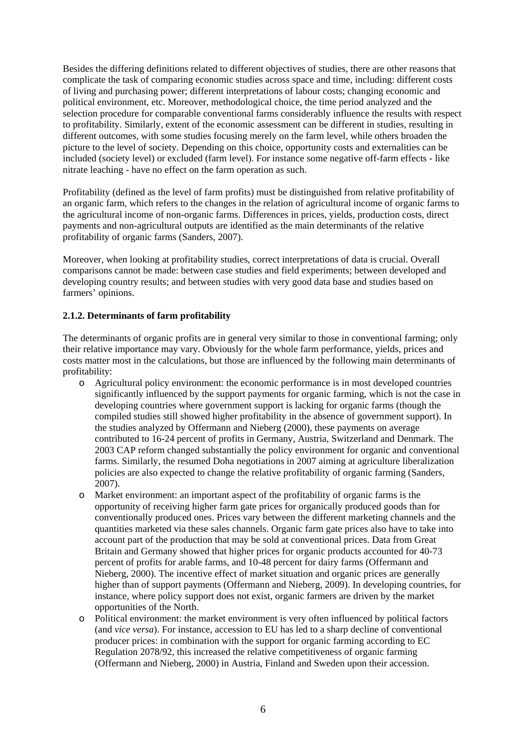Besides the differing definitions related to different objectives of studies, there are other reasons that complicate the task of comparing economic studies across space and time, including: different costs of living and purchasing power; different interpretations of labour costs; changing economic and political environment, etc. Moreover, methodological choice, the time period analyzed and the selection procedure for comparable conventional farms considerably influence the results with respect to profitability. Similarly, extent of the economic assessment can be different in studies, resulting in different outcomes, with some studies focusing merely on the farm level, while others broaden the picture to the level of society. Depending on this choice, opportunity costs and externalities can be included (society level) or excluded (farm level). For instance some negative off-farm effects - like nitrate leaching - have no effect on the farm operation as such.

Profitability (defined as the level of farm profits) must be distinguished from relative profitability of an organic farm, which refers to the changes in the relation of agricultural income of organic farms to the agricultural income of non-organic farms. Differences in prices, yields, production costs, direct payments and non-agricultural outputs are identified as the main determinants of the relative profitability of organic farms (Sanders, 2007).

Moreover, when looking at profitability studies, correct interpretations of data is crucial. Overall comparisons cannot be made: between case studies and field experiments; between developed and developing country results; and between studies with very good data base and studies based on farmers' opinions.

### 2.1.2. Determinants of farm profitability

The determinants of organic profits are in general very similar to those in conventional farming; only their relative importance may vary. Obviously for the whole farm performance, yields, prices and costs matter most in the calculations, but those are influenced by the following main determinants of profitability:

- Agricultural policy environment: the economic performance is in most developed countries significantly influenced by the support payments for organic farming, which is not the case in developing countries where government support is lacking for organic farms (though the compiled studies still showed higher profitability in the absence of government support). In the studies analyzed by Offermann and Nieberg (2000), these payments on average contributed to 16-24 percent of profits in Germany, Austria, Switzerland and Denmark. The 2003 CAP reform changed substantially the policy environment for organic and conventional farms. Similarly, the resumed Doha negotiations in 2007 aiming at agriculture liberalization policies are also expected to change the relative profitability of organic farming (Sanders, 2007).
- Market environment: an important aspect of the profitability of organic farms is the opportunity of receiving higher farm gate prices for organically produced goods than for conventionally produced ones. Prices vary between the different marketing channels and the quantities marketed via these sales channels. Organic farm gate prices also have to take into account part of the production that may be sold at conventional prices. Data from Great Britain and Germany showed that higher prices for organic products accounted for 40-73 percent of profits for arable farms, and 10-48 percent for dairy farms (Offermann and Nieberg, 2000). The incentive effect of market situation and organic prices are generally higher than of support payments (Offermann and Nieberg, 2009). In developing countries, for instance, where policy support does not exist, organic farmers are driven by the market opportunities of the North.
- Political environment: the market environment is very often influenced by political factors (and *vice versa*). For instance, accession to EU has led to a sharp decline of conventional producer prices: in combination with the support for organic farming according to EC Regulation 2078/92, this increased the relative competitiveness of organic farming (Offermann and Nieberg, 2000) in Austria, Finland and Sweden upon their accession.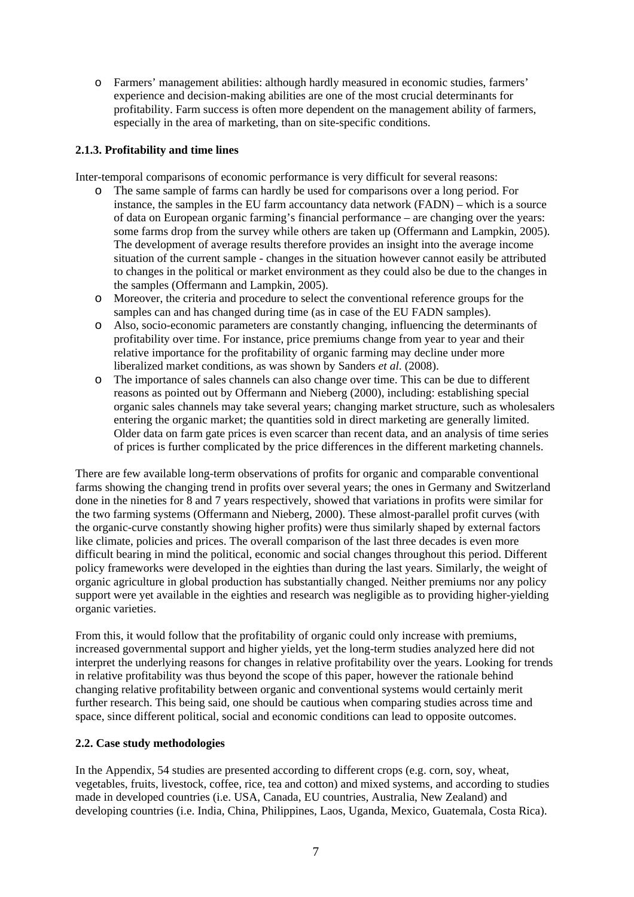- Farmers' management abilities: although hardly measured in economic studies, farmers' experience and decision-making abilities are one of the most crucial determinants for profitability. Farm success is often more dependent on the management ability of farmers, especially in the area of marketing, than on site-specific conditions.

### 2.1.3. Profitability and time lines

Inter-temporal comparisons of economic performance is very difficult for several reasons:

- The same sample of farms can hardly be used for comparisons over a long period. For instance, the samples in the EU farm accountancy data network (FADN) – which is a source of data on European organic farming's financial performance – are changing over the years: some farms drop from the survey while others are taken up (Offermann and Lampkin, 2005). The development of average results therefore provides an insight into the average income situation of the current sample - changes in the situation however cannot easily be attributed to changes in the political or market environment as they could also be due to the changes in the samples (Offermann and Lampkin, 2005).
- Moreover, the criteria and procedure to select the conventional reference groups for the samples can and has changed during time (as in case of the EU FADN samples).
- Also, socio-economic parameters are constantly changing, influencing the determinants of profitability over time. For instance, price premiums change from year to year and their relative importance for the profitability of organic farming may decline under more liberalized market conditions, as was shown by Sanders *et al.* (2008).
- The importance of sales channels can also change over time. This can be due to different reasons as pointed out by Offermann and Nieberg (2000), including: establishing special organic sales channels may take several years; changing market structure, such as wholesalers entering the organic market; the quantities sold in direct marketing are generally limited. Older data on farm gate prices is even scarcer than recent data, and an analysis of time series of prices is further complicated by the price differences in the different marketing channels.

There are few available long-term observations of profits for organic and comparable conventional farms showing the changing trend in profits over several years; the ones in Germany and Switzerland done in the nineties for 8 and 7 years respectively, showed that variations in profits were similar for the two farming systems (Offermann and Nieberg, 2000). These almost-parallel profit curves (with the organic-curve constantly showing higher profits) were thus similarly shaped by external factors like climate, policies and prices. The overall comparison of the last three decades is even more difficult bearing in mind the political, economic and social changes throughout this period. Different policy frameworks were developed in the eighties than during the last years. Similarly, the weight of organic agriculture in global production has substantially changed. Neither premiums nor any policy support were yet available in the eighties and research was negligible as to providing higher-yielding organic varieties.

From this, it would follow that the profitability of organic could only increase with premiums, increased governmental support and higher yields, yet the long-term studies analyzed here did not interpret the underlying reasons for changes in relative profitability over the years. Looking for trends in relative profitability was thus beyond the scope of this paper, however the rationale behind changing relative profitability between organic and conventional systems would certainly merit further research. This being said, one should be cautious when comparing studies across time and space, since different political, social and economic conditions can lead to opposite outcomes.

### 2.2. Case study methodologies

In the Appendix, 54 studies are presented according to different crops (e.g. corn, soy, wheat, vegetables, fruits, livestock, coffee, rice, tea and cotton) and mixed systems, and according to studies made in developed countries (i.e. USA, Canada, EU countries, Australia, New Zealand) and developing countries (i.e. India, China, Philippines, Laos, Uganda, Mexico, Guatemala, Costa Rica).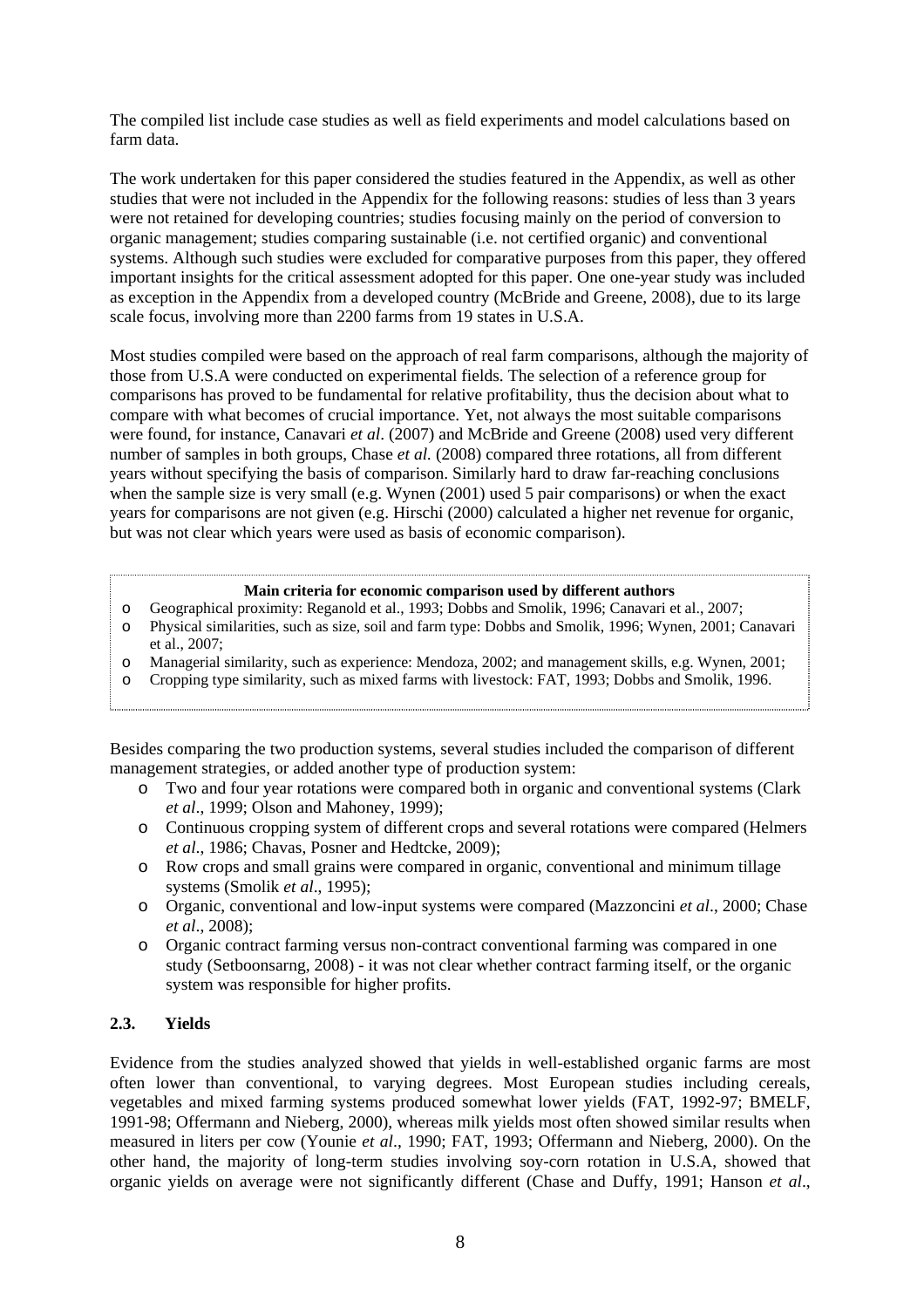The compiled list include case studies as well as field experiments and model calculations based on farm data.

The work undertaken for this paper considered the studies featured in the Appendix, as well as other studies that were not included in the Appendix for the following reasons: studies of less than 3 years were not retained for developing countries; studies focusing mainly on the period of conversion to organic management; studies comparing sustainable (i.e. not certified organic) and conventional systems. Although such studies were excluded for comparative purposes from this paper, they offered important insights for the critical assessment adopted for this paper. One one-year study was included as exception in the Appendix from a developed country (McBride and Greene, 2008), due to its large scale focus, involving more than 2200 farms from 19 states in U.S.A.

Most studies compiled were based on the approach of real farm comparisons, although the majority of those from U.S.A were conducted on experimental fields. The selection of a reference group for comparisons has proved to be fundamental for relative profitability, thus the decision about what to compare with what becomes of crucial importance. Yet, not always the most suitable comparisons were found, for instance, Canavari *et al*. (2007) and McBride and Greene (2008) used very different number of samples in both groups, Chase *et al.* (2008) compared three rotations, all from different years without specifying the basis of comparison. Similarly hard to draw far-reaching conclusions when the sample size is very small (e.g. Wynen (2001) used 5 pair comparisons) or when the exact years for comparisons are not given (e.g. Hirschi (2000) calculated a higher net revenue for organic, but was not clear which years were used as basis of economic comparison).

**Main criteria for economic comparison used by different authors**

- Geographical proximity: Reganold et al., 1993; Dobbs and Smolik, 1996; Canavari et al., 2007;
- Physical similarities, such as size, soil and farm type: Dobbs and Smolik, 1996; Wynen, 2001; Canavari et al., 2007;
- Managerial similarity, such as experience: Mendoza, 2002; and management skills, e.g. Wynen, 2001;
- Cropping type similarity, such as mixed farms with livestock: FAT, 1993; Dobbs and Smolik, 1996.

Besides comparing the two production systems, several studies included the comparison of different management strategies, or added another type of production system:

- Two and four year rotations were compared both in organic and conventional systems (Clark *et al*., 1999; Olson and Mahoney, 1999);
- Continuous cropping system of different crops and several rotations were compared (Helmers *et al*., 1986; Chavas, Posner and Hedtcke, 2009);
- Row crops and small grains were compared in organic, conventional and minimum tillage systems (Smolik *et al*., 1995);
- Organic, conventional and low-input systems were compared (Mazzoncini *et al*., 2000; Chase *et al*., 2008);
- Organic contract farming versus non-contract conventional farming was compared in one study (Setboonsarng, 2008) - it was not clear whether contract farming itself, or the organic system was responsible for higher profits.

### 2.3. Yields

Evidence from the studies analyzed showed that yields in well-established organic farms are most often lower than conventional, to varying degrees. Most European studies including cereals, vegetables and mixed farming systems produced somewhat lower yields (FAT, 1992-97; BMELF, 1991-98; Offermann and Nieberg, 2000), whereas milk yields most often showed similar results when measured in liters per cow (Younie *et al*., 1990; FAT, 1993; Offermann and Nieberg, 2000). On the other hand, the majority of long-term studies involving soy-corn rotation in U.S.A, showed that organic yields on average were not significantly different (Chase and Duffy, 1991; Hanson *et al*.,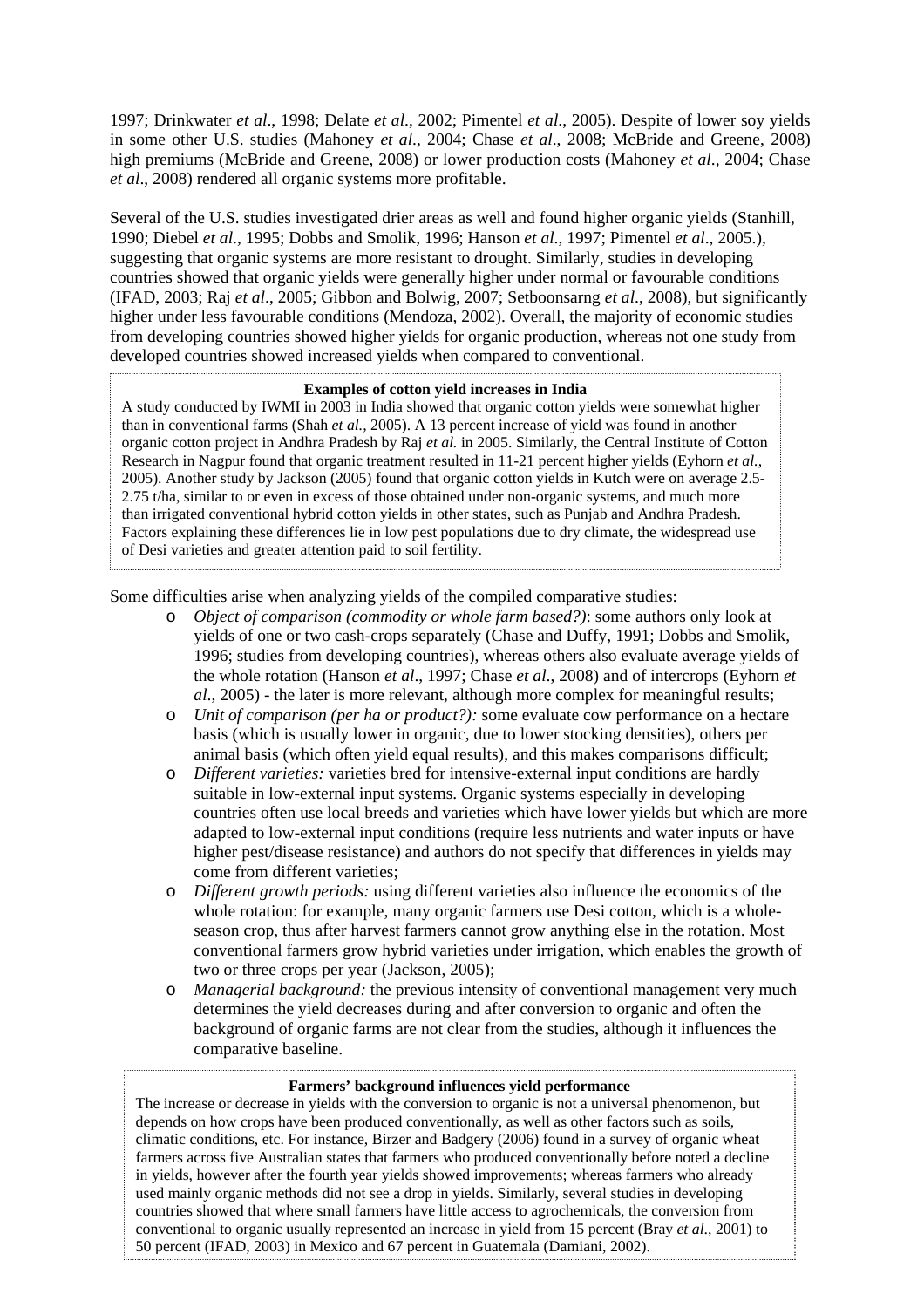1997; Drinkwater *et al*., 1998; Delate *et al*., 2002; Pimentel *et al*., 2005). Despite of lower soy yields in some other U.S. studies (Mahoney *et al*., 2004; Chase *et al*., 2008; McBride and Greene, 2008) high premiums (McBride and Greene, 2008) or lower production costs (Mahoney *et al*., 2004; Chase *et al*., 2008) rendered all organic systems more profitable.

Several of the U.S. studies investigated drier areas as well and found higher organic yields (Stanhill, 1990; Diebel *et al*., 1995; Dobbs and Smolik, 1996; Hanson *et al*., 1997; Pimentel *et al*., 2005.), suggesting that organic systems are more resistant to drought. Similarly, studies in developing countries showed that organic yields were generally higher under normal or favourable conditions (IFAD, 2003; Raj *et al*., 2005; Gibbon and Bolwig, 2007; Setboonsarng *et al*., 2008), but significantly higher under less favourable conditions (Mendoza, 2002). Overall, the majority of economic studies from developing countries showed higher yields for organic production, whereas not one study from developed countries showed increased yields when compared to conventional.

**Examples of cotton yield increases in India**

A study conducted by IWMI in 2003 in India showed that organic cotton yields were somewhat higher than in conventional farms (Shah *et al.*, 2005). A 13 percent increase of yield was found in another organic cotton project in Andhra Pradesh by Raj *et al.* in 2005. Similarly, the Central Institute of Cotton Research in Nagpur found that organic treatment resulted in 11-21 percent higher yields (Eyhorn *et al.*, 2005). Another study by Jackson (2005) found that organic cotton yields in Kutch were on average 2.5-2.75 t/ha, similar to or even in excess of those obtained under non-organic systems, and much more than irrigated conventional hybrid cotton yields in other states, such as Punjab and Andhra Pradesh. Factors explaining these differences lie in low pest populations due to dry climate, the widespread use of Desi varieties and greater attention paid to soil fertility.

Some difficulties arise when analyzing yields of the compiled comparative studies:

- *Object of comparison (commodity or whole farm based?)*: some authors only look at yields of one or two cash-crops separately (Chase and Duffy, 1991; Dobbs and Smolik, 1996; studies from developing countries), whereas others also evaluate average yields of the whole rotation (Hanson *et al*., 1997; Chase *et al*., 2008) and of intercrops (Eyhorn *et al*., 2005) - the later is more relevant, although more complex for meaningful results;
- *Unit of comparison (per ha or product?):* some evaluate cow performance on a hectare basis (which is usually lower in organic, due to lower stocking densities), others per animal basis (which often yield equal results), and this makes comparisons difficult;
- *Different varieties:* varieties bred for intensive-external input conditions are hardly suitable in low-external input systems. Organic systems especially in developing countries often use local breeds and varieties which have lower yields but which are more adapted to low-external input conditions (require less nutrients and water inputs or have higher pest/disease resistance) and authors do not specify that differences in yields may come from different varieties;
- *Different growth periods:* using different varieties also influence the economics of the whole rotation: for example, many organic farmers use Desi cotton, which is a whole-season crop, thus after harvest farmers cannot grow anything else in the rotation. Most conventional farmers grow hybrid varieties under irrigation, which enables the growth of two or three crops per year (Jackson, 2005);
- *Managerial background:* the previous intensity of conventional management very much determines the yield decreases during and after conversion to organic and often the background of organic farms are not clear from the studies, although it influences the comparative baseline.

**Farmers' background influences yield performance**

The increase or decrease in yields with the conversion to organic is not a universal phenomenon, but depends on how crops have been produced conventionally, as well as other factors such as soils, climatic conditions, etc. For instance, Birzer and Badgery (2006) found in a survey of organic wheat farmers across five Australian states that farmers who produced conventionally before noted a decline in yields, however after the fourth year yields showed improvements; whereas farmers who already used mainly organic methods did not see a drop in yields. Similarly, several studies in developing countries showed that where small farmers have little access to agrochemicals, the conversion from conventional to organic usually represented an increase in yield from 15 percent (Bray *et al.*, 2001) to 50 percent (IFAD, 2003) in Mexico and 67 percent in Guatemala (Damiani, 2002).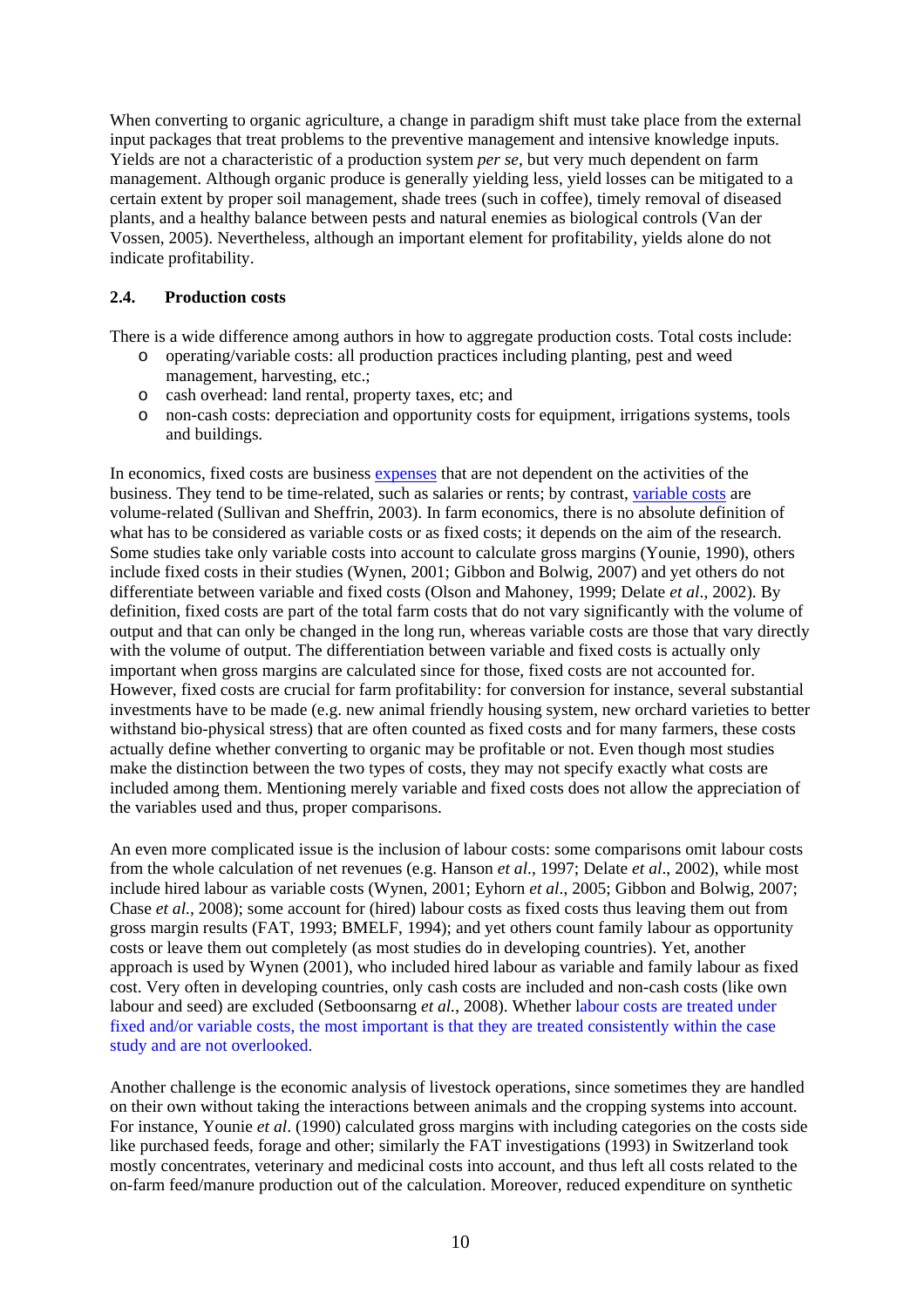When converting to organic agriculture, a change in paradigm shift must take place from the external input packages that treat problems to the preventive management and intensive knowledge inputs. Yields are not a characteristic of a production system *per se*, but very much dependent on farm management. Although organic produce is generally yielding less, yield losses can be mitigated to a certain extent by proper soil management, shade trees (such in coffee), timely removal of diseased plants, and a healthy balance between pests and natural enemies as biological controls (Van der Vossen, 2005). Nevertheless, although an important element for profitability, yields alone do not indicate profitability.

### 2.4. Production costs

There is a wide difference among authors in how to aggregate production costs. Total costs include:

- operating/variable costs: all production practices including planting, pest and weed management, harvesting, etc.;
- cash overhead: land rental, property taxes, etc; and
- non-cash costs: depreciation and opportunity costs for equipment, irrigations systems, tools and buildings.

In economics, fixed costs are business expenses that are not dependent on the activities of the business. They tend to be time-related, such as salaries or rents; by contrast, variable costs are volume-related (Sullivan and Sheffrin, 2003). In farm economics, there is no absolute definition of what has to be considered as variable costs or as fixed costs; it depends on the aim of the research. Some studies take only variable costs into account to calculate gross margins (Younie, 1990), others include fixed costs in their studies (Wynen, 2001; Gibbon and Bolwig, 2007) and yet others do not differentiate between variable and fixed costs (Olson and Mahoney, 1999; Delate *et al*., 2002). By definition, fixed costs are part of the total farm costs that do not vary significantly with the volume of output and that can only be changed in the long run, whereas variable costs are those that vary directly with the volume of output. The differentiation between variable and fixed costs is actually only important when gross margins are calculated since for those, fixed costs are not accounted for. However, fixed costs are crucial for farm profitability: for conversion for instance, several substantial investments have to be made (e.g. new animal friendly housing system, new orchard varieties to better withstand bio-physical stress) that are often counted as fixed costs and for many farmers, these costs actually define whether converting to organic may be profitable or not. Even though most studies make the distinction between the two types of costs, they may not specify exactly what costs are included among them. Mentioning merely variable and fixed costs does not allow the appreciation of the variables used and thus, proper comparisons.

An even more complicated issue is the inclusion of labour costs: some comparisons omit labour costs from the whole calculation of net revenues (e.g. Hanson *et al*., 1997; Delate *et al*., 2002), while most include hired labour as variable costs (Wynen, 2001; Eyhorn *et al*., 2005; Gibbon and Bolwig, 2007; Chase *et al.*, 2008); some account for (hired) labour costs as fixed costs thus leaving them out from gross margin results (FAT, 1993; BMELF, 1994); and yet others count family labour as opportunity costs or leave them out completely (as most studies do in developing countries). Yet, another approach is used by Wynen (2001), who included hired labour as variable and family labour as fixed cost. Very often in developing countries, only cash costs are included and non-cash costs (like own labour and seed) are excluded (Setboonsarng *et al.*, 2008). Whether labour costs are treated under fixed and/or variable costs, the most important is that they are treated consistently within the case study and are not overlooked.

Another challenge is the economic analysis of livestock operations, since sometimes they are handled on their own without taking the interactions between animals and the cropping systems into account. For instance, Younie *et al*. (1990) calculated gross margins with including categories on the costs side like purchased feeds, forage and other; similarly the FAT investigations (1993) in Switzerland took mostly concentrates, veterinary and medicinal costs into account, and thus left all costs related to the on-farm feed/manure production out of the calculation. Moreover, reduced expenditure on synthetic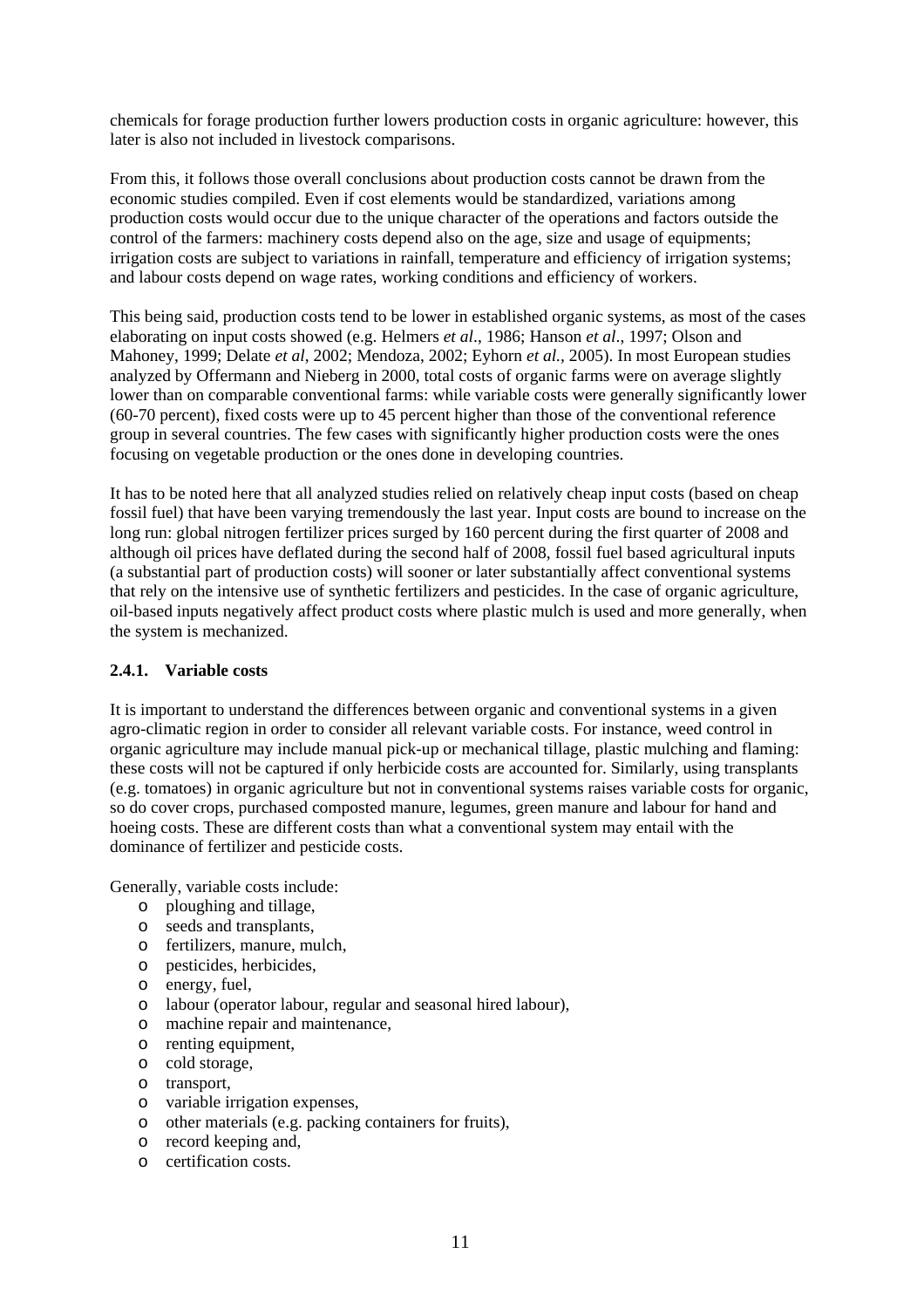chemicals for forage production further lowers production costs in organic agriculture: however, this later is also not included in livestock comparisons.

From this, it follows those overall conclusions about production costs cannot be drawn from the economic studies compiled. Even if cost elements would be standardized, variations among production costs would occur due to the unique character of the operations and factors outside the control of the farmers: machinery costs depend also on the age, size and usage of equipments; irrigation costs are subject to variations in rainfall, temperature and efficiency of irrigation systems; and labour costs depend on wage rates, working conditions and efficiency of workers.

This being said, production costs tend to be lower in established organic systems, as most of the cases elaborating on input costs showed (e.g. Helmers *et al*., 1986; Hanson *et al*., 1997; Olson and Mahoney, 1999; Delate *et al*, 2002; Mendoza, 2002; Eyhorn *et al.*, 2005). In most European studies analyzed by Offermann and Nieberg in 2000, total costs of organic farms were on average slightly lower than on comparable conventional farms: while variable costs were generally significantly lower (60-70 percent), fixed costs were up to 45 percent higher than those of the conventional reference group in several countries. The few cases with significantly higher production costs were the ones focusing on vegetable production or the ones done in developing countries.

It has to be noted here that all analyzed studies relied on relatively cheap input costs (based on cheap fossil fuel) that have been varying tremendously the last year. Input costs are bound to increase on the long run: global nitrogen fertilizer prices surged by 160 percent during the first quarter of 2008 and although oil prices have deflated during the second half of 2008, fossil fuel based agricultural inputs (a substantial part of production costs) will sooner or later substantially affect conventional systems that rely on the intensive use of synthetic fertilizers and pesticides. In the case of organic agriculture, oil-based inputs negatively affect product costs where plastic mulch is used and more generally, when the system is mechanized.

### 2.4.1. Variable costs

It is important to understand the differences between organic and conventional systems in a given agro-climatic region in order to consider all relevant variable costs. For instance, weed control in organic agriculture may include manual pick-up or mechanical tillage, plastic mulching and flaming: these costs will not be captured if only herbicide costs are accounted for. Similarly, using transplants (e.g. tomatoes) in organic agriculture but not in conventional systems raises variable costs for organic, so do cover crops, purchased composted manure, legumes, green manure and labour for hand and hoeing costs. These are different costs than what a conventional system may entail with the dominance of fertilizer and pesticide costs.

Generally, variable costs include:

- ploughing and tillage,
- seeds and transplants,
- fertilizers, manure, mulch,
- pesticides, herbicides,
- energy, fuel,
- labour (operator labour, regular and seasonal hired labour),
- machine repair and maintenance,
- renting equipment,
- cold storage,
- transport,
- variable irrigation expenses,
- other materials (e.g. packing containers for fruits),
- record keeping and,
- certification costs.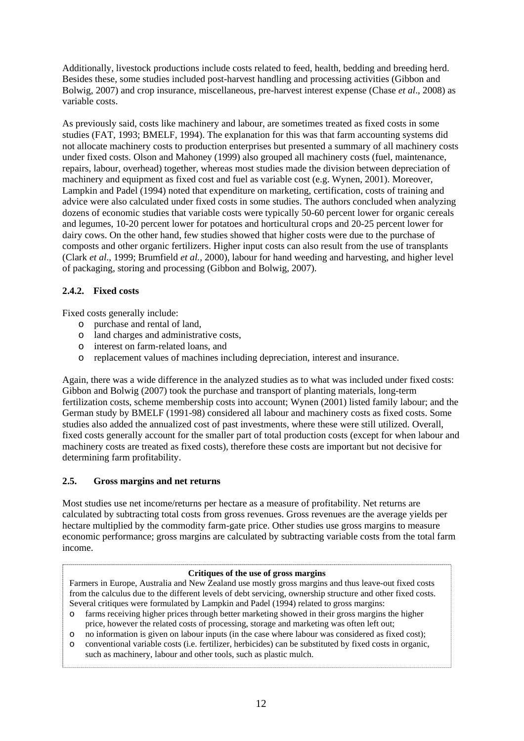Additionally, livestock productions include costs related to feed, health, bedding and breeding herd. Besides these, some studies included post-harvest handling and processing activities (Gibbon and Bolwig, 2007) and crop insurance, miscellaneous, pre-harvest interest expense (Chase *et al*., 2008) as variable costs.

As previously said, costs like machinery and labour, are sometimes treated as fixed costs in some studies (FAT, 1993; BMELF, 1994). The explanation for this was that farm accounting systems did not allocate machinery costs to production enterprises but presented a summary of all machinery costs under fixed costs. Olson and Mahoney (1999) also grouped all machinery costs (fuel, maintenance, repairs, labour, overhead) together, whereas most studies made the division between depreciation of machinery and equipment as fixed cost and fuel as variable cost (e.g. Wynen, 2001). Moreover, Lampkin and Padel (1994) noted that expenditure on marketing, certification, costs of training and advice were also calculated under fixed costs in some studies. The authors concluded when analyzing dozens of economic studies that variable costs were typically 50-60 percent lower for organic cereals and legumes, 10-20 percent lower for potatoes and horticultural crops and 20-25 percent lower for dairy cows. On the other hand, few studies showed that higher costs were due to the purchase of composts and other organic fertilizers. Higher input costs can also result from the use of transplants (Clark *et al*., 1999; Brumfield *et al.*, 2000), labour for hand weeding and harvesting, and higher level of packaging, storing and processing (Gibbon and Bolwig, 2007).

### 2.4.2. Fixed costs

Fixed costs generally include:

- purchase and rental of land,
- land charges and administrative costs,
- interest on farm-related loans, and
- replacement values of machines including depreciation, interest and insurance.

Again, there was a wide difference in the analyzed studies as to what was included under fixed costs: Gibbon and Bolwig (2007) took the purchase and transport of planting materials, long-term fertilization costs, scheme membership costs into account; Wynen (2001) listed family labour; and the German study by BMELF (1991-98) considered all labour and machinery costs as fixed costs. Some studies also added the annualized cost of past investments, where these were still utilized. Overall, fixed costs generally account for the smaller part of total production costs (except for when labour and machinery costs are treated as fixed costs), therefore these costs are important but not decisive for determining farm profitability.

## 2.5. Gross margins and net returns

Most studies use net income/returns per hectare as a measure of profitability. Net returns are calculated by subtracting total costs from gross revenues. Gross revenues are the average yields per hectare multiplied by the commodity farm-gate price. Other studies use gross margins to measure economic performance; gross margins are calculated by subtracting variable costs from the total farm income.

**Critiques of the use of gross margins**

Farmers in Europe, Australia and New Zealand use mostly gross margins and thus leave-out fixed costs from the calculus due to the different levels of debt servicing, ownership structure and other fixed costs. Several critiques were formulated by Lampkin and Padel (1994) related to gross margins:

- farms receiving higher prices through better marketing showed in their gross margins the higher price, however the related costs of processing, storage and marketing was often left out;
- no information is given on labour inputs (in the case where labour was considered as fixed cost);
- conventional variable costs (i.e. fertilizer, herbicides) can be substituted by fixed costs in organic, such as machinery, labour and other tools, such as plastic mulch.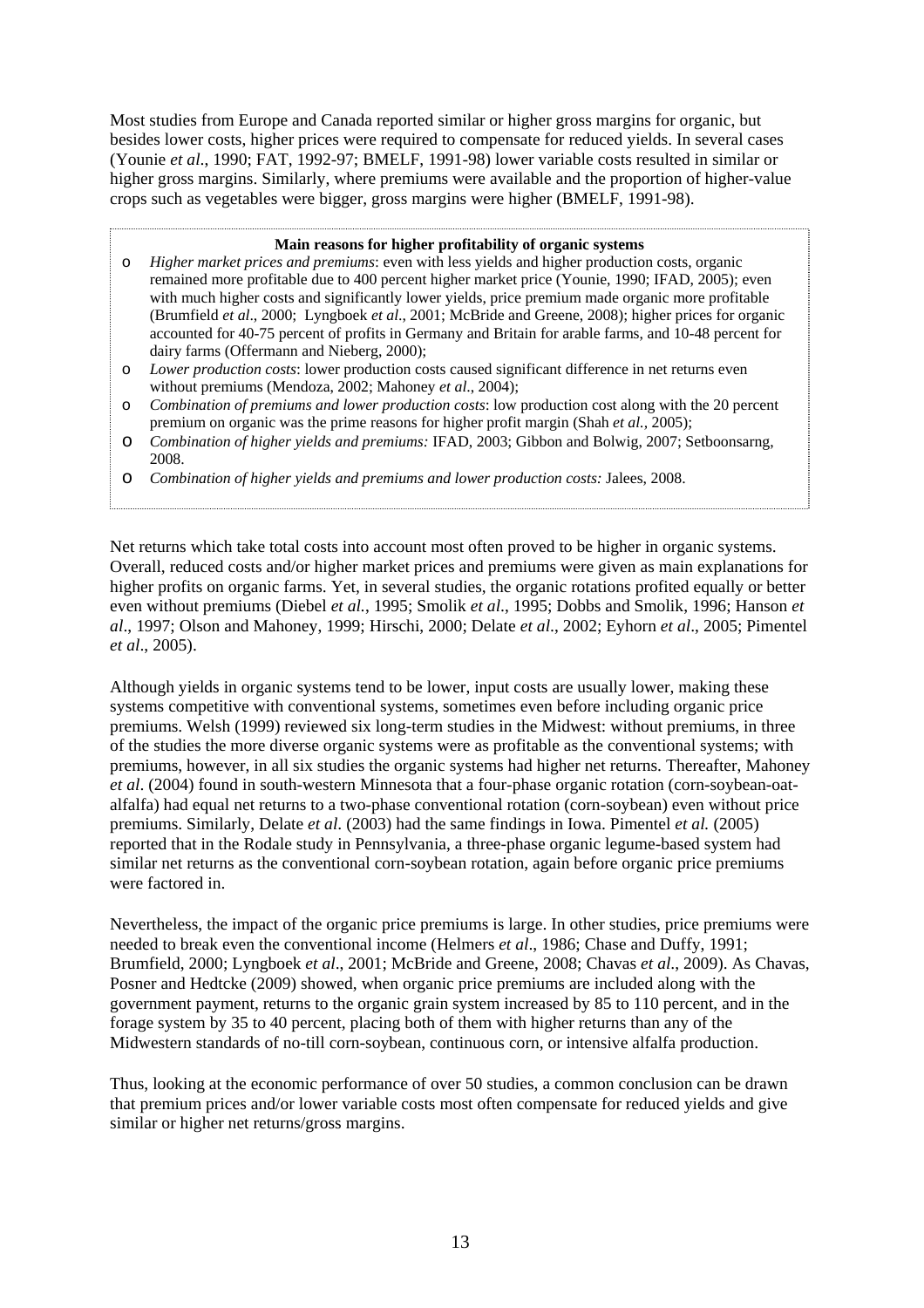Most studies from Europe and Canada reported similar or higher gross margins for organic, but besides lower costs, higher prices were required to compensate for reduced yields. In several cases (Younie *et al*., 1990; FAT, 1992-97; BMELF, 1991-98) lower variable costs resulted in similar or higher gross margins. Similarly, where premiums were available and the proportion of higher-value crops such as vegetables were bigger, gross margins were higher (BMELF, 1991-98).

**Main reasons for higher profitability of organic systems**

- *Higher market prices and premiums*: even with less yields and higher production costs, organic remained more profitable due to 400 percent higher market price (Younie, 1990; IFAD, 2005); even with much higher costs and significantly lower yields, price premium made organic more profitable (Brumfield *et al*., 2000; Lyngboek *et al*., 2001; McBride and Greene, 2008); higher prices for organic accounted for 40-75 percent of profits in Germany and Britain for arable farms, and 10-48 percent for dairy farms (Offermann and Nieberg, 2000);
- *Lower production costs*: lower production costs caused significant difference in net returns even without premiums (Mendoza, 2002; Mahoney *et al*., 2004);
- *Combination of premiums and lower production costs*: low production cost along with the 20 percent premium on organic was the prime reasons for higher profit margin (Shah *et al.*, 2005);
- *Combination of higher yields and premiums:* IFAD, 2003; Gibbon and Bolwig, 2007; Setboonsarng, 2008.
- *Combination of higher yields and premiums and lower production costs:* Jalees, 2008.

Net returns which take total costs into account most often proved to be higher in organic systems. Overall, reduced costs and/or higher market prices and premiums were given as main explanations for higher profits on organic farms. Yet, in several studies, the organic rotations profited equally or better even without premiums (Diebel *et al.*, 1995; Smolik *et al*., 1995; Dobbs and Smolik, 1996; Hanson *et al*., 1997; Olson and Mahoney, 1999; Hirschi, 2000; Delate *et al*., 2002; Eyhorn *et al*., 2005; Pimentel *et al*., 2005).

Although yields in organic systems tend to be lower, input costs are usually lower, making these systems competitive with conventional systems, sometimes even before including organic price premiums. Welsh (1999) reviewed six long-term studies in the Midwest: without premiums, in three of the studies the more diverse organic systems were as profitable as the conventional systems; with premiums, however, in all six studies the organic systems had higher net returns. Thereafter, Mahoney *et al*. (2004) found in south-western Minnesota that a four-phase organic rotation (corn-soybean-oat-alfalfa) had equal net returns to a two-phase conventional rotation (corn-soybean) even without price premiums. Similarly, Delate *et al*. (2003) had the same findings in Iowa. Pimentel *et al.* (2005) reported that in the Rodale study in Pennsylvania, a three-phase organic legume-based system had similar net returns as the conventional corn-soybean rotation, again before organic price premiums were factored in.

Nevertheless, the impact of the organic price premiums is large. In other studies, price premiums were needed to break even the conventional income (Helmers *et al*., 1986; Chase and Duffy, 1991; Brumfield, 2000; Lyngboek *et al*., 2001; McBride and Greene, 2008; Chavas *et al*., 2009). As Chavas, Posner and Hedtcke (2009) showed, when organic price premiums are included along with the government payment, returns to the organic grain system increased by 85 to 110 percent, and in the forage system by 35 to 40 percent, placing both of them with higher returns than any of the Midwestern standards of no-till corn-soybean, continuous corn, or intensive alfalfa production.

Thus, looking at the economic performance of over 50 studies, a common conclusion can be drawn that premium prices and/or lower variable costs most often compensate for reduced yields and give similar or higher net returns/gross margins.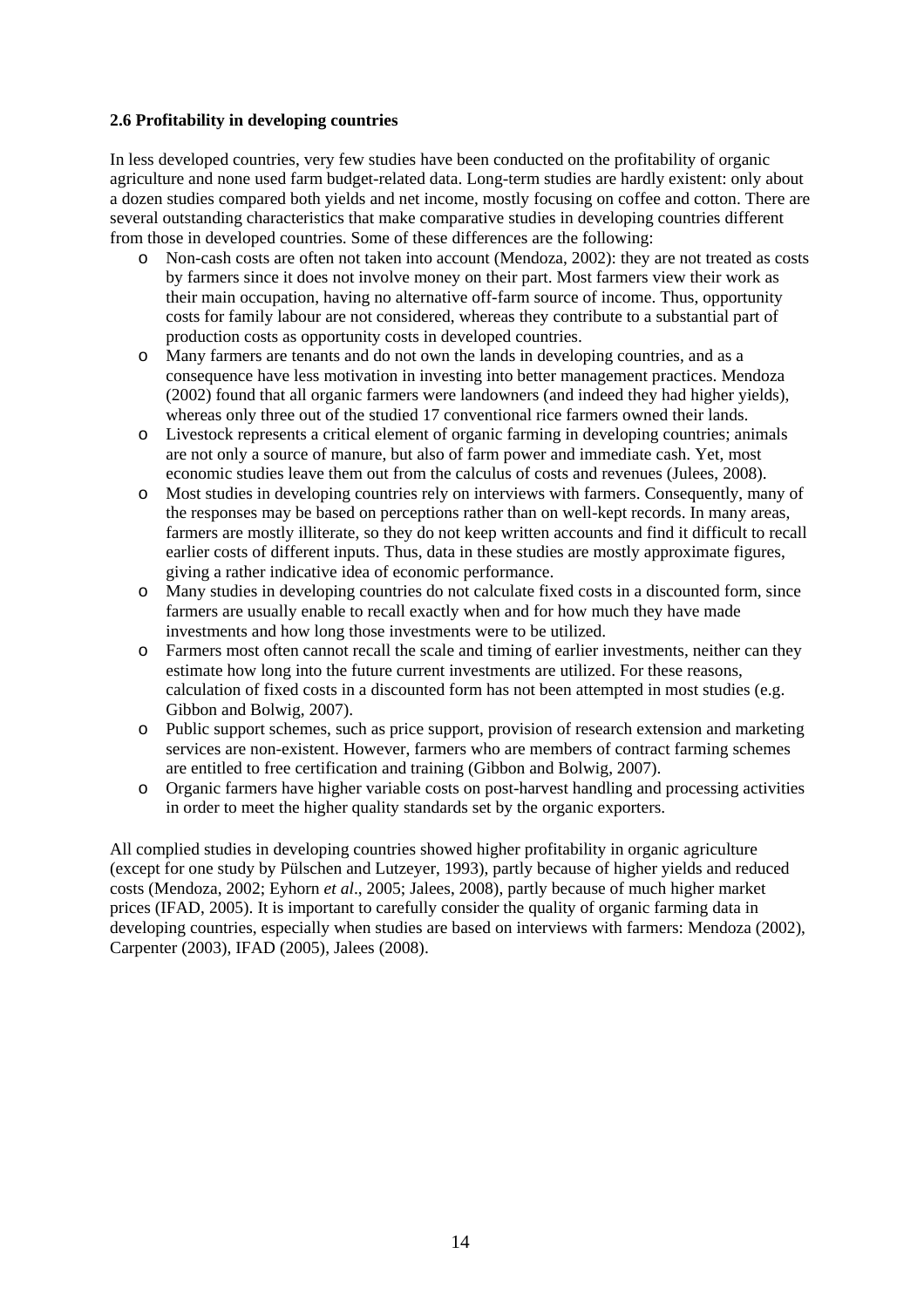**2.6 Profitability in developing countries**

In less developed countries, very few studies have been conducted on the profitability of organic agriculture and none used farm budget-related data. Long-term studies are hardly existent: only about a dozen studies compared both yields and net income, mostly focusing on coffee and cotton. There are several outstanding characteristics that make comparative studies in developing countries different from those in developed countries. Some of these differences are the following:

- Non-cash costs are often not taken into account (Mendoza, 2002): they are not treated as costs by farmers since it does not involve money on their part. Most farmers view their work as their main occupation, having no alternative off-farm source of income. Thus, opportunity costs for family labour are not considered, whereas they contribute to a substantial part of production costs as opportunity costs in developed countries.
- Many farmers are tenants and do not own the lands in developing countries, and as a consequence have less motivation in investing into better management practices. Mendoza (2002) found that all organic farmers were landowners (and indeed they had higher yields), whereas only three out of the studied 17 conventional rice farmers owned their lands.
- Livestock represents a critical element of organic farming in developing countries; animals are not only a source of manure, but also of farm power and immediate cash. Yet, most economic studies leave them out from the calculus of costs and revenues (Julees, 2008).
- Most studies in developing countries rely on interviews with farmers. Consequently, many of the responses may be based on perceptions rather than on well-kept records. In many areas, farmers are mostly illiterate, so they do not keep written accounts and find it difficult to recall earlier costs of different inputs. Thus, data in these studies are mostly approximate figures, giving a rather indicative idea of economic performance.
- Many studies in developing countries do not calculate fixed costs in a discounted form, since farmers are usually enable to recall exactly when and for how much they have made investments and how long those investments were to be utilized.
- Farmers most often cannot recall the scale and timing of earlier investments, neither can they estimate how long into the future current investments are utilized. For these reasons, calculation of fixed costs in a discounted form has not been attempted in most studies (e.g. Gibbon and Bolwig, 2007).
- Public support schemes, such as price support, provision of research extension and marketing services are non-existent. However, farmers who are members of contract farming schemes are entitled to free certification and training (Gibbon and Bolwig, 2007).
- Organic farmers have higher variable costs on post-harvest handling and processing activities in order to meet the higher quality standards set by the organic exporters.

All complied studies in developing countries showed higher profitability in organic agriculture (except for one study by Pülschen and Lutzeyer, 1993), partly because of higher yields and reduced costs (Mendoza, 2002; Eyhorn *et al*., 2005; Jalees, 2008), partly because of much higher market prices (IFAD, 2005). It is important to carefully consider the quality of organic farming data in developing countries, especially when studies are based on interviews with farmers: Mendoza (2002), Carpenter (2003), IFAD (2005), Jalees (2008).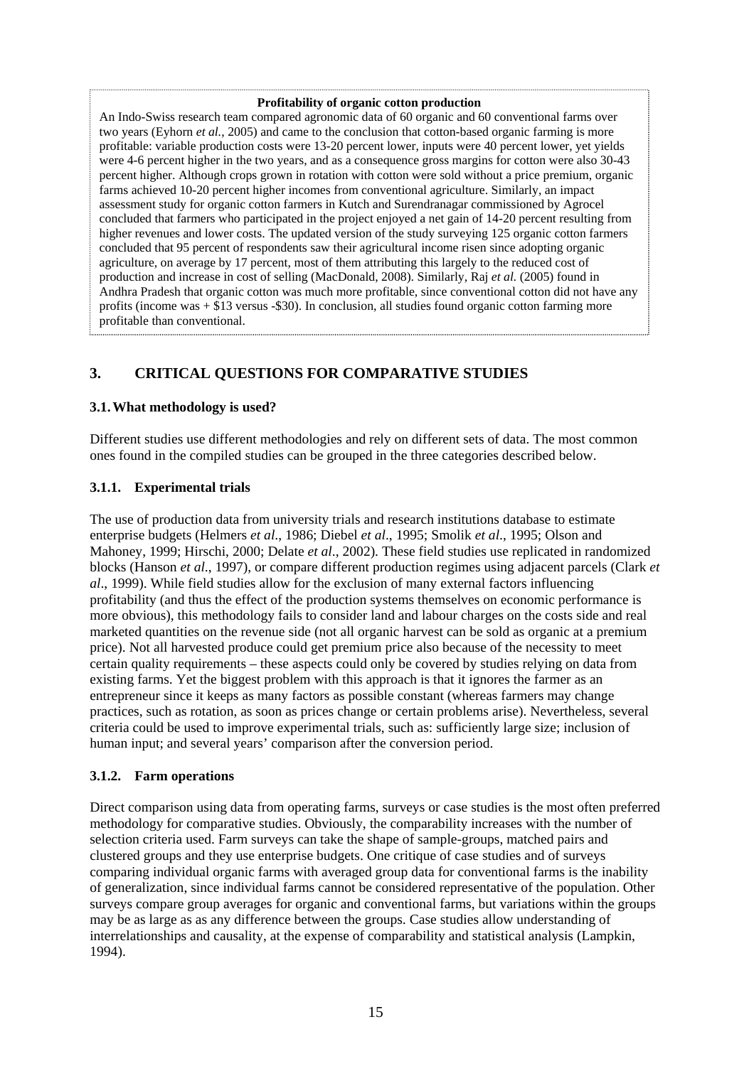**Profitability of organic cotton production**

An Indo-Swiss research team compared agronomic data of 60 organic and 60 conventional farms over two years (Eyhorn *et al.*, 2005) and came to the conclusion that cotton-based organic farming is more profitable: variable production costs were 13-20 percent lower, inputs were 40 percent lower, yet yields were 4-6 percent higher in the two years, and as a consequence gross margins for cotton were also 30-43 percent higher. Although crops grown in rotation with cotton were sold without a price premium, organic farms achieved 10-20 percent higher incomes from conventional agriculture. Similarly, an impact assessment study for organic cotton farmers in Kutch and Surendranagar commissioned by Agrocel concluded that farmers who participated in the project enjoyed a net gain of 14-20 percent resulting from higher revenues and lower costs. The updated version of the study surveying 125 organic cotton farmers concluded that 95 percent of respondents saw their agricultural income risen since adopting organic agriculture, on average by 17 percent, most of them attributing this largely to the reduced cost of production and increase in cost of selling (MacDonald, 2008). Similarly, Raj *et al.* (2005) found in Andhra Pradesh that organic cotton was much more profitable, since conventional cotton did not have any profits (income was + $13 versus -$30). In conclusion, all studies found organic cotton farming more profitable than conventional.

## 3. CRITICAL QUESTIONS FOR COMPARATIVE STUDIES

### 3.1. What methodology is used?

Different studies use different methodologies and rely on different sets of data. The most common ones found in the compiled studies can be grouped in the three categories described below.

#### 3.1.1. Experimental trials

The use of production data from university trials and research institutions database to estimate enterprise budgets (Helmers *et al.*, 1986; Diebel *et al*., 1995; Smolik *et al*., 1995; Olson and Mahoney, 1999; Hirschi, 2000; Delate *et al*., 2002). These field studies use replicated in randomized blocks (Hanson *et al*., 1997), or compare different production regimes using adjacent parcels (Clark *et al*., 1999). While field studies allow for the exclusion of many external factors influencing profitability (and thus the effect of the production systems themselves on economic performance is more obvious), this methodology fails to consider land and labour charges on the costs side and real marketed quantities on the revenue side (not all organic harvest can be sold as organic at a premium price). Not all harvested produce could get premium price also because of the necessity to meet certain quality requirements – these aspects could only be covered by studies relying on data from existing farms. Yet the biggest problem with this approach is that it ignores the farmer as an entrepreneur since it keeps as many factors as possible constant (whereas farmers may change practices, such as rotation, as soon as prices change or certain problems arise). Nevertheless, several criteria could be used to improve experimental trials, such as: sufficiently large size; inclusion of human input; and several years' comparison after the conversion period.

#### 3.1.2. Farm operations

Direct comparison using data from operating farms, surveys or case studies is the most often preferred methodology for comparative studies. Obviously, the comparability increases with the number of selection criteria used. Farm surveys can take the shape of sample-groups, matched pairs and clustered groups and they use enterprise budgets. One critique of case studies and of surveys comparing individual organic farms with averaged group data for conventional farms is the inability of generalization, since individual farms cannot be considered representative of the population. Other surveys compare group averages for organic and conventional farms, but variations within the groups may be as large as any difference between the groups. Case studies allow understanding of interrelationships and causality, at the expense of comparability and statistical analysis (Lampkin, 1994).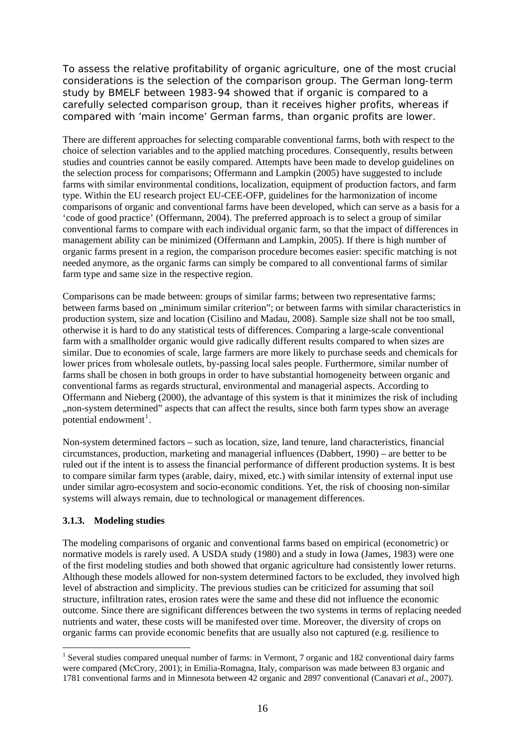To assess the relative profitability of organic agriculture, one of the most crucial considerations is the selection of the comparison group. The German long-term study by BMELF between 1983-94 showed that if organic is compared to a carefully selected comparison group, than it receives higher profits, whereas if compared with 'main income' German farms, than organic profits are lower.

There are different approaches for selecting comparable conventional farms, both with respect to the choice of selection variables and to the applied matching procedures. Consequently, results between studies and countries cannot be easily compared. Attempts have been made to develop guidelines on the selection process for comparisons; Offermann and Lampkin (2005) have suggested to include farms with similar environmental conditions, localization, equipment of production factors, and farm type. Within the EU research project EU-CEE-OFP, guidelines for the harmonization of income comparisons of organic and conventional farms have been developed, which can serve as a basis for a 'code of good practice' (Offermann, 2004). The preferred approach is to select a group of similar conventional farms to compare with each individual organic farm, so that the impact of differences in management ability can be minimized (Offermann and Lampkin, 2005). If there is high number of organic farms present in a region, the comparison procedure becomes easier: specific matching is not needed anymore, as the organic farms can simply be compared to all conventional farms of similar farm type and same size in the respective region.

Comparisons can be made between: groups of similar farms; between two representative farms; between farms based on „minimum similar criterion"; or between farms with similar characteristics in production system, size and location (Cisilino and Madau, 2008). Sample size shall not be too small, otherwise it is hard to do any statistical tests of differences. Comparing a large-scale conventional farm with a smallholder organic would give radically different results compared to when sizes are similar. Due to economies of scale, large farmers are more likely to purchase seeds and chemicals for lower prices from wholesale outlets, by-passing local sales people. Furthermore, similar number of farms shall be chosen in both groups in order to have substantial homogeneity between organic and conventional farms as regards structural, environmental and managerial aspects. According to Offermann and Nieberg (2000), the advantage of this system is that it minimizes the risk of including „non-system determined" aspects that can affect the results, since both farm types show an average potential endowment[1].

Non-system determined factors – such as location, size, land tenure, land characteristics, financial circumstances, production, marketing and managerial influences (Dabbert, 1990) – are better to be ruled out if the intent is to assess the financial performance of different production systems. It is best to compare similar farm types (arable, dairy, mixed, etc.) with similar intensity of external input use under similar agro-ecosystem and socio-economic conditions. Yet, the risk of choosing non-similar systems will always remain, due to technological or management differences.

### 3.1.3. Modeling studies

The modeling comparisons of organic and conventional farms based on empirical (econometric) or normative models is rarely used. A USDA study (1980) and a study in Iowa (James, 1983) were one of the first modeling studies and both showed that organic agriculture had consistently lower returns. Although these models allowed for non-system determined factors to be excluded, they involved high level of abstraction and simplicity. The previous studies can be criticized for assuming that soil structure, infiltration rates, erosion rates were the same and these did not influence the economic outcome. Since there are significant differences between the two systems in terms of replacing needed nutrients and water, these costs will be manifested over time. Moreover, the diversity of crops on organic farms can provide economic benefits that are usually also not captured (e.g. resilience to

---

[1] Several studies compared unequal number of farms: in Vermont, 7 organic and 182 conventional dairy farms were compared (McCrory, 2001); in Emilia-Romagna, Italy, comparison was made between 83 organic and 1781 conventional farms and in Minnesota between 42 organic and 2897 conventional (Canavari *et al.*, 2007).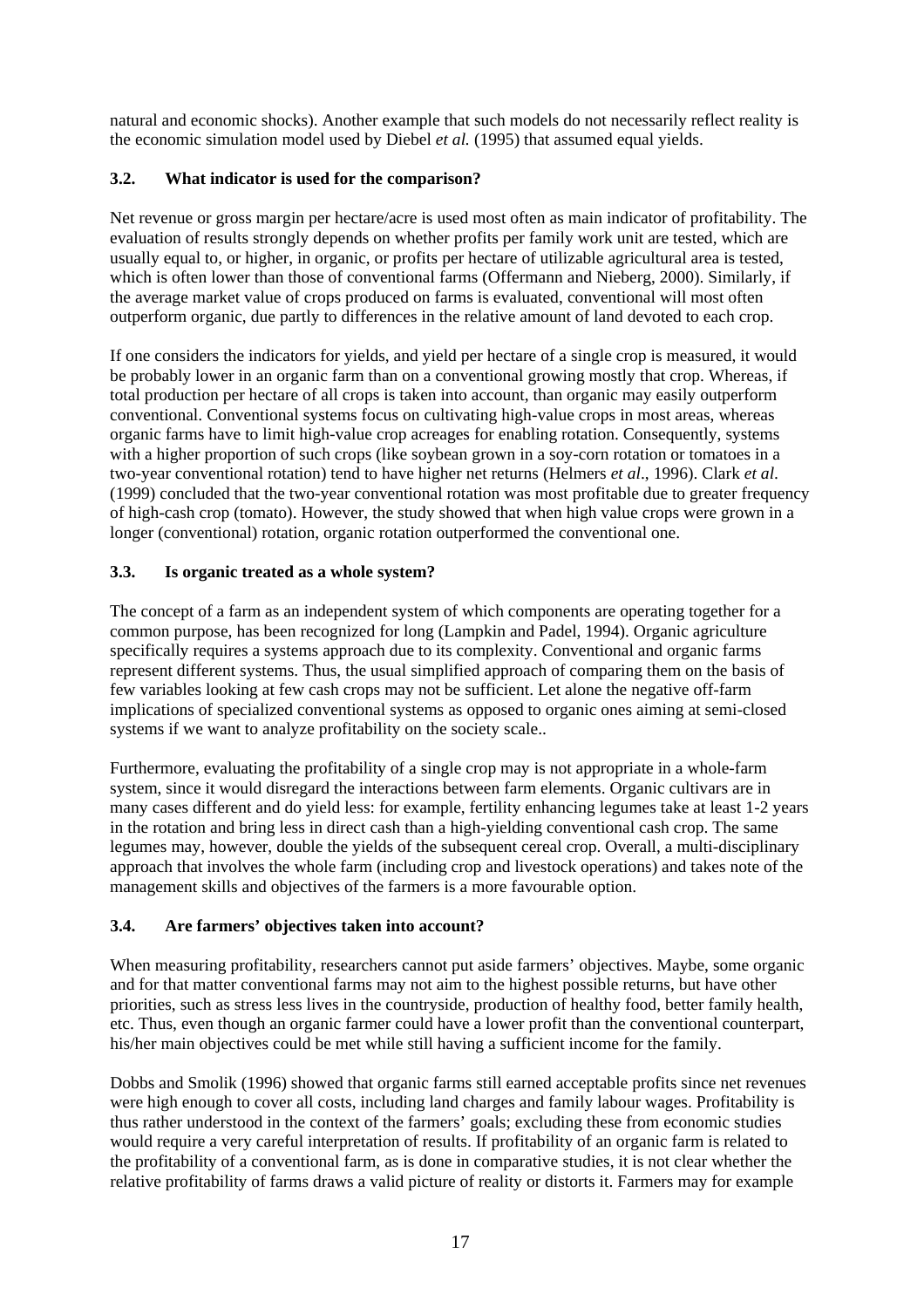natural and economic shocks). Another example that such models do not necessarily reflect reality is the economic simulation model used by Diebel *et al.* (1995) that assumed equal yields.

### 3.2. What indicator is used for the comparison?

Net revenue or gross margin per hectare/acre is used most often as main indicator of profitability. The evaluation of results strongly depends on whether profits per family work unit are tested, which are usually equal to, or higher, in organic, or profits per hectare of utilizable agricultural area is tested, which is often lower than those of conventional farms (Offermann and Nieberg, 2000). Similarly, if the average market value of crops produced on farms is evaluated, conventional will most often outperform organic, due partly to differences in the relative amount of land devoted to each crop.

If one considers the indicators for yields, and yield per hectare of a single crop is measured, it would be probably lower in an organic farm than on a conventional growing mostly that crop. Whereas, if total production per hectare of all crops is taken into account, than organic may easily outperform conventional. Conventional systems focus on cultivating high-value crops in most areas, whereas organic farms have to limit high-value crop acreages for enabling rotation. Consequently, systems with a higher proportion of such crops (like soybean grown in a soy-corn rotation or tomatoes in a two-year conventional rotation) tend to have higher net returns (Helmers *et al*., 1996). Clark *et al*. (1999) concluded that the two-year conventional rotation was most profitable due to greater frequency of high-cash crop (tomato). However, the study showed that when high value crops were grown in a longer (conventional) rotation, organic rotation outperformed the conventional one.

### 3.3. Is organic treated as a whole system?

The concept of a farm as an independent system of which components are operating together for a common purpose, has been recognized for long (Lampkin and Padel, 1994). Organic agriculture specifically requires a systems approach due to its complexity. Conventional and organic farms represent different systems. Thus, the usual simplified approach of comparing them on the basis of few variables looking at few cash crops may not be sufficient. Let alone the negative off-farm implications of specialized conventional systems as opposed to organic ones aiming at semi-closed systems if we want to analyze profitability on the society scale..

Furthermore, evaluating the profitability of a single crop may is not appropriate in a whole-farm system, since it would disregard the interactions between farm elements. Organic cultivars are in many cases different and do yield less: for example, fertility enhancing legumes take at least 1-2 years in the rotation and bring less in direct cash than a high-yielding conventional cash crop. The same legumes may, however, double the yields of the subsequent cereal crop. Overall, a multi-disciplinary approach that involves the whole farm (including crop and livestock operations) and takes note of the management skills and objectives of the farmers is a more favourable option.

### 3.4. Are farmers' objectives taken into account?

When measuring profitability, researchers cannot put aside farmers' objectives. Maybe, some organic and for that matter conventional farms may not aim to the highest possible returns, but have other priorities, such as stress less lives in the countryside, production of healthy food, better family health, etc. Thus, even though an organic farmer could have a lower profit than the conventional counterpart, his/her main objectives could be met while still having a sufficient income for the family.

Dobbs and Smolik (1996) showed that organic farms still earned acceptable profits since net revenues were high enough to cover all costs, including land charges and family labour wages. Profitability is thus rather understood in the context of the farmers' goals; excluding these from economic studies would require a very careful interpretation of results. If profitability of an organic farm is related to the profitability of a conventional farm, as is done in comparative studies, it is not clear whether the relative profitability of farms draws a valid picture of reality or distorts it. Farmers may for example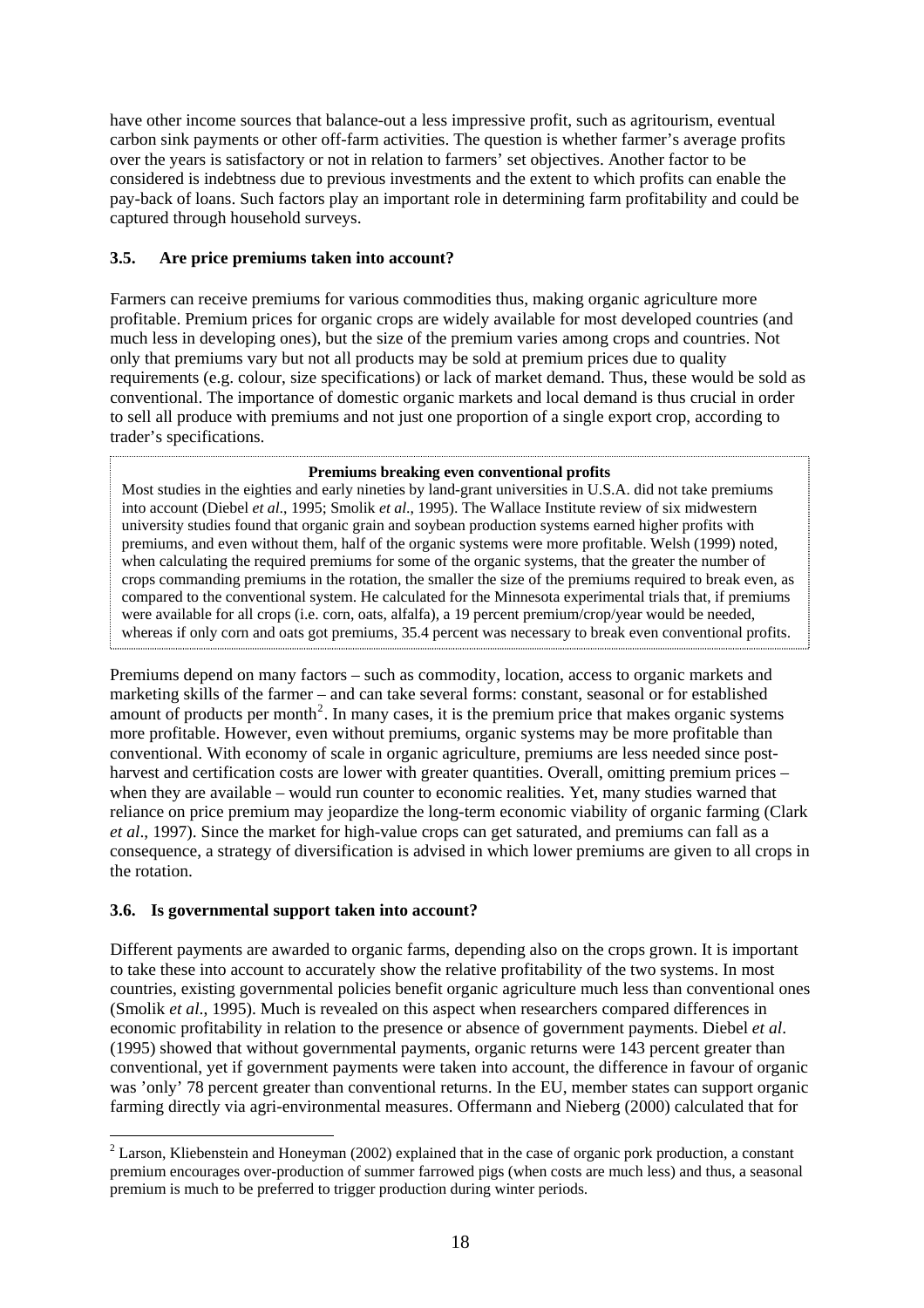have other income sources that balance-out a less impressive profit, such as agritourism, eventual carbon sink payments or other off-farm activities. The question is whether farmer's average profits over the years is satisfactory or not in relation to farmers' set objectives. Another factor to be considered is indebtness due to previous investments and the extent to which profits can enable the pay-back of loans. Such factors play an important role in determining farm profitability and could be captured through household surveys.

### 3.5. Are price premiums taken into account?

Farmers can receive premiums for various commodities thus, making organic agriculture more profitable. Premium prices for organic crops are widely available for most developed countries (and much less in developing ones), but the size of the premium varies among crops and countries. Not only that premiums vary but not all products may be sold at premium prices due to quality requirements (e.g. colour, size specifications) or lack of market demand. Thus, these would be sold as conventional. The importance of domestic organic markets and local demand is thus crucial in order to sell all produce with premiums and not just one proportion of a single export crop, according to trader's specifications.

> **Premiums breaking even conventional profits**
>
> Most studies in the eighties and early nineties by land-grant universities in U.S.A. did not take premiums into account (Diebel *et al*., 1995; Smolik *et al*., 1995). The Wallace Institute review of six midwestern university studies found that organic grain and soybean production systems earned higher profits with premiums, and even without them, half of the organic systems were more profitable. Welsh (1999) noted, when calculating the required premiums for some of the organic systems, that the greater the number of crops commanding premiums in the rotation, the smaller the size of the premiums required to break even, as compared to the conventional system. He calculated for the Minnesota experimental trials that, if premiums were available for all crops (i.e. corn, oats, alfalfa), a 19 percent premium/crop/year would be needed, whereas if only corn and oats got premiums, 35.4 percent was necessary to break even conventional profits.

Premiums depend on many factors – such as commodity, location, access to organic markets and marketing skills of the farmer – and can take several forms: constant, seasonal or for established amount of products per month[2]. In many cases, it is the premium price that makes organic systems more profitable. However, even without premiums, organic systems may be more profitable than conventional. With economy of scale in organic agriculture, premiums are less needed since post-harvest and certification costs are lower with greater quantities. Overall, omitting premium prices – when they are available – would run counter to economic realities. Yet, many studies warned that reliance on price premium may jeopardize the long-term economic viability of organic farming (Clark *et al*., 1997). Since the market for high-value crops can get saturated, and premiums can fall as a consequence, a strategy of diversification is advised in which lower premiums are given to all crops in the rotation.

### 3.6. Is governmental support taken into account?

Different payments are awarded to organic farms, depending also on the crops grown. It is important to take these into account to accurately show the relative profitability of the two systems. In most countries, existing governmental policies benefit organic agriculture much less than conventional ones (Smolik *et al*., 1995). Much is revealed on this aspect when researchers compared differences in economic profitability in relation to the presence or absence of government payments. Diebel *et al*. (1995) showed that without governmental payments, organic returns were 143 percent greater than conventional, yet if government payments were taken into account, the difference in favour of organic was 'only' 78 percent greater than conventional returns. In the EU, member states can support organic farming directly via agri-environmental measures. Offermann and Nieberg (2000) calculated that for

---

[2] Larson, Kliebenstein and Honeyman (2002) explained that in the case of organic pork production, a constant premium encourages over-production of summer farrowed pigs (when costs are much less) and thus, a seasonal premium is much to be preferred to trigger production during winter periods.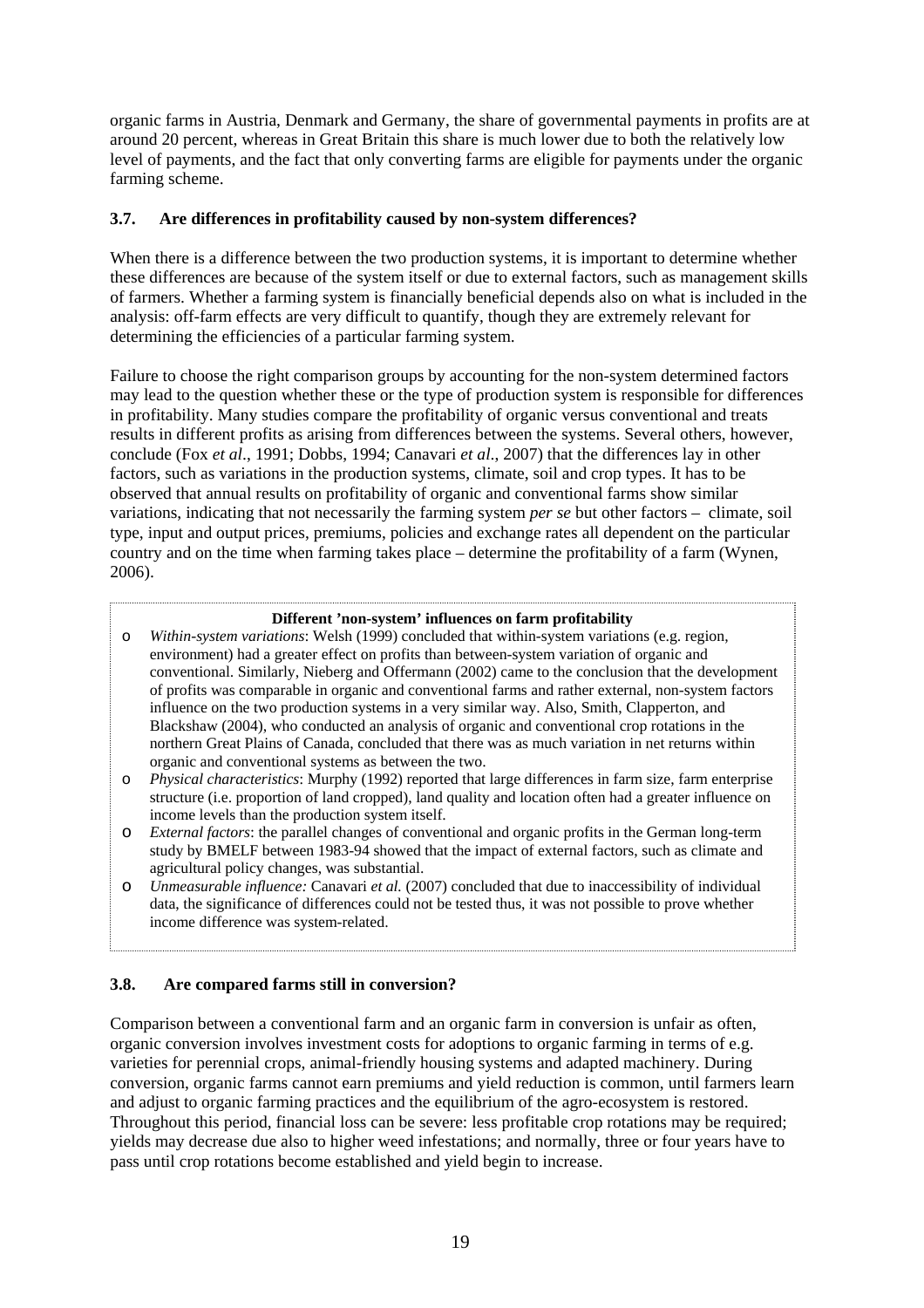organic farms in Austria, Denmark and Germany, the share of governmental payments in profits are at around 20 percent, whereas in Great Britain this share is much lower due to both the relatively low level of payments, and the fact that only converting farms are eligible for payments under the organic farming scheme.

### 3.7. Are differences in profitability caused by non-system differences?

When there is a difference between the two production systems, it is important to determine whether these differences are because of the system itself or due to external factors, such as management skills of farmers. Whether a farming system is financially beneficial depends also on what is included in the analysis: off-farm effects are very difficult to quantify, though they are extremely relevant for determining the efficiencies of a particular farming system.

Failure to choose the right comparison groups by accounting for the non-system determined factors may lead to the question whether these or the type of production system is responsible for differences in profitability. Many studies compare the profitability of organic versus conventional and treats results in different profits as arising from differences between the systems. Several others, however, conclude (Fox *et al*., 1991; Dobbs, 1994; Canavari *et al*., 2007) that the differences lay in other factors, such as variations in the production systems, climate, soil and crop types. It has to be observed that annual results on profitability of organic and conventional farms show similar variations, indicating that not necessarily the farming system *per se* but other factors – climate, soil type, input and output prices, premiums, policies and exchange rates all dependent on the particular country and on the time when farming takes place – determine the profitability of a farm (Wynen, 2006).

**Different 'non-system' influences on farm profitability**

- *Within-system variations*: Welsh (1999) concluded that within-system variations (e.g. region, environment) had a greater effect on profits than between-system variation of organic and conventional. Similarly, Nieberg and Offermann (2002) came to the conclusion that the development of profits was comparable in organic and conventional farms and rather external, non-system factors influence on the two production systems in a very similar way. Also, Smith, Clapperton, and Blackshaw (2004), who conducted an analysis of organic and conventional crop rotations in the northern Great Plains of Canada, concluded that there was as much variation in net returns within organic and conventional systems as between the two.
- *Physical characteristics*: Murphy (1992) reported that large differences in farm size, farm enterprise structure (i.e. proportion of land cropped), land quality and location often had a greater influence on income levels than the production system itself.
- *External factors*: the parallel changes of conventional and organic profits in the German long-term study by BMELF between 1983-94 showed that the impact of external factors, such as climate and agricultural policy changes, was substantial.
- *Unmeasurable influence:* Canavari *et al.* (2007) concluded that due to inaccessibility of individual data, the significance of differences could not be tested thus, it was not possible to prove whether income difference was system-related.

### 3.8. Are compared farms still in conversion?

Comparison between a conventional farm and an organic farm in conversion is unfair as often, organic conversion involves investment costs for adoptions to organic farming in terms of e.g. varieties for perennial crops, animal-friendly housing systems and adapted machinery. During conversion, organic farms cannot earn premiums and yield reduction is common, until farmers learn and adjust to organic farming practices and the equilibrium of the agro-ecosystem is restored. Throughout this period, financial loss can be severe: less profitable crop rotations may be required; yields may decrease due also to higher weed infestations; and normally, three or four years have to pass until crop rotations become established and yield begin to increase.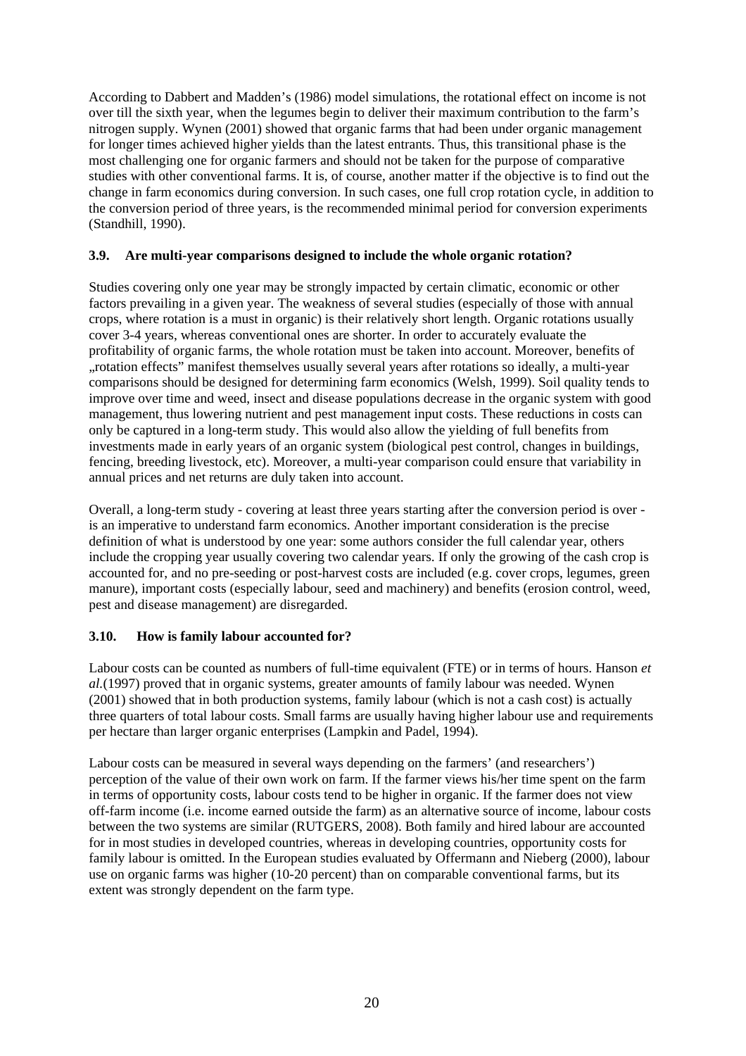According to Dabbert and Madden's (1986) model simulations, the rotational effect on income is not over till the sixth year, when the legumes begin to deliver their maximum contribution to the farm's nitrogen supply. Wynen (2001) showed that organic farms that had been under organic management for longer times achieved higher yields than the latest entrants. Thus, this transitional phase is the most challenging one for organic farmers and should not be taken for the purpose of comparative studies with other conventional farms. It is, of course, another matter if the objective is to find out the change in farm economics during conversion. In such cases, one full crop rotation cycle, in addition to the conversion period of three years, is the recommended minimal period for conversion experiments (Standhill, 1990).

### 3.9. Are multi-year comparisons designed to include the whole organic rotation?

Studies covering only one year may be strongly impacted by certain climatic, economic or other factors prevailing in a given year. The weakness of several studies (especially of those with annual crops, where rotation is a must in organic) is their relatively short length. Organic rotations usually cover 3-4 years, whereas conventional ones are shorter. In order to accurately evaluate the profitability of organic farms, the whole rotation must be taken into account. Moreover, benefits of „rotation effects" manifest themselves usually several years after rotations so ideally, a multi-year comparisons should be designed for determining farm economics (Welsh, 1999). Soil quality tends to improve over time and weed, insect and disease populations decrease in the organic system with good management, thus lowering nutrient and pest management input costs. These reductions in costs can only be captured in a long-term study. This would also allow the yielding of full benefits from investments made in early years of an organic system (biological pest control, changes in buildings, fencing, breeding livestock, etc). Moreover, a multi-year comparison could ensure that variability in annual prices and net returns are duly taken into account.

Overall, a long-term study - covering at least three years starting after the conversion period is over - is an imperative to understand farm economics. Another important consideration is the precise definition of what is understood by one year: some authors consider the full calendar year, others include the cropping year usually covering two calendar years. If only the growing of the cash crop is accounted for, and no pre-seeding or post-harvest costs are included (e.g. cover crops, legumes, green manure), important costs (especially labour, seed and machinery) and benefits (erosion control, weed, pest and disease management) are disregarded.

### 3.10. How is family labour accounted for?

Labour costs can be counted as numbers of full-time equivalent (FTE) or in terms of hours. Hanson *et al.*(1997) proved that in organic systems, greater amounts of family labour was needed. Wynen (2001) showed that in both production systems, family labour (which is not a cash cost) is actually three quarters of total labour costs. Small farms are usually having higher labour use and requirements per hectare than larger organic enterprises (Lampkin and Padel, 1994).

Labour costs can be measured in several ways depending on the farmers' (and researchers') perception of the value of their own work on farm. If the farmer views his/her time spent on the farm in terms of opportunity costs, labour costs tend to be higher in organic. If the farmer does not view off-farm income (i.e. income earned outside the farm) as an alternative source of income, labour costs between the two systems are similar (RUTGERS, 2008). Both family and hired labour are accounted for in most studies in developed countries, whereas in developing countries, opportunity costs for family labour is omitted. In the European studies evaluated by Offermann and Nieberg (2000), labour use on organic farms was higher (10-20 percent) than on comparable conventional farms, but its extent was strongly dependent on the farm type.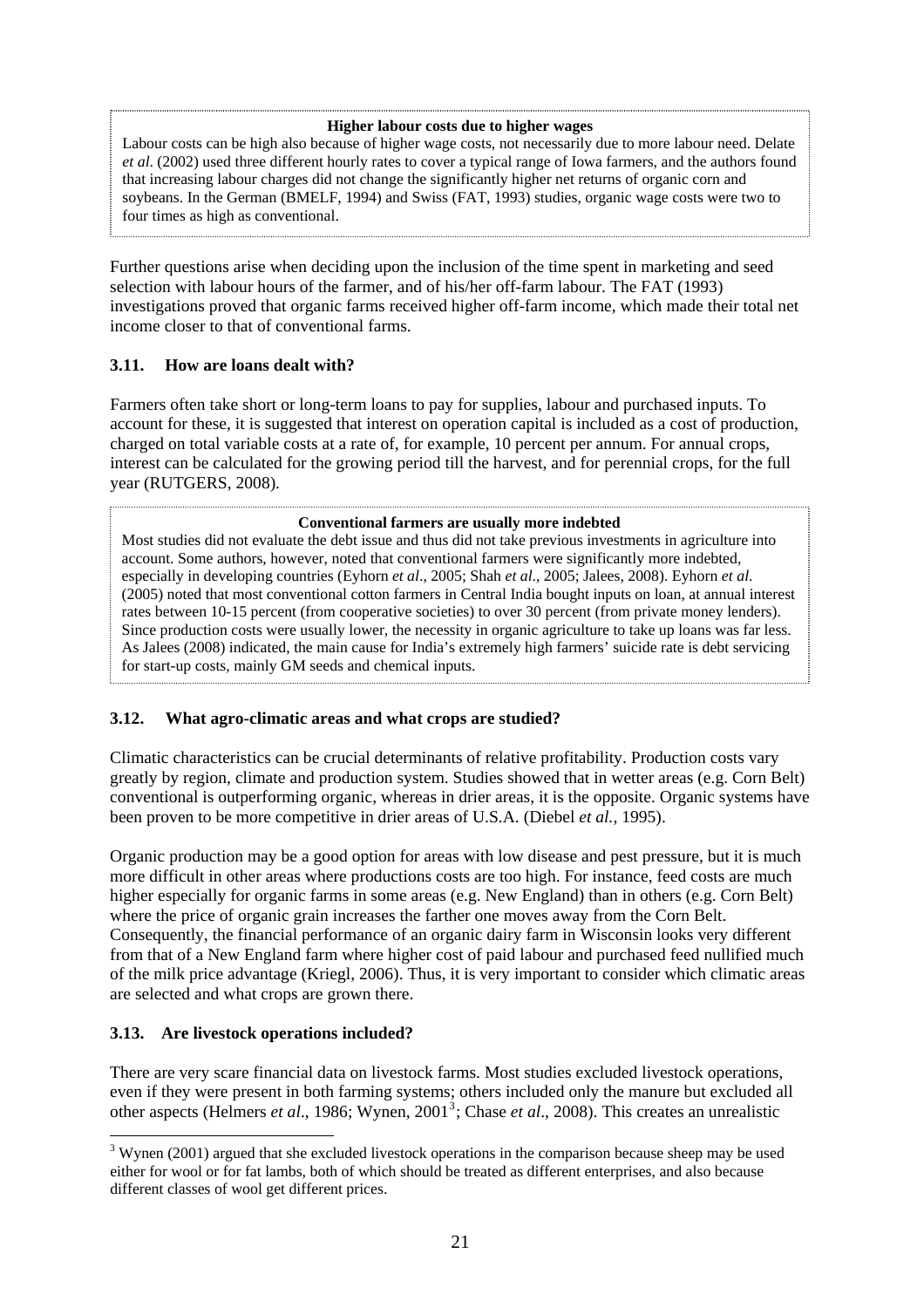**Higher labour costs due to higher wages**

Labour costs can be high also because of higher wage costs, not necessarily due to more labour need. Delate *et al.* (2002) used three different hourly rates to cover a typical range of Iowa farmers, and the authors found that increasing labour charges did not change the significantly higher net returns of organic corn and soybeans. In the German (BMELF, 1994) and Swiss (FAT, 1993) studies, organic wage costs were two to four times as high as conventional.

Further questions arise when deciding upon the inclusion of the time spent in marketing and seed selection with labour hours of the farmer, and of his/her off-farm labour. The FAT (1993) investigations proved that organic farms received higher off-farm income, which made their total net income closer to that of conventional farms.

### 3.11. How are loans dealt with?

Farmers often take short or long-term loans to pay for supplies, labour and purchased inputs. To account for these, it is suggested that interest on operation capital is included as a cost of production, charged on total variable costs at a rate of, for example, 10 percent per annum. For annual crops, interest can be calculated for the growing period till the harvest, and for perennial crops, for the full year (RUTGERS, 2008).

**Conventional farmers are usually more indebted**

Most studies did not evaluate the debt issue and thus did not take previous investments in agriculture into account. Some authors, however, noted that conventional farmers were significantly more indebted, especially in developing countries (Eyhorn *et al*., 2005; Shah *et al*., 2005; Jalees, 2008). Eyhorn *et al.* (2005) noted that most conventional cotton farmers in Central India bought inputs on loan, at annual interest rates between 10-15 percent (from cooperative societies) to over 30 percent (from private money lenders). Since production costs were usually lower, the necessity in organic agriculture to take up loans was far less. As Jalees (2008) indicated, the main cause for India's extremely high farmers' suicide rate is debt servicing for start-up costs, mainly GM seeds and chemical inputs.

### 3.12. What agro-climatic areas and what crops are studied?

Climatic characteristics can be crucial determinants of relative profitability. Production costs vary greatly by region, climate and production system. Studies showed that in wetter areas (e.g. Corn Belt) conventional is outperforming organic, whereas in drier areas, it is the opposite. Organic systems have been proven to be more competitive in drier areas of U.S.A. (Diebel *et al.,* 1995).

Organic production may be a good option for areas with low disease and pest pressure, but it is much more difficult in other areas where productions costs are too high. For instance, feed costs are much higher especially for organic farms in some areas (e.g. New England) than in others (e.g. Corn Belt) where the price of organic grain increases the farther one moves away from the Corn Belt. Consequently, the financial performance of an organic dairy farm in Wisconsin looks very different from that of a New England farm where higher cost of paid labour and purchased feed nullified much of the milk price advantage (Kriegl, 2006). Thus, it is very important to consider which climatic areas are selected and what crops are grown there.

### 3.13. Are livestock operations included?

There are very scare financial data on livestock farms. Most studies excluded livestock operations, even if they were present in both farming systems; others included only the manure but excluded all other aspects (Helmers *et al*., 1986; Wynen, 2001[3]; Chase *et al*., 2008). This creates an unrealistic

[3] Wynen (2001) argued that she excluded livestock operations in the comparison because sheep may be used either for wool or for fat lambs, both of which should be treated as different enterprises, and also because different classes of wool get different prices.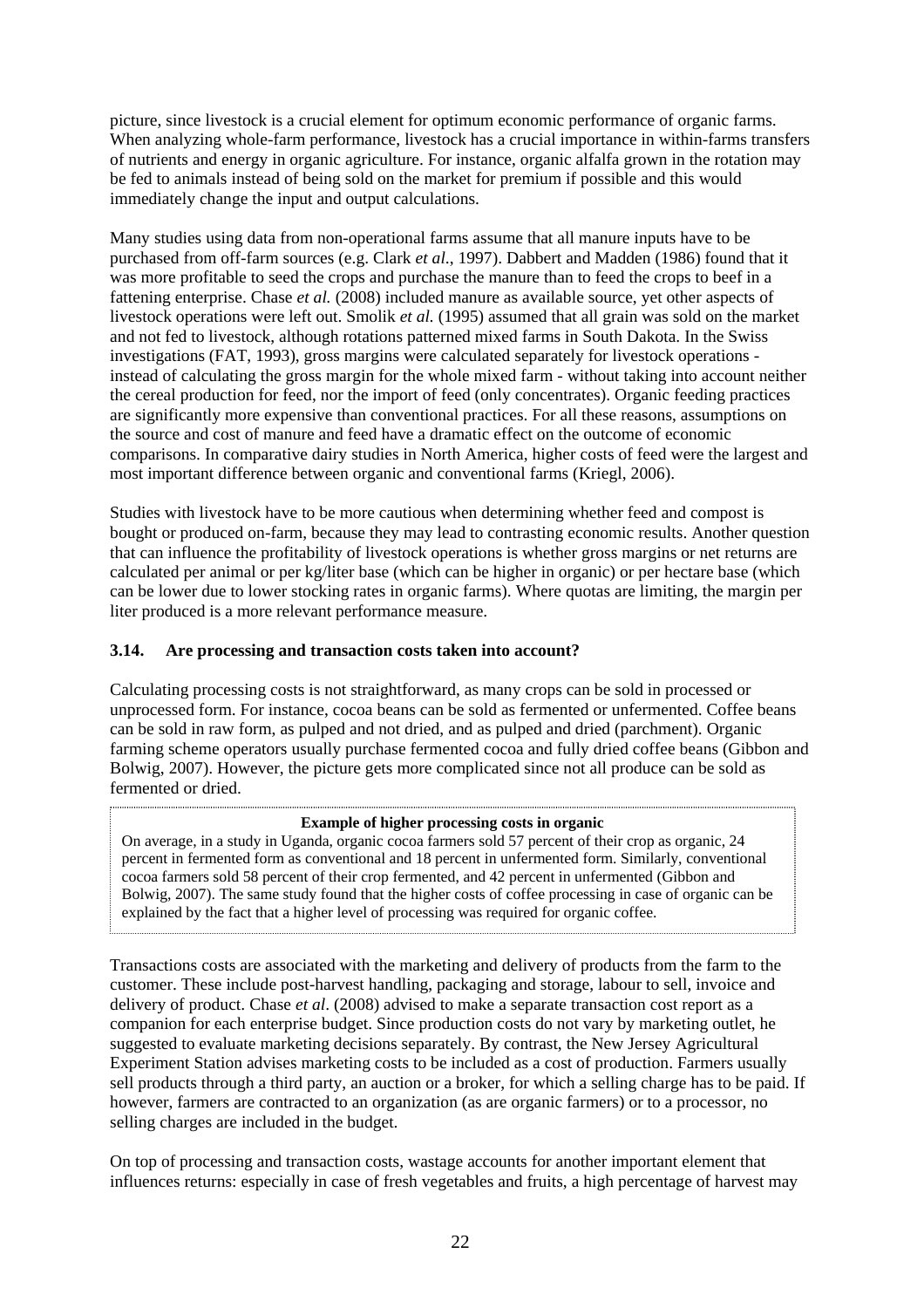picture, since livestock is a crucial element for optimum economic performance of organic farms. When analyzing whole-farm performance, livestock has a crucial importance in within-farms transfers of nutrients and energy in organic agriculture. For instance, organic alfalfa grown in the rotation may be fed to animals instead of being sold on the market for premium if possible and this would immediately change the input and output calculations.

Many studies using data from non-operational farms assume that all manure inputs have to be purchased from off-farm sources (e.g. Clark *et al*., 1997). Dabbert and Madden (1986) found that it was more profitable to seed the crops and purchase the manure than to feed the crops to beef in a fattening enterprise. Chase *et al.* (2008) included manure as available source, yet other aspects of livestock operations were left out. Smolik *et al.* (1995) assumed that all grain was sold on the market and not fed to livestock, although rotations patterned mixed farms in South Dakota. In the Swiss investigations (FAT, 1993), gross margins were calculated separately for livestock operations - instead of calculating the gross margin for the whole mixed farm - without taking into account neither the cereal production for feed, nor the import of feed (only concentrates). Organic feeding practices are significantly more expensive than conventional practices. For all these reasons, assumptions on the source and cost of manure and feed have a dramatic effect on the outcome of economic comparisons. In comparative dairy studies in North America, higher costs of feed were the largest and most important difference between organic and conventional farms (Kriegl, 2006).

Studies with livestock have to be more cautious when determining whether feed and compost is bought or produced on-farm, because they may lead to contrasting economic results. Another question that can influence the profitability of livestock operations is whether gross margins or net returns are calculated per animal or per kg/liter base (which can be higher in organic) or per hectare base (which can be lower due to lower stocking rates in organic farms). Where quotas are limiting, the margin per liter produced is a more relevant performance measure.

### 3.14. Are processing and transaction costs taken into account?

Calculating processing costs is not straightforward, as many crops can be sold in processed or unprocessed form. For instance, cocoa beans can be sold as fermented or unfermented. Coffee beans can be sold in raw form, as pulped and not dried, and as pulped and dried (parchment). Organic farming scheme operators usually purchase fermented cocoa and fully dried coffee beans (Gibbon and Bolwig, 2007). However, the picture gets more complicated since not all produce can be sold as fermented or dried.

> **Example of higher processing costs in organic**
>
> On average, in a study in Uganda, organic cocoa farmers sold 57 percent of their crop as organic, 24 percent in fermented form as conventional and 18 percent in unfermented form. Similarly, conventional cocoa farmers sold 58 percent of their crop fermented, and 42 percent in unfermented (Gibbon and Bolwig, 2007). The same study found that the higher costs of coffee processing in case of organic can be explained by the fact that a higher level of processing was required for organic coffee.

Transactions costs are associated with the marketing and delivery of products from the farm to the customer. These include post-harvest handling, packaging and storage, labour to sell, invoice and delivery of product. Chase *et al*. (2008) advised to make a separate transaction cost report as a companion for each enterprise budget. Since production costs do not vary by marketing outlet, he suggested to evaluate marketing decisions separately. By contrast, the New Jersey Agricultural Experiment Station advises marketing costs to be included as a cost of production. Farmers usually sell products through a third party, an auction or a broker, for which a selling charge has to be paid. If however, farmers are contracted to an organization (as are organic farmers) or to a processor, no selling charges are included in the budget.

On top of processing and transaction costs, wastage accounts for another important element that influences returns: especially in case of fresh vegetables and fruits, a high percentage of harvest may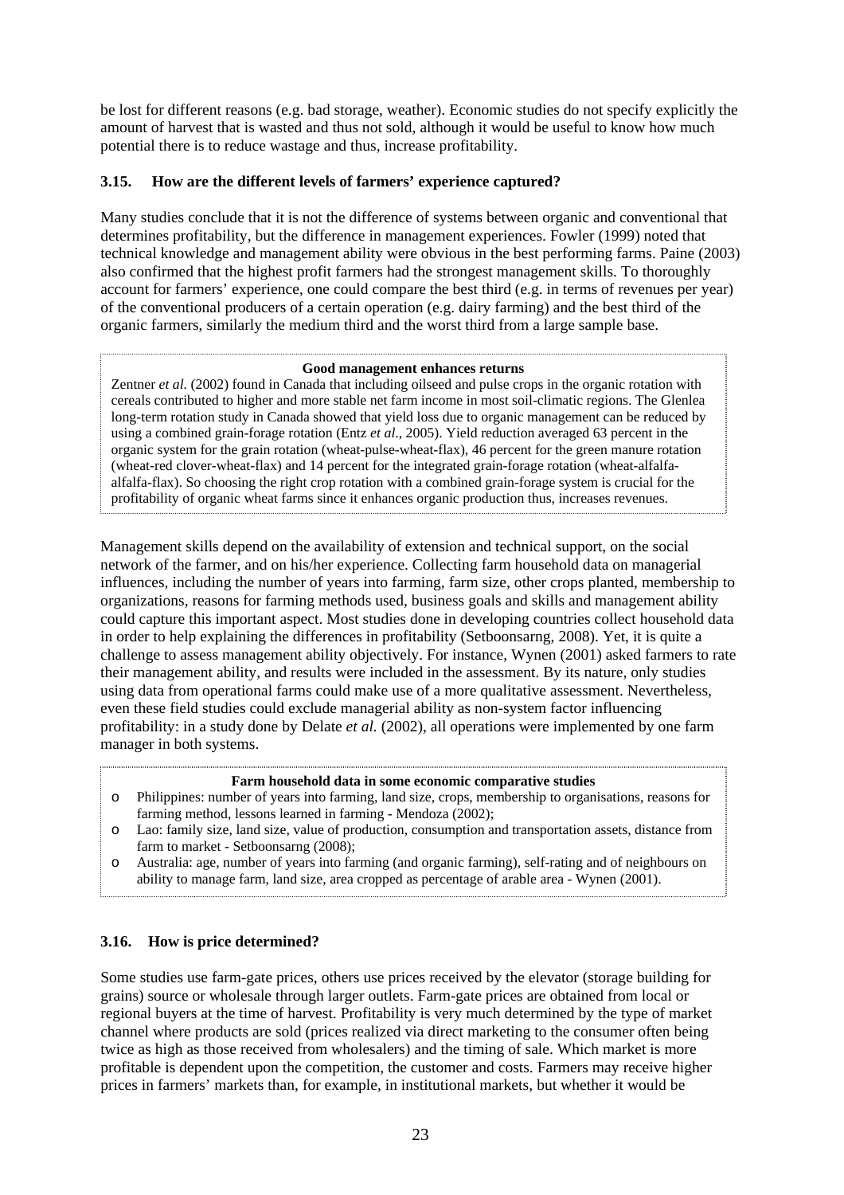be lost for different reasons (e.g. bad storage, weather). Economic studies do not specify explicitly the amount of harvest that is wasted and thus not sold, although it would be useful to know how much potential there is to reduce wastage and thus, increase profitability.

### 3.15. How are the different levels of farmers' experience captured?

Many studies conclude that it is not the difference of systems between organic and conventional that determines profitability, but the difference in management experiences. Fowler (1999) noted that technical knowledge and management ability were obvious in the best performing farms. Paine (2003) also confirmed that the highest profit farmers had the strongest management skills. To thoroughly account for farmers' experience, one could compare the best third (e.g. in terms of revenues per year) of the conventional producers of a certain operation (e.g. dairy farming) and the best third of the organic farmers, similarly the medium third and the worst third from a large sample base.

**Good management enhances returns**

Zentner *et al.* (2002) found in Canada that including oilseed and pulse crops in the organic rotation with cereals contributed to higher and more stable net farm income in most soil-climatic regions. The Glenlea long-term rotation study in Canada showed that yield loss due to organic management can be reduced by using a combined grain-forage rotation (Entz *et al*., 2005). Yield reduction averaged 63 percent in the organic system for the grain rotation (wheat-pulse-wheat-flax), 46 percent for the green manure rotation (wheat-red clover-wheat-flax) and 14 percent for the integrated grain-forage rotation (wheat-alfalfa-alfalfa-flax). So choosing the right crop rotation with a combined grain-forage system is crucial for the profitability of organic wheat farms since it enhances organic production thus, increases revenues.

Management skills depend on the availability of extension and technical support, on the social network of the farmer, and on his/her experience. Collecting farm household data on managerial influences, including the number of years into farming, farm size, other crops planted, membership to organizations, reasons for farming methods used, business goals and skills and management ability could capture this important aspect. Most studies done in developing countries collect household data in order to help explaining the differences in profitability (Setboonsarng, 2008). Yet, it is quite a challenge to assess management ability objectively. For instance, Wynen (2001) asked farmers to rate their management ability, and results were included in the assessment. By its nature, only studies using data from operational farms could make use of a more qualitative assessment. Nevertheless, even these field studies could exclude managerial ability as non-system factor influencing profitability: in a study done by Delate *et al.* (2002), all operations were implemented by one farm manager in both systems.

**Farm household data in some economic comparative studies**

- Philippines: number of years into farming, land size, crops, membership to organisations, reasons for farming method, lessons learned in farming - Mendoza (2002);
- Lao: family size, land size, value of production, consumption and transportation assets, distance from farm to market - Setboonsarng (2008);
- Australia: age, number of years into farming (and organic farming), self-rating and of neighbours on ability to manage farm, land size, area cropped as percentage of arable area - Wynen (2001).

### 3.16. How is price determined?

Some studies use farm-gate prices, others use prices received by the elevator (storage building for grains) source or wholesale through larger outlets. Farm-gate prices are obtained from local or regional buyers at the time of harvest. Profitability is very much determined by the type of market channel where products are sold (prices realized via direct marketing to the consumer often being twice as high as those received from wholesalers) and the timing of sale. Which market is more profitable is dependent upon the competition, the customer and costs. Farmers may receive higher prices in farmers' markets than, for example, in institutional markets, but whether it would be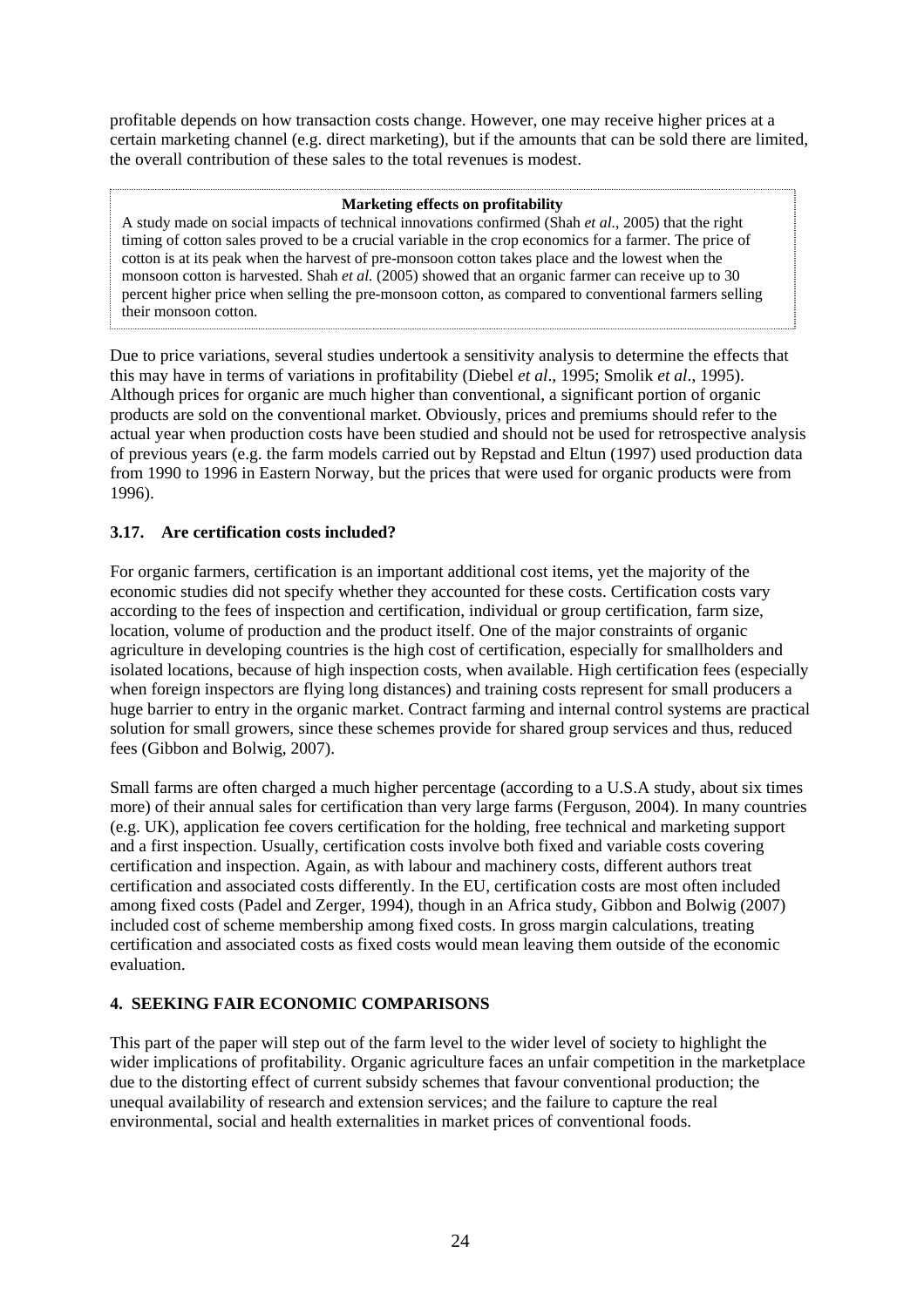profitable depends on how transaction costs change. However, one may receive higher prices at a certain marketing channel (e.g. direct marketing), but if the amounts that can be sold there are limited, the overall contribution of these sales to the total revenues is modest.

> **Marketing effects on profitability**
>
> A study made on social impacts of technical innovations confirmed (Shah *et al.*, 2005) that the right timing of cotton sales proved to be a crucial variable in the crop economics for a farmer. The price of cotton is at its peak when the harvest of pre-monsoon cotton takes place and the lowest when the monsoon cotton is harvested. Shah *et al.* (2005) showed that an organic farmer can receive up to 30 percent higher price when selling the pre-monsoon cotton, as compared to conventional farmers selling their monsoon cotton.

Due to price variations, several studies undertook a sensitivity analysis to determine the effects that this may have in terms of variations in profitability (Diebel *et al*., 1995; Smolik *et al*., 1995). Although prices for organic are much higher than conventional, a significant portion of organic products are sold on the conventional market. Obviously, prices and premiums should refer to the actual year when production costs have been studied and should not be used for retrospective analysis of previous years (e.g. the farm models carried out by Repstad and Eltun (1997) used production data from 1990 to 1996 in Eastern Norway, but the prices that were used for organic products were from 1996).

### 3.17. Are certification costs included?

For organic farmers, certification is an important additional cost items, yet the majority of the economic studies did not specify whether they accounted for these costs. Certification costs vary according to the fees of inspection and certification, individual or group certification, farm size, location, volume of production and the product itself. One of the major constraints of organic agriculture in developing countries is the high cost of certification, especially for smallholders and isolated locations, because of high inspection costs, when available. High certification fees (especially when foreign inspectors are flying long distances) and training costs represent for small producers a huge barrier to entry in the organic market. Contract farming and internal control systems are practical solution for small growers, since these schemes provide for shared group services and thus, reduced fees (Gibbon and Bolwig, 2007).

Small farms are often charged a much higher percentage (according to a U.S.A study, about six times more) of their annual sales for certification than very large farms (Ferguson, 2004). In many countries (e.g. UK), application fee covers certification for the holding, free technical and marketing support and a first inspection. Usually, certification costs involve both fixed and variable costs covering certification and inspection. Again, as with labour and machinery costs, different authors treat certification and associated costs differently. In the EU, certification costs are most often included among fixed costs (Padel and Zerger, 1994), though in an Africa study, Gibbon and Bolwig (2007) included cost of scheme membership among fixed costs. In gross margin calculations, treating certification and associated costs as fixed costs would mean leaving them outside of the economic evaluation.

## 4. SEEKING FAIR ECONOMIC COMPARISONS

This part of the paper will step out of the farm level to the wider level of society to highlight the wider implications of profitability. Organic agriculture faces an unfair competition in the marketplace due to the distorting effect of current subsidy schemes that favour conventional production; the unequal availability of research and extension services; and the failure to capture the real environmental, social and health externalities in market prices of conventional foods.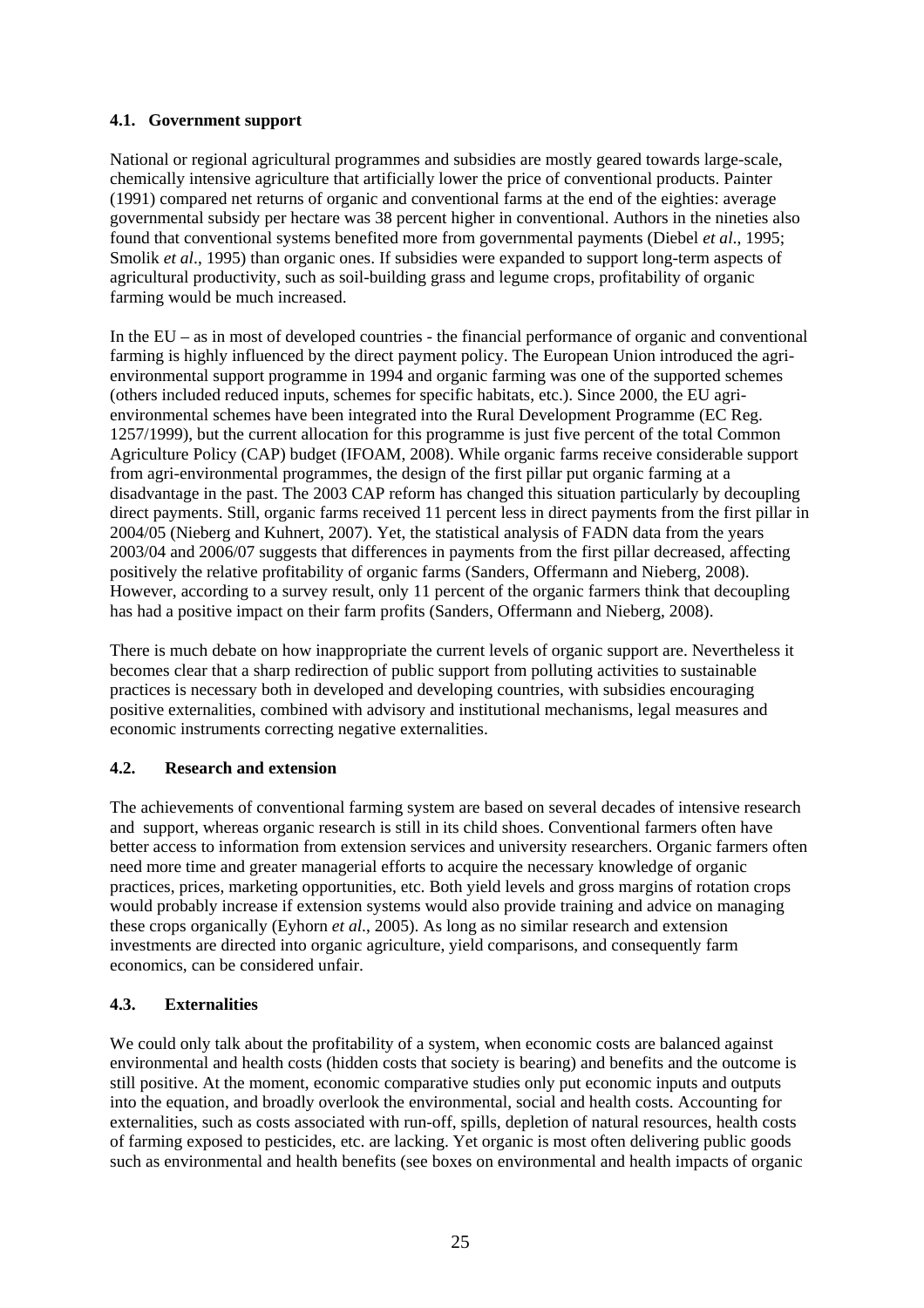### 4.1. Government support

National or regional agricultural programmes and subsidies are mostly geared towards large-scale, chemically intensive agriculture that artificially lower the price of conventional products. Painter (1991) compared net returns of organic and conventional farms at the end of the eighties: average governmental subsidy per hectare was 38 percent higher in conventional. Authors in the nineties also found that conventional systems benefited more from governmental payments (Diebel *et al*., 1995; Smolik *et al*., 1995) than organic ones. If subsidies were expanded to support long-term aspects of agricultural productivity, such as soil-building grass and legume crops, profitability of organic farming would be much increased.

In the EU – as in most of developed countries - the financial performance of organic and conventional farming is highly influenced by the direct payment policy. The European Union introduced the agri-environmental support programme in 1994 and organic farming was one of the supported schemes (others included reduced inputs, schemes for specific habitats, etc.). Since 2000, the EU agri-environmental schemes have been integrated into the Rural Development Programme (EC Reg. 1257/1999), but the current allocation for this programme is just five percent of the total Common Agriculture Policy (CAP) budget (IFOAM, 2008). While organic farms receive considerable support from agri-environmental programmes, the design of the first pillar put organic farming at a disadvantage in the past. The 2003 CAP reform has changed this situation particularly by decoupling direct payments. Still, organic farms received 11 percent less in direct payments from the first pillar in 2004/05 (Nieberg and Kuhnert, 2007). Yet, the statistical analysis of FADN data from the years 2003/04 and 2006/07 suggests that differences in payments from the first pillar decreased, affecting positively the relative profitability of organic farms (Sanders, Offermann and Nieberg, 2008). However, according to a survey result, only 11 percent of the organic farmers think that decoupling has had a positive impact on their farm profits (Sanders, Offermann and Nieberg, 2008).

There is much debate on how inappropriate the current levels of organic support are. Nevertheless it becomes clear that a sharp redirection of public support from polluting activities to sustainable practices is necessary both in developed and developing countries, with subsidies encouraging positive externalities, combined with advisory and institutional mechanisms, legal measures and economic instruments correcting negative externalities.

### 4.2. Research and extension

The achievements of conventional farming system are based on several decades of intensive research and support, whereas organic research is still in its child shoes. Conventional farmers often have better access to information from extension services and university researchers. Organic farmers often need more time and greater managerial efforts to acquire the necessary knowledge of organic practices, prices, marketing opportunities, etc. Both yield levels and gross margins of rotation crops would probably increase if extension systems would also provide training and advice on managing these crops organically (Eyhorn *et al*., 2005). As long as no similar research and extension investments are directed into organic agriculture, yield comparisons, and consequently farm economics, can be considered unfair.

### 4.3. Externalities

We could only talk about the profitability of a system, when economic costs are balanced against environmental and health costs (hidden costs that society is bearing) and benefits and the outcome is still positive. At the moment, economic comparative studies only put economic inputs and outputs into the equation, and broadly overlook the environmental, social and health costs. Accounting for externalities, such as costs associated with run-off, spills, depletion of natural resources, health costs of farming exposed to pesticides, etc. are lacking. Yet organic is most often delivering public goods such as environmental and health benefits (see boxes on environmental and health impacts of organic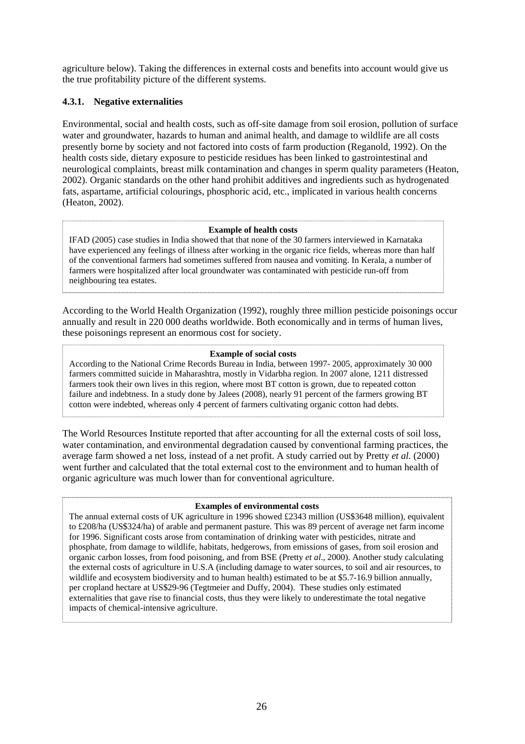agriculture below). Taking the differences in external costs and benefits into account would give us the true profitability picture of the different systems.

#### 4.3.1. Negative externalities

Environmental, social and health costs, such as off-site damage from soil erosion, pollution of surface water and groundwater, hazards to human and animal health, and damage to wildlife are all costs presently borne by society and not factored into costs of farm production (Reganold, 1992). On the health costs side, dietary exposure to pesticide residues has been linked to gastrointestinal and neurological complaints, breast milk contamination and changes in sperm quality parameters (Heaton, 2002). Organic standards on the other hand prohibit additives and ingredients such as hydrogenated fats, aspartame, artificial colourings, phosphoric acid, etc., implicated in various health concerns (Heaton, 2002).

> **Example of health costs**
>
> IFAD (2005) case studies in India showed that that none of the 30 farmers interviewed in Karnataka have experienced any feelings of illness after working in the organic rice fields, whereas more than half of the conventional farmers had sometimes suffered from nausea and vomiting. In Kerala, a number of farmers were hospitalized after local groundwater was contaminated with pesticide run-off from neighbouring tea estates.

According to the World Health Organization (1992), roughly three million pesticide poisonings occur annually and result in 220 000 deaths worldwide. Both economically and in terms of human lives, these poisonings represent an enormous cost for society.

> **Example of social costs**
>
> According to the National Crime Records Bureau in India, between 1997- 2005, approximately 30 000 farmers committed suicide in Maharashtra, mostly in Vidarbha region. In 2007 alone, 1211 distressed farmers took their own lives in this region, where most BT cotton is grown, due to repeated cotton failure and indebtness. In a study done by Jalees (2008), nearly 91 percent of the farmers growing BT cotton were indebted, whereas only 4 percent of farmers cultivating organic cotton had debts.

The World Resources Institute reported that after accounting for all the external costs of soil loss, water contamination, and environmental degradation caused by conventional farming practices, the average farm showed a net loss, instead of a net profit. A study carried out by Pretty *et al.* (2000) went further and calculated that the total external cost to the environment and to human health of organic agriculture was much lower than for conventional agriculture.

> **Examples of environmental costs**
>
> The annual external costs of UK agriculture in 1996 showed £2343 million (US$3648 million), equivalent to £208/ha (US$324/ha) of arable and permanent pasture. This was 89 percent of average net farm income for 1996. Significant costs arose from contamination of drinking water with pesticides, nitrate and phosphate, from damage to wildlife, habitats, hedgerows, from emissions of gases, from soil erosion and organic carbon losses, from food poisoning, and from BSE (Pretty *et al.*, 2000). Another study calculating the external costs of agriculture in U.S.A (including damage to water sources, to soil and air resources, to wildlife and ecosystem biodiversity and to human health) estimated to be at $5.7-16.9 billion annually, per cropland hectare at US$29-96 (Tegtmeier and Duffy, 2004). These studies only estimated externalities that gave rise to financial costs, thus they were likely to underestimate the total negative impacts of chemical-intensive agriculture.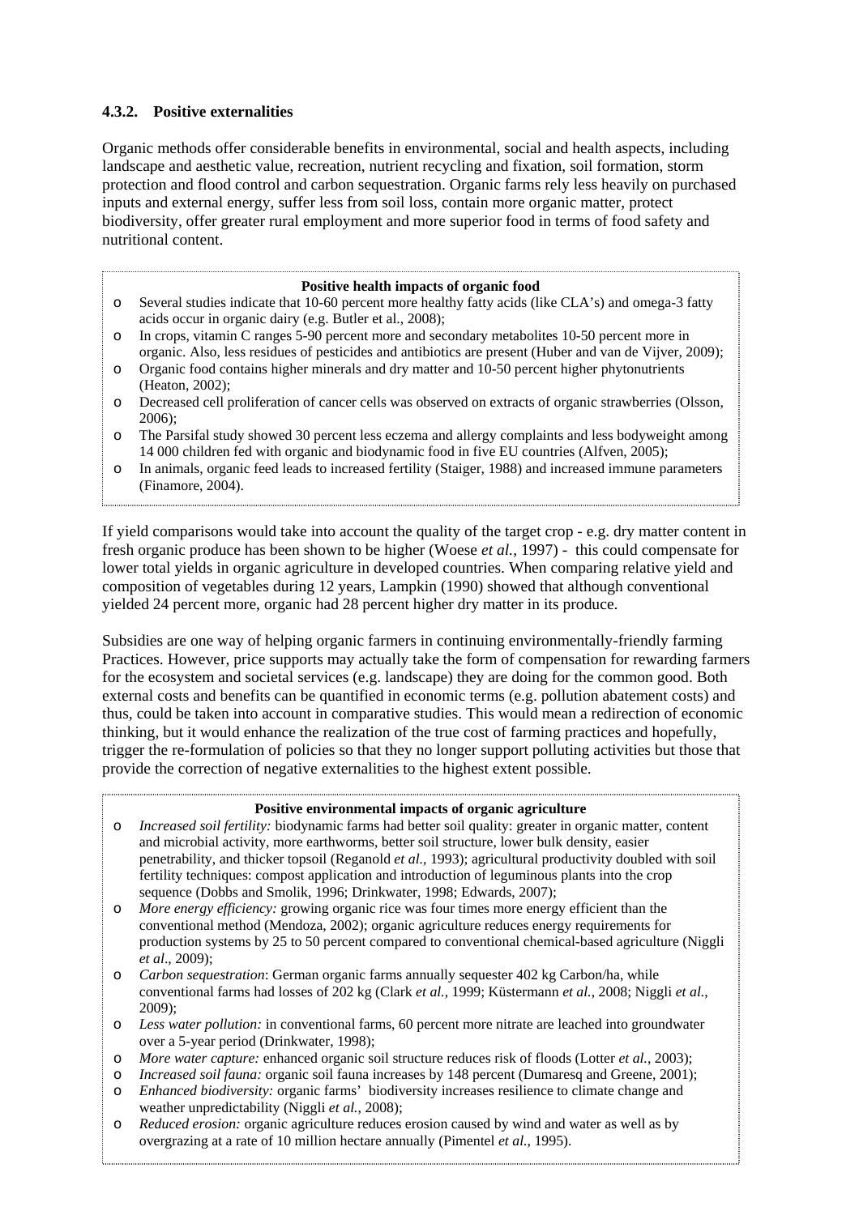### 4.3.2. Positive externalities

Organic methods offer considerable benefits in environmental, social and health aspects, including landscape and aesthetic value, recreation, nutrient recycling and fixation, soil formation, storm protection and flood control and carbon sequestration. Organic farms rely less heavily on purchased inputs and external energy, suffer less from soil loss, contain more organic matter, protect biodiversity, offer greater rural employment and more superior food in terms of food safety and nutritional content.

**Positive health impacts of organic food**

- Several studies indicate that 10-60 percent more healthy fatty acids (like CLA's) and omega-3 fatty acids occur in organic dairy (e.g. Butler et al., 2008);
- In crops, vitamin C ranges 5-90 percent more and secondary metabolites 10-50 percent more in organic. Also, less residues of pesticides and antibiotics are present (Huber and van de Vijver, 2009);
- Organic food contains higher minerals and dry matter and 10-50 percent higher phytonutrients (Heaton, 2002);
- Decreased cell proliferation of cancer cells was observed on extracts of organic strawberries (Olsson, 2006);
- The Parsifal study showed 30 percent less eczema and allergy complaints and less bodyweight among 14 000 children fed with organic and biodynamic food in five EU countries (Alfven, 2005);
- In animals, organic feed leads to increased fertility (Staiger, 1988) and increased immune parameters (Finamore, 2004).

If yield comparisons would take into account the quality of the target crop - e.g. dry matter content in fresh organic produce has been shown to be higher (Woese *et al.*, 1997) - this could compensate for lower total yields in organic agriculture in developed countries. When comparing relative yield and composition of vegetables during 12 years, Lampkin (1990) showed that although conventional yielded 24 percent more, organic had 28 percent higher dry matter in its produce.

Subsidies are one way of helping organic farmers in continuing environmentally-friendly farming Practices. However, price supports may actually take the form of compensation for rewarding farmers for the ecosystem and societal services (e.g. landscape) they are doing for the common good. Both external costs and benefits can be quantified in economic terms (e.g. pollution abatement costs) and thus, could be taken into account in comparative studies. This would mean a redirection of economic thinking, but it would enhance the realization of the true cost of farming practices and hopefully, trigger the re-formulation of policies so that they no longer support polluting activities but those that provide the correction of negative externalities to the highest extent possible.

**Positive environmental impacts of organic agriculture**

- *Increased soil fertility:* biodynamic farms had better soil quality: greater in organic matter, content and microbial activity, more earthworms, better soil structure, lower bulk density, easier penetrability, and thicker topsoil (Reganold *et al.*, 1993); agricultural productivity doubled with soil fertility techniques: compost application and introduction of leguminous plants into the crop sequence (Dobbs and Smolik, 1996; Drinkwater, 1998; Edwards, 2007);
- *More energy efficiency:* growing organic rice was four times more energy efficient than the conventional method (Mendoza, 2002); organic agriculture reduces energy requirements for production systems by 25 to 50 percent compared to conventional chemical-based agriculture (Niggli *et al*., 2009);
- *Carbon sequestration*: German organic farms annually sequester 402 kg Carbon/ha, while conventional farms had losses of 202 kg (Clark *et al.*, 1999; Küstermann *et al.*, 2008; Niggli *et al.*, 2009);
- *Less water pollution:* in conventional farms, 60 percent more nitrate are leached into groundwater over a 5-year period (Drinkwater, 1998);
- *More water capture:* enhanced organic soil structure reduces risk of floods (Lotter *et al.*, 2003);
- *Increased soil fauna:* organic soil fauna increases by 148 percent (Dumaresq and Greene, 2001);
- *Enhanced biodiversity:* organic farms' biodiversity increases resilience to climate change and weather unpredictability (Niggli *et al.*, 2008);
- *Reduced erosion:* organic agriculture reduces erosion caused by wind and water as well as by overgrazing at a rate of 10 million hectare annually (Pimentel *et al.*, 1995).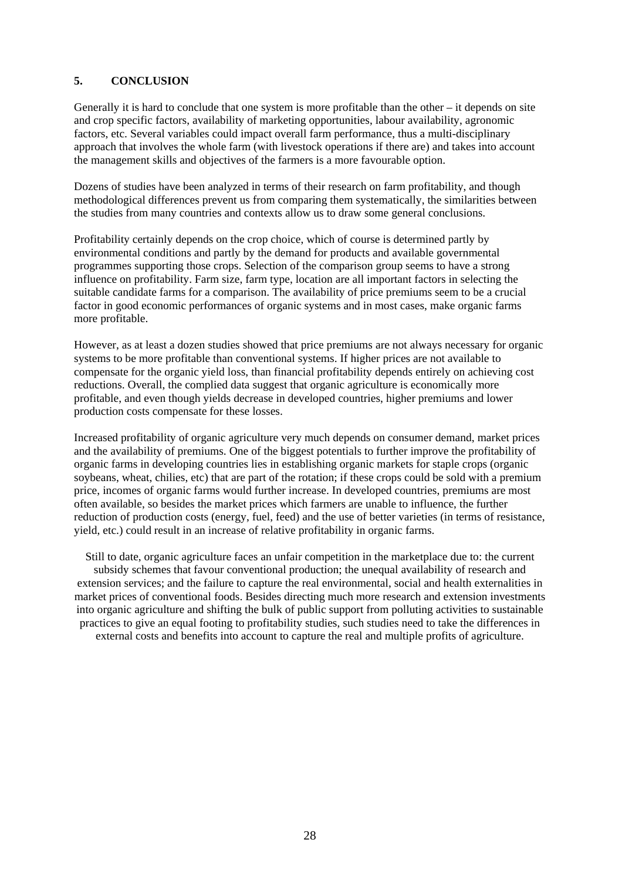## 5. CONCLUSION

Generally it is hard to conclude that one system is more profitable than the other – it depends on site and crop specific factors, availability of marketing opportunities, labour availability, agronomic factors, etc. Several variables could impact overall farm performance, thus a multi-disciplinary approach that involves the whole farm (with livestock operations if there are) and takes into account the management skills and objectives of the farmers is a more favourable option.

Dozens of studies have been analyzed in terms of their research on farm profitability, and though methodological differences prevent us from comparing them systematically, the similarities between the studies from many countries and contexts allow us to draw some general conclusions.

Profitability certainly depends on the crop choice, which of course is determined partly by environmental conditions and partly by the demand for products and available governmental programmes supporting those crops. Selection of the comparison group seems to have a strong influence on profitability. Farm size, farm type, location are all important factors in selecting the suitable candidate farms for a comparison. The availability of price premiums seem to be a crucial factor in good economic performances of organic systems and in most cases, make organic farms more profitable.

However, as at least a dozen studies showed that price premiums are not always necessary for organic systems to be more profitable than conventional systems. If higher prices are not available to compensate for the organic yield loss, than financial profitability depends entirely on achieving cost reductions. Overall, the complied data suggest that organic agriculture is economically more profitable, and even though yields decrease in developed countries, higher premiums and lower production costs compensate for these losses.

Increased profitability of organic agriculture very much depends on consumer demand, market prices and the availability of premiums. One of the biggest potentials to further improve the profitability of organic farms in developing countries lies in establishing organic markets for staple crops (organic soybeans, wheat, chilies, etc) that are part of the rotation; if these crops could be sold with a premium price, incomes of organic farms would further increase. In developed countries, premiums are most often available, so besides the market prices which farmers are unable to influence, the further reduction of production costs (energy, fuel, feed) and the use of better varieties (in terms of resistance, yield, etc.) could result in an increase of relative profitability in organic farms.

Still to date, organic agriculture faces an unfair competition in the marketplace due to: the current subsidy schemes that favour conventional production; the unequal availability of research and extension services; and the failure to capture the real environmental, social and health externalities in market prices of conventional foods. Besides directing much more research and extension investments into organic agriculture and shifting the bulk of public support from polluting activities to sustainable practices to give an equal footing to profitability studies, such studies need to take the differences in external costs and benefits into account to capture the real and multiple profits of agriculture.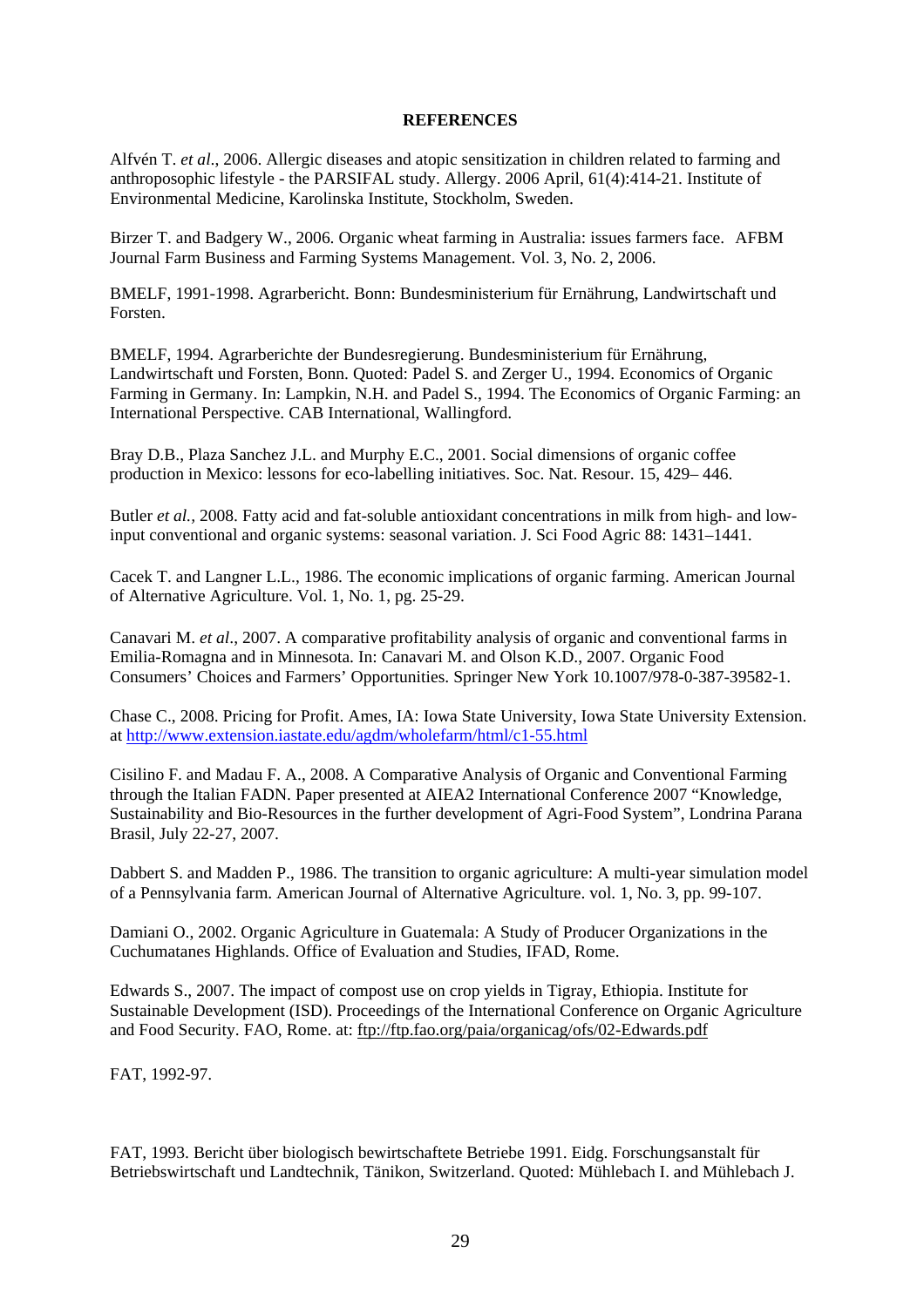**REFERENCES**

Alfvén T. *et al*., 2006. Allergic diseases and atopic sensitization in children related to farming and anthroposophic lifestyle - the PARSIFAL study. Allergy. 2006 April, 61(4):414-21. Institute of Environmental Medicine, Karolinska Institute, Stockholm, Sweden.

Birzer T. and Badgery W., 2006. Organic wheat farming in Australia: issues farmers face. AFBM Journal Farm Business and Farming Systems Management. Vol. 3, No. 2, 2006.

BMELF, 1991-1998. Agrarbericht. Bonn: Bundesministerium für Ernährung, Landwirtschaft und Forsten.

BMELF, 1994. Agrarberichte der Bundesregierung. Bundesministerium für Ernährung, Landwirtschaft und Forsten, Bonn. Quoted: Padel S. and Zerger U., 1994. Economics of Organic Farming in Germany. In: Lampkin, N.H. and Padel S., 1994. The Economics of Organic Farming: an International Perspective. CAB International, Wallingford.

Bray D.B., Plaza Sanchez J.L. and Murphy E.C., 2001. Social dimensions of organic coffee production in Mexico: lessons for eco-labelling initiatives. Soc. Nat. Resour. 15, 429– 446.

Butler *et al.,* 2008. Fatty acid and fat-soluble antioxidant concentrations in milk from high- and low-input conventional and organic systems: seasonal variation. J. Sci Food Agric 88: 1431–1441.

Cacek T. and Langner L.L., 1986. The economic implications of organic farming. American Journal of Alternative Agriculture. Vol. 1, No. 1, pg. 25-29.

Canavari M. *et al*., 2007. A comparative profitability analysis of organic and conventional farms in Emilia-Romagna and in Minnesota. In: Canavari M. and Olson K.D., 2007. Organic Food Consumers' Choices and Farmers' Opportunities. Springer New York 10.1007/978-0-387-39582-1.

Chase C., 2008. Pricing for Profit. Ames, IA: Iowa State University, Iowa State University Extension. at http://www.extension.iastate.edu/agdm/wholefarm/html/c1-55.html

Cisilino F. and Madau F. A., 2008. A Comparative Analysis of Organic and Conventional Farming through the Italian FADN. Paper presented at AIEA2 International Conference 2007 "Knowledge, Sustainability and Bio-Resources in the further development of Agri-Food System", Londrina Parana Brasil, July 22-27, 2007.

Dabbert S. and Madden P., 1986. The transition to organic agriculture: A multi-year simulation model of a Pennsylvania farm. American Journal of Alternative Agriculture. vol. 1, No. 3, pp. 99-107.

Damiani O., 2002. Organic Agriculture in Guatemala: A Study of Producer Organizations in the Cuchumatanes Highlands. Office of Evaluation and Studies, IFAD, Rome.

Edwards S., 2007. The impact of compost use on crop yields in Tigray, Ethiopia. Institute for Sustainable Development (ISD). Proceedings of the International Conference on Organic Agriculture and Food Security. FAO, Rome. at: ftp://ftp.fao.org/paia/organicag/ofs/02-Edwards.pdf

FAT, 1992-97.

FAT, 1993. Bericht über biologisch bewirtschaftete Betriebe 1991. Eidg. Forschungsanstalt für Betriebswirtschaft und Landtechnik, Tänikon, Switzerland. Quoted: Mühlebach I. and Mühlebach J.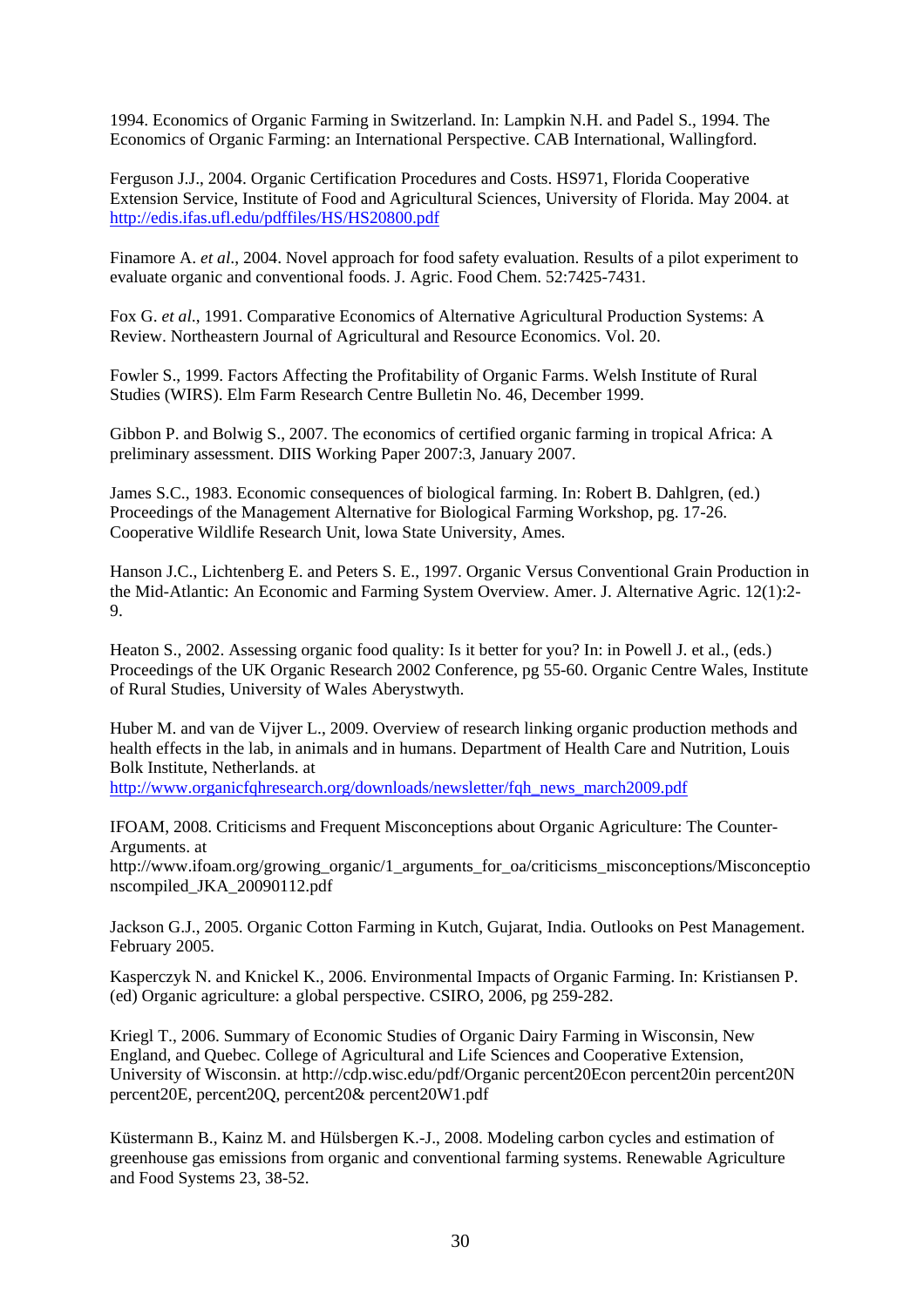1994. Economics of Organic Farming in Switzerland. In: Lampkin N.H. and Padel S., 1994. The Economics of Organic Farming: an International Perspective. CAB International, Wallingford.

Ferguson J.J., 2004. Organic Certification Procedures and Costs. HS971, Florida Cooperative Extension Service, Institute of Food and Agricultural Sciences, University of Florida. May 2004. at http://edis.ifas.ufl.edu/pdffiles/HS/HS20800.pdf

Finamore A. *et al*., 2004. Novel approach for food safety evaluation. Results of a pilot experiment to evaluate organic and conventional foods. J. Agric. Food Chem. 52:7425-7431.

Fox G. *et al*., 1991. Comparative Economics of Alternative Agricultural Production Systems: A Review. Northeastern Journal of Agricultural and Resource Economics. Vol. 20.

Fowler S., 1999. Factors Affecting the Profitability of Organic Farms. Welsh Institute of Rural Studies (WIRS). Elm Farm Research Centre Bulletin No. 46, December 1999.

Gibbon P. and Bolwig S., 2007. The economics of certified organic farming in tropical Africa: A preliminary assessment. DIIS Working Paper 2007:3, January 2007.

James S.C., 1983. Economic consequences of biological farming. In: Robert B. Dahlgren, (ed.) Proceedings of the Management Alternative for Biological Farming Workshop, pg. 17-26. Cooperative Wildlife Research Unit, lowa State University, Ames.

Hanson J.C., Lichtenberg E. and Peters S. E., 1997. Organic Versus Conventional Grain Production in the Mid-Atlantic: An Economic and Farming System Overview. Amer. J. Alternative Agric. 12(1):2-9.

Heaton S., 2002. Assessing organic food quality: Is it better for you? In: in Powell J. et al., (eds.) Proceedings of the UK Organic Research 2002 Conference, pg 55-60. Organic Centre Wales, Institute of Rural Studies, University of Wales Aberystwyth.

Huber M. and van de Vijver L., 2009. Overview of research linking organic production methods and health effects in the lab, in animals and in humans. Department of Health Care and Nutrition, Louis Bolk Institute, Netherlands. at http://www.organicfqhresearch.org/downloads/newsletter/fqh_news_march2009.pdf

IFOAM, 2008. Criticisms and Frequent Misconceptions about Organic Agriculture: The Counter-Arguments. at http://www.ifoam.org/growing_organic/1_arguments_for_oa/criticisms_misconceptions/Misconceptionscompiled_JKA_20090112.pdf

Jackson G.J., 2005. Organic Cotton Farming in Kutch, Gujarat, India. Outlooks on Pest Management. February 2005.

Kasperczyk N. and Knickel K., 2006. Environmental Impacts of Organic Farming. In: Kristiansen P. (ed) Organic agriculture: a global perspective. CSIRO, 2006, pg 259-282.

Kriegl T., 2006. Summary of Economic Studies of Organic Dairy Farming in Wisconsin, New England, and Quebec. College of Agricultural and Life Sciences and Cooperative Extension, University of Wisconsin. at http://cdp.wisc.edu/pdf/Organic percent20Econ percent20in percent20N percent20E, percent20Q, percent20& percent20W1.pdf

Küstermann B., Kainz M. and Hülsbergen K.-J., 2008. Modeling carbon cycles and estimation of greenhouse gas emissions from organic and conventional farming systems. Renewable Agriculture and Food Systems 23, 38-52.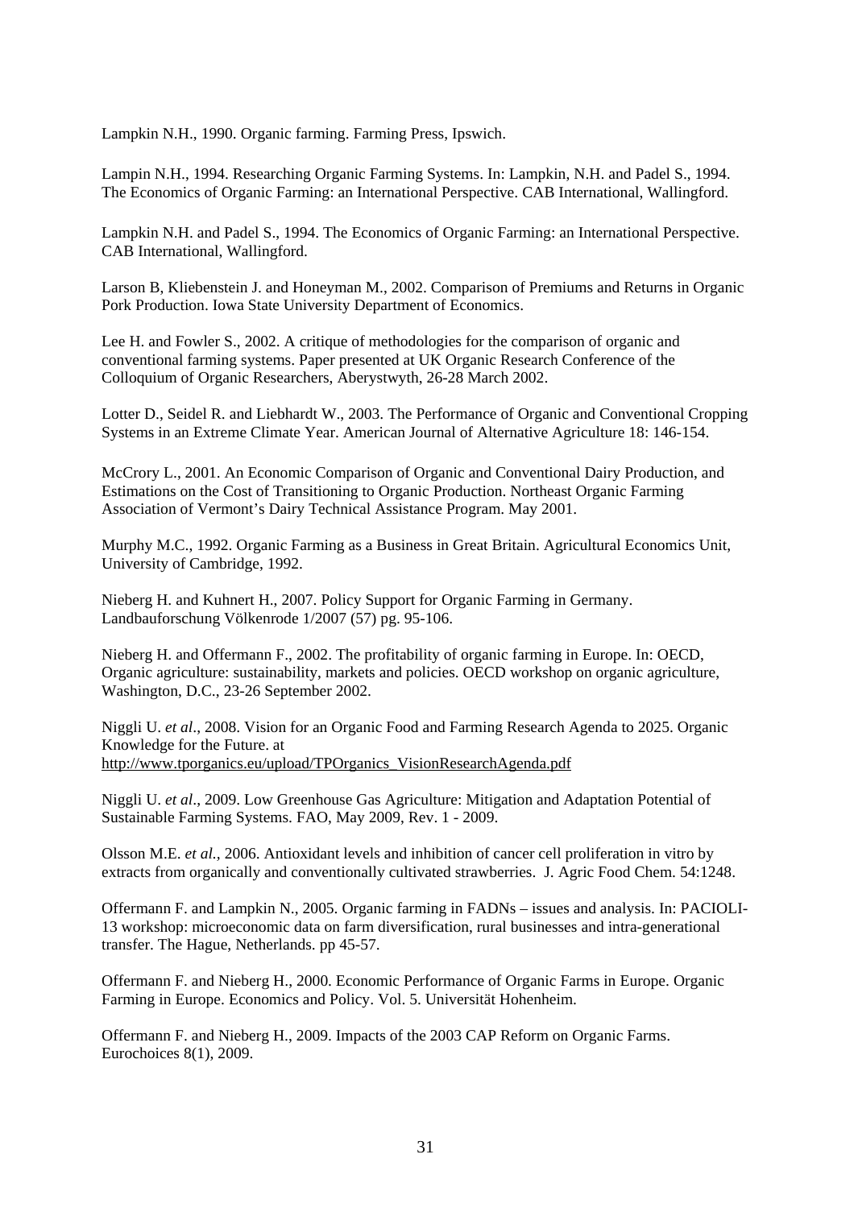Lampkin N.H., 1990. Organic farming. Farming Press, Ipswich.

Lampin N.H., 1994. Researching Organic Farming Systems. In: Lampkin, N.H. and Padel S., 1994. The Economics of Organic Farming: an International Perspective. CAB International, Wallingford.

Lampkin N.H. and Padel S., 1994. The Economics of Organic Farming: an International Perspective. CAB International, Wallingford.

Larson B, Kliebenstein J. and Honeyman M., 2002. Comparison of Premiums and Returns in Organic Pork Production. Iowa State University Department of Economics.

Lee H. and Fowler S., 2002. A critique of methodologies for the comparison of organic and conventional farming systems. Paper presented at UK Organic Research Conference of the Colloquium of Organic Researchers, Aberystwyth, 26-28 March 2002.

Lotter D., Seidel R. and Liebhardt W., 2003. The Performance of Organic and Conventional Cropping Systems in an Extreme Climate Year. American Journal of Alternative Agriculture 18: 146-154.

McCrory L., 2001. An Economic Comparison of Organic and Conventional Dairy Production, and Estimations on the Cost of Transitioning to Organic Production. Northeast Organic Farming Association of Vermont's Dairy Technical Assistance Program. May 2001.

Murphy M.C., 1992. Organic Farming as a Business in Great Britain. Agricultural Economics Unit, University of Cambridge, 1992.

Nieberg H. and Kuhnert H., 2007. Policy Support for Organic Farming in Germany. Landbauforschung Völkenrode 1/2007 (57) pg. 95-106.

Nieberg H. and Offermann F., 2002. The profitability of organic farming in Europe. In: OECD, Organic agriculture: sustainability, markets and policies. OECD workshop on organic agriculture, Washington, D.C., 23-26 September 2002.

Niggli U. *et al*., 2008. Vision for an Organic Food and Farming Research Agenda to 2025. Organic Knowledge for the Future. at http://www.tporganics.eu/upload/TPOrganics_VisionResearchAgenda.pdf

Niggli U. *et al*., 2009. Low Greenhouse Gas Agriculture: Mitigation and Adaptation Potential of Sustainable Farming Systems. FAO, May 2009, Rev. 1 - 2009.

Olsson M.E. *et al.*, 2006. Antioxidant levels and inhibition of cancer cell proliferation in vitro by extracts from organically and conventionally cultivated strawberries. J. Agric Food Chem. 54:1248.

Offermann F. and Lampkin N., 2005. Organic farming in FADNs – issues and analysis. In: PACIOLI-13 workshop: microeconomic data on farm diversification, rural businesses and intra-generational transfer. The Hague, Netherlands. pp 45-57.

Offermann F. and Nieberg H., 2000. Economic Performance of Organic Farms in Europe. Organic Farming in Europe. Economics and Policy. Vol. 5. Universität Hohenheim.

Offermann F. and Nieberg H., 2009. Impacts of the 2003 CAP Reform on Organic Farms. Eurochoices 8(1), 2009.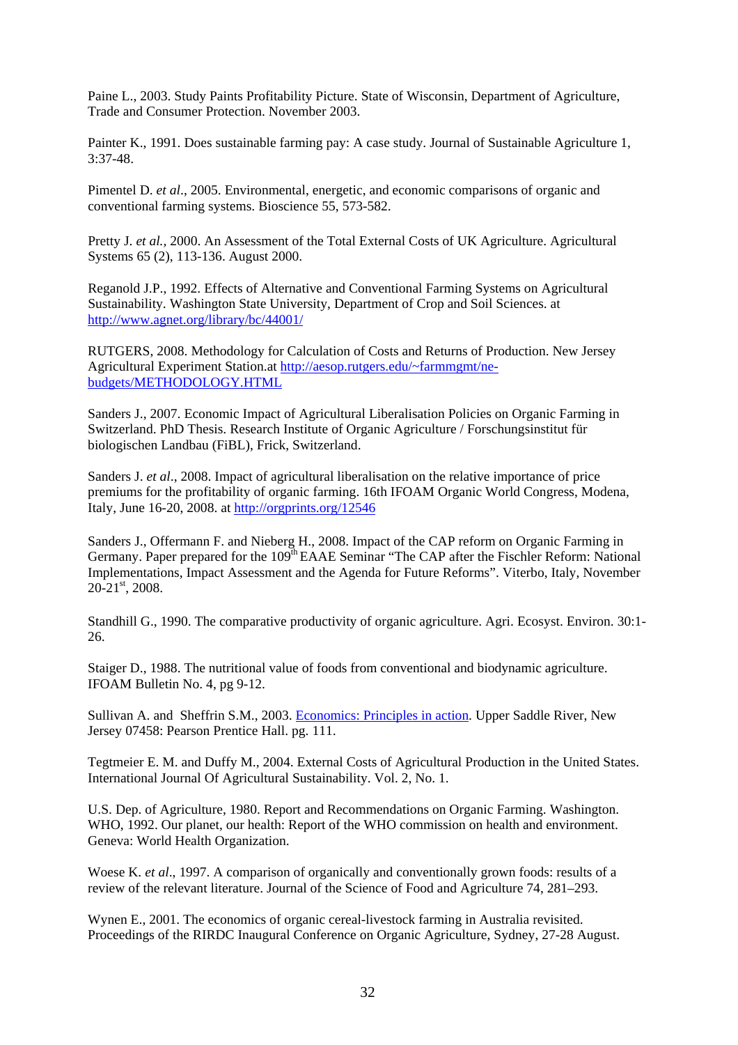Paine L., 2003. Study Paints Profitability Picture. State of Wisconsin, Department of Agriculture, Trade and Consumer Protection. November 2003.

Painter K., 1991. Does sustainable farming pay: A case study. Journal of Sustainable Agriculture 1, 3:37-48.

Pimentel D. *et al*., 2005. Environmental, energetic, and economic comparisons of organic and conventional farming systems. Bioscience 55, 573-582.

Pretty J. *et al.*, 2000. An Assessment of the Total External Costs of UK Agriculture. Agricultural Systems 65 (2), 113-136. August 2000.

Reganold J.P., 1992. Effects of Alternative and Conventional Farming Systems on Agricultural Sustainability. Washington State University, Department of Crop and Soil Sciences. at http://www.agnet.org/library/bc/44001/

RUTGERS, 2008. Methodology for Calculation of Costs and Returns of Production. New Jersey Agricultural Experiment Station.at http://aesop.rutgers.edu/~farmmgmt/ne-budgets/METHODOLOGY.HTML

Sanders J., 2007. Economic Impact of Agricultural Liberalisation Policies on Organic Farming in Switzerland. PhD Thesis. Research Institute of Organic Agriculture / Forschungsinstitut für biologischen Landbau (FiBL), Frick, Switzerland.

Sanders J. *et al*., 2008. Impact of agricultural liberalisation on the relative importance of price premiums for the profitability of organic farming. 16th IFOAM Organic World Congress, Modena, Italy, June 16-20, 2008. at http://orgprints.org/12546

Sanders J., Offermann F. and Nieberg H., 2008. Impact of the CAP reform on Organic Farming in Germany. Paper prepared for the 109th EAAE Seminar "The CAP after the Fischler Reform: National Implementations, Impact Assessment and the Agenda for Future Reforms". Viterbo, Italy, November 20-21st, 2008.

Standhill G., 1990. The comparative productivity of organic agriculture. Agri. Ecosyst. Environ. 30:1-26.

Staiger D., 1988. The nutritional value of foods from conventional and biodynamic agriculture. IFOAM Bulletin No. 4, pg 9-12.

Sullivan A. and Sheffrin S.M., 2003. Economics: Principles in action. Upper Saddle River, New Jersey 07458: Pearson Prentice Hall. pg. 111.

Tegtmeier E. M. and Duffy M., 2004. External Costs of Agricultural Production in the United States. International Journal Of Agricultural Sustainability. Vol. 2, No. 1.

U.S. Dep. of Agriculture, 1980. Report and Recommendations on Organic Farming. Washington.
WHO, 1992. Our planet, our health: Report of the WHO commission on health and environment. Geneva: World Health Organization.

Woese K. *et al*., 1997. A comparison of organically and conventionally grown foods: results of a review of the relevant literature. Journal of the Science of Food and Agriculture 74, 281–293.

Wynen E., 2001. The economics of organic cereal-livestock farming in Australia revisited. Proceedings of the RIRDC Inaugural Conference on Organic Agriculture, Sydney, 27-28 August.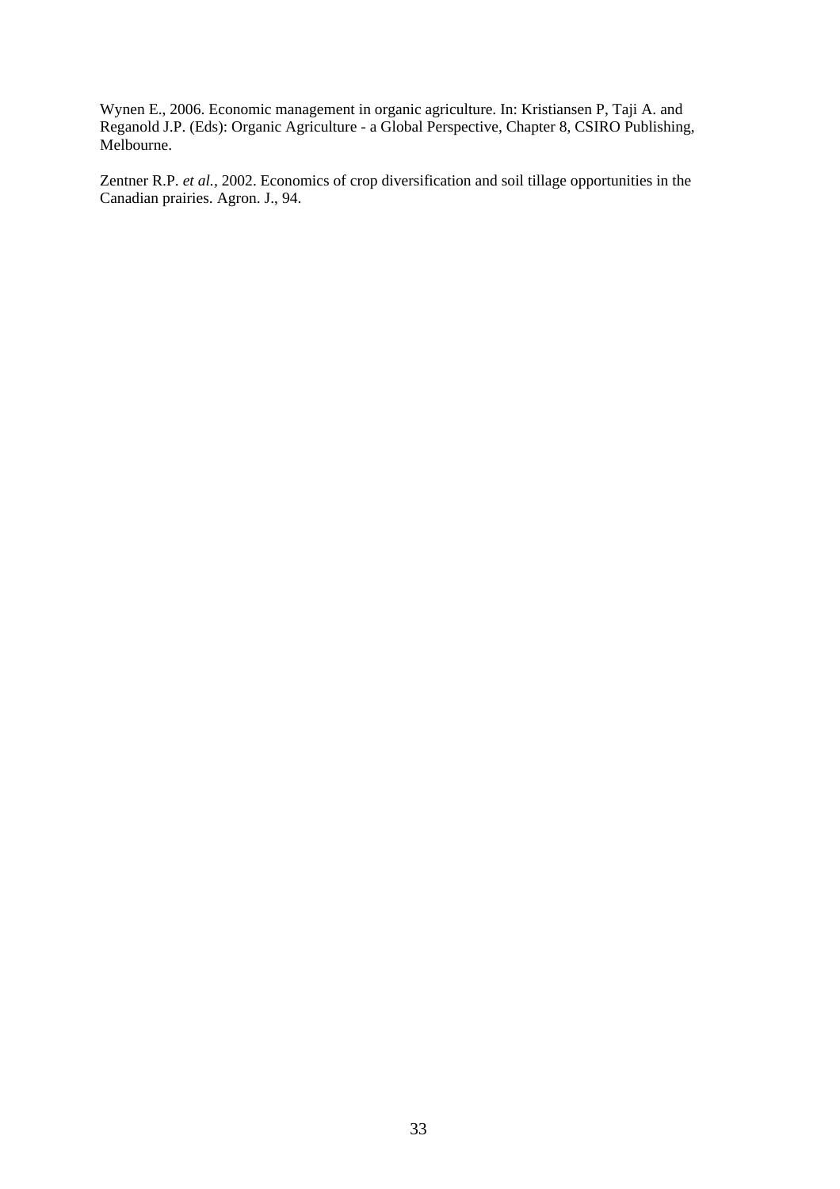Wynen E., 2006. Economic management in organic agriculture. In: Kristiansen P, Taji A. and Reganold J.P. (Eds): Organic Agriculture - a Global Perspective, Chapter 8, CSIRO Publishing, Melbourne.

Zentner R.P. *et al.*, 2002. Economics of crop diversification and soil tillage opportunities in the Canadian prairies. Agron. J., 94.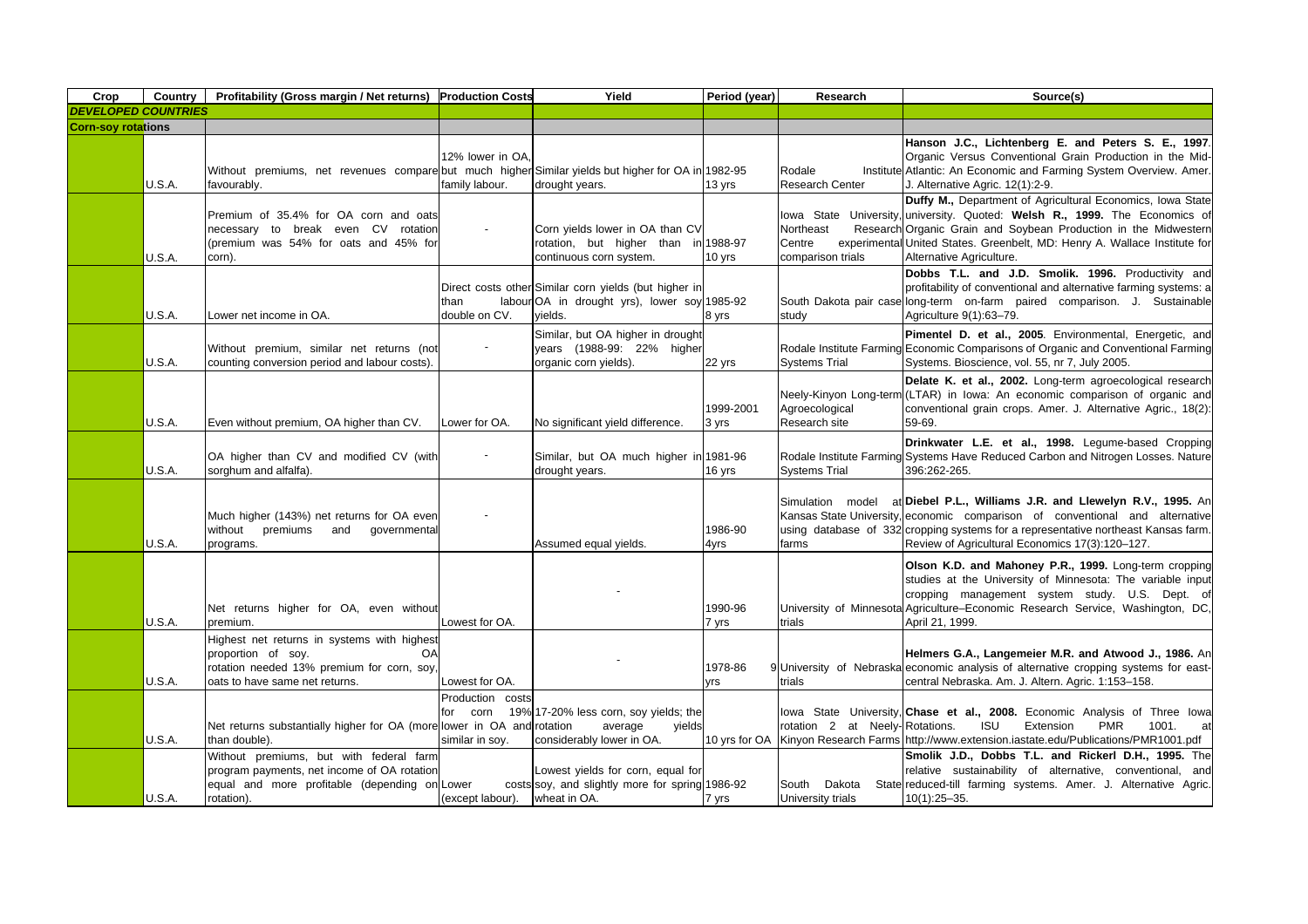| Crop | Country | Profitability (Gross margin / Net returns) | Production Costs | Yield | Period (year) | Research | Source(s) |
|---|---|---|---|---|---|---|---|
| ***DEVELOPED COUNTRIES*** | | | | | | | |
| **Corn-soy rotations** | | | | | | | |
| | U.S.A. | Without premiums, net revenues compare favourably. | 12% lower in OA, but much higher family labour. | Similar yields but higher for OA in drought years. | 1982-95 13 yrs | Rodale Institute Research Center | **Hanson J.C., Lichtenberg E. and Peters S. E., 1997**. Organic Versus Conventional Grain Production in the Mid-Atlantic: An Economic and Farming System Overview. Amer. J. Alternative Agric. 12(1):2-9. |
| | U.S.A. | Premium of 35.4% for OA corn and oats necessary to break even CV rotation (premium was 54% for oats and 45% for corn). | - | Corn yields lower in OA than CV rotation, but higher than continuous corn system. | 1988-97 10 yrs | Iowa State University, Northeast Research Centre experimental comparison trials | **Duffy M.,** Department of Agricultural Economics, Iowa State university. Quoted: **Welsh R., 1999.** The Economics of Organic Grain and Soybean Production in the Midwestern United States. Greenbelt, MD: Henry A. Wallace Institute for Alternative Agriculture. |
| | U.S.A. | Lower net income in OA. | Direct costs other than labour double on CV. | Similar corn yields (but higher in OA in drought yrs), lower soy yields. | 1985-92 8 yrs | South Dakota pair case study | **Dobbs T.L. and J.D. Smolik. 1996.** Productivity and profitability of conventional and alternative farming systems: a long-term on-farm paired comparison. J. Sustainable Agriculture 9(1):63–79. |
| | U.S.A. | Without premium, similar net returns (not counting conversion period and labour costs). | - | Similar, but OA higher in drought years (1988-99: 22% higher organic corn yields). | 22 yrs | Rodale Institute Farming Systems Trial | **Pimentel D. et al., 2005**. Environmental, Energetic, and Economic Comparisons of Organic and Conventional Farming Systems. Bioscience, vol. 55, nr 7, July 2005. |
| | U.S.A. | Even without premium, OA higher than CV. | Lower for OA. | No significant yield difference. | 1999-2001 3 yrs | Neely-Kinyon Long-term Agroecological Research site | **Delate K. et al., 2002.** Long-term agroecological research (LTAR) in Iowa: An economic comparison of organic and conventional grain crops. Amer. J. Alternative Agric., 18(2): 59-69. |
| | U.S.A. | OA higher than CV and modified CV (with sorghum and alfalfa). | - | Similar, but OA much higher in drought years. | 1981-96 16 yrs | Rodale Institute Farming Systems Trial | **Drinkwater L.E. et al., 1998.** Legume-based Cropping Systems Have Reduced Carbon and Nitrogen Losses. Nature 396:262-265. |
| | U.S.A. | Much higher (143%) net returns for OA even without premiums and governmental programs. | - | Assumed equal yields. | 1986-90 4yrs | Simulation model at Kansas State University, using database of 332 farms | **Diebel P.L., Williams J.R. and Llewelyn R.V., 1995.** An economic comparison of conventional and alternative cropping systems for a representative northeast Kansas farm. Review of Agricultural Economics 17(3):120–127. |
| | U.S.A. | Net returns higher for OA, even without premium. | Lowest for OA. | - | 1990-96 7 yrs | University of Minnesota trials | **Olson K.D. and Mahoney P.R., 1999.** Long-term cropping studies at the University of Minnesota: The variable input cropping management system study. U.S. Dept. of Agriculture–Economic Research Service, Washington, DC, April 21, 1999. |
| | U.S.A. | Highest net returns in systems with highest proportion of soy. OA rotation needed 13% premium for corn, soy, oats to have same net returns. | Lowest for OA. | - | 1978-86 9 yrs | University of Nebraska trials | **Helmers G.A., Langemeier M.R. and Atwood J., 1986.** An economic analysis of alternative cropping systems for east-central Nebraska. Am. J. Altern. Agric. 1:153–158. |
| | U.S.A. | Net returns substantially higher for OA (more than double). | Production costs for corn 19% lower in OA and similar in soy. | 17-20% less corn, soy yields; the rotation average yields considerably lower in OA. | 10 yrs for OA | Iowa State University, rotation 2 at Neely-Kinyon Research Farms | **Chase et al., 2008.** Economic Analysis of Three Iowa Rotations. ISU Extension PMR 1001. at http://www.extension.iastate.edu/Publications/PMR1001.pdf |
| | U.S.A. | Without premiums, but with federal farm program payments, net income of OA rotation equal and more profitable (depending on rotation). | Lower costs (except labour). | Lowest yields for corn, equal for soy, and slightly more for spring wheat in OA. | 1986-92 7 yrs | South Dakota State University trials | **Smolik J.D., Dobbs T.L. and Rickerl D.H., 1995.** The relative sustainability of alternative, conventional, and reduced-till farming systems. Amer. J. Alternative Agric. 10(1):25–35. |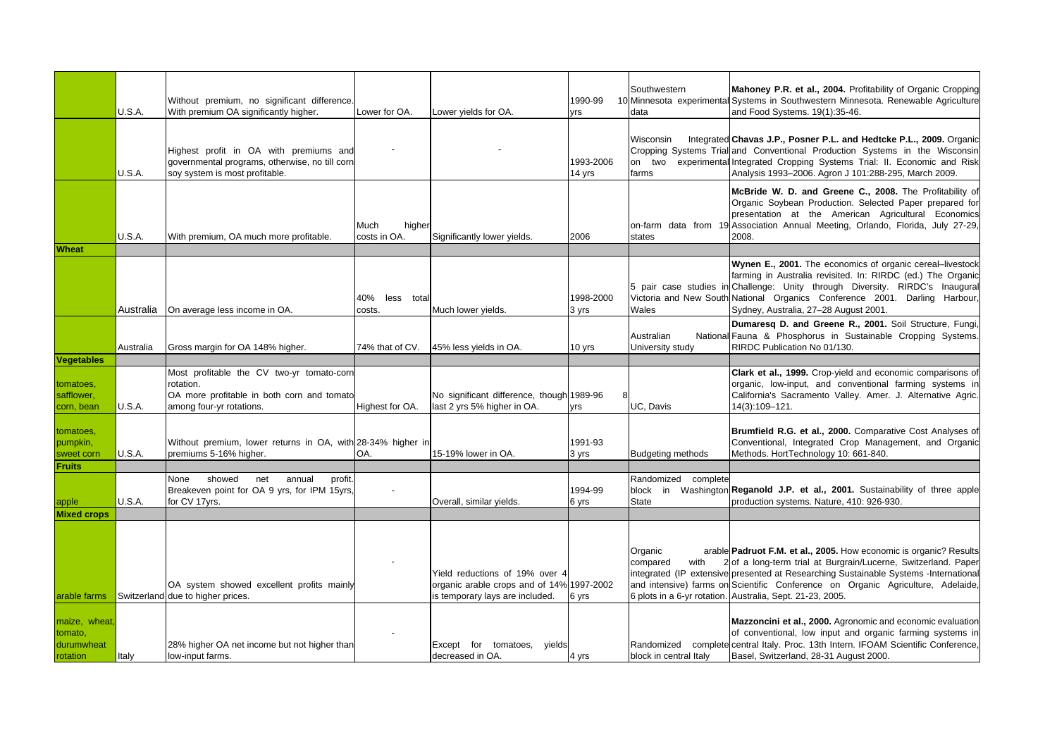| | | | | | | | |
|---|---|---|---|---|---|---|---|
| | U.S.A. | Without premium, no significant difference. With premium OA significantly higher. | Lower for OA. | Lower yields for OA. | 1990-99 10 yrs | Southwestern Minnesota experimental data | **Mahoney P.R. et al., 2004.** Profitability of Organic Cropping Systems in Southwestern Minnesota. Renewable Agriculture and Food Systems. 19(1):35-46. |
| | U.S.A. | Highest profit in OA with premiums and governmental programs, otherwise, no till corn soy system is most profitable. | - | - | 1993-2006 14 yrs | Wisconsin Integrated Cropping Systems Trial on two experimental farms | **Chavas J.P., Posner P.L. and Hedtcke P.L., 2009.** Organic and Conventional Production Systems in the Wisconsin Integrated Cropping Systems Trial: II. Economic and Risk Analysis 1993–2006. Agron J 101:288-295, March 2009. |
| | U.S.A. | With premium, OA much more profitable. | Much higher costs in OA. | Significantly lower yields. | 2006 | on-farm data from 19 states | **McBride W. D. and Greene C., 2008.** The Profitability of Organic Soybean Production. Selected Paper prepared for presentation at the American Agricultural Economics Association Annual Meeting, Orlando, Florida, July 27-29, 2008. |
| **Wheat** | | | | | | | |
| | Australia | On average less income in OA. | 40% less total costs. | Much lower yields. | 1998-2000 3 yrs | 5 pair case studies in Victoria and New South Wales | **Wynen E., 2001.** The economics of organic cereal–livestock farming in Australia revisited. In: RIRDC (ed.) The Organic Challenge: Unity through Diversity. RIRDC's Inaugural National Organics Conference 2001. Darling Harbour, Sydney, Australia, 27–28 August 2001. |
| | Australia | Gross margin for OA 148% higher. | 74% that of CV. | 45% less yields in OA. | 10 yrs | Australian National University study | **Dumaresq D. and Greene R., 2001.** Soil Structure, Fungi, Fauna & Phosphorus in Sustainable Cropping Systems. RIRDC Publication No 01/130. |
| **Vegetables** | | | | | | | |
| tomatoes, safflower, corn, bean | U.S.A. | Most profitable the CV two-yr tomato-corn rotation. OA more profitable in both corn and tomato among four-yr rotations. | Highest for OA. | No significant difference, though last 2 yrs 5% higher in OA. | 1989-96 8 yrs | UC, Davis | **Clark et al., 1999.** Crop-yield and economic comparisons of organic, low-input, and conventional farming systems in California's Sacramento Valley. Amer. J. Alternative Agric. 14(3):109–121. |
| tomatoes, pumpkin, sweet corn | U.S.A. | Without premium, lower returns in OA, with premiums 5-16% higher. | 28-34% higher in OA. | 15-19% lower in OA. | 1991-93 3 yrs | Budgeting methods | **Brumfield R.G. et al., 2000.** Comparative Cost Analyses of Conventional, Integrated Crop Management, and Organic Methods. HortTechnology 10: 661-840. |
| **Fruits** | | | | | | | |
| apple | U.S.A. | None showed net annual profit. Breakeven point for OA 9 yrs, for IPM 15yrs, for CV 17yrs. | - | Overall, similar yields. | 1994-99 6 yrs | Randomized complete block in Washington State | **Reganold J.P. et al., 2001.** Sustainability of three apple production systems. Nature, 410: 926-930. |
| **Mixed crops** | | | | | | | |
| arable farms | Switzerland | OA system showed excellent profits mainly due to higher prices. | - | Yield reductions of 19% over 4 organic arable crops and of 14% is temporary lays are included. | 1997-2002 6 yrs | Organic arable compared with 2 integrated (IP extensive and intensive) farms on 6 plots in a 6-yr rotation. | **Padruot F.M. et al., 2005.** How economic is organic? Results of a long-term trial at Burgrain/Lucerne, Switzerland. Paper presented at Researching Sustainable Systems -International Scientific Conference on Organic Agriculture, Adelaide, Australia, Sept. 21-23, 2005. |
| maize, wheat, tomato, durumwheat rotation | Italy | 28% higher OA net income but not higher than low-input farms. | - | Except for tomatoes, yields decreased in OA. | 4 yrs | Randomized complete block in central Italy | **Mazzoncini et al., 2000.** Agronomic and economic evaluation of conventional, low input and organic farming systems in central Italy. Proc. 13th Intern. IFOAM Scientific Conference, Basel, Switzerland, 28-31 August 2000. |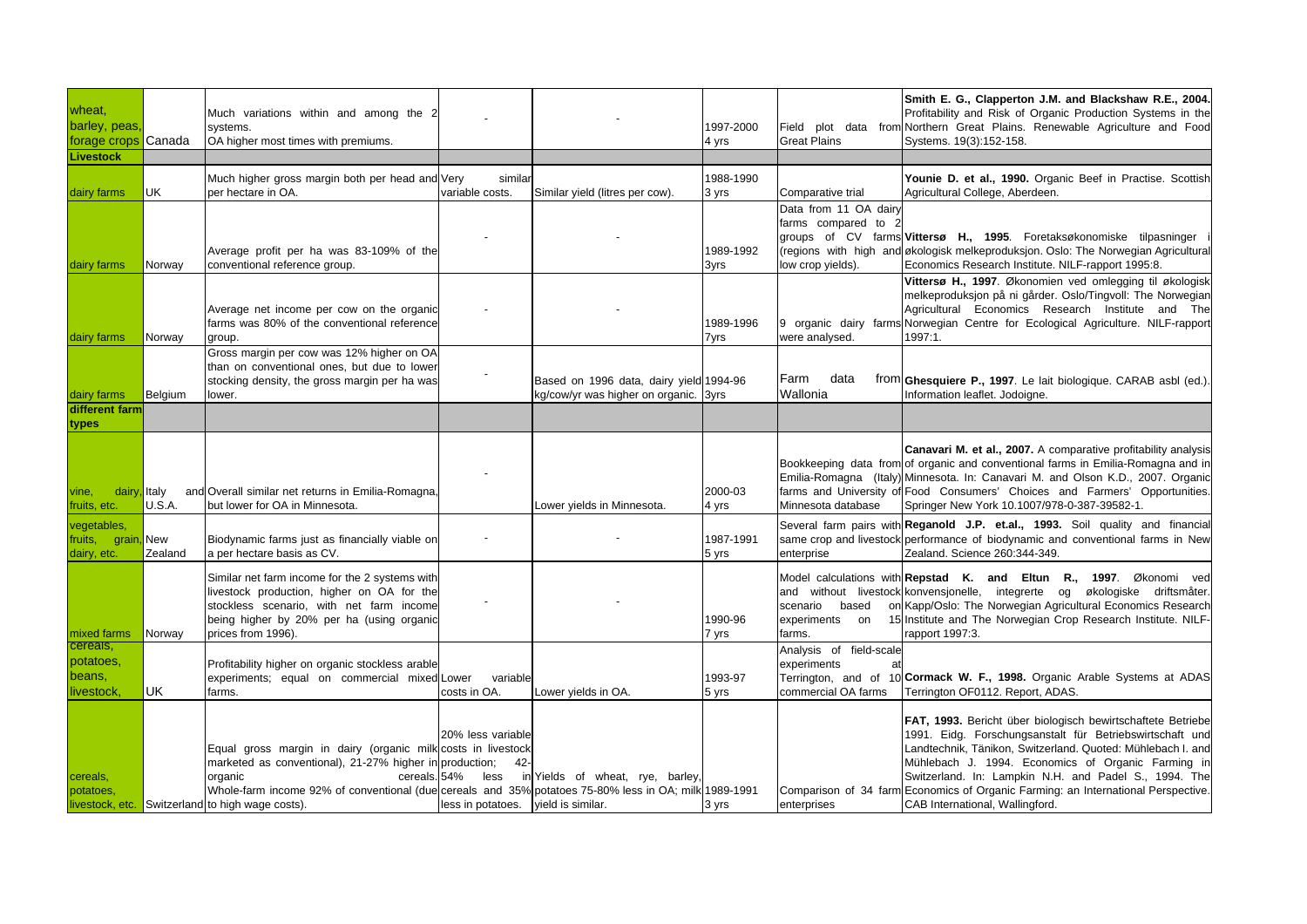| | | | | | | | |
|---|---|---|---|---|---|---|---|
| wheat, barley, peas, forage crops | Canada | Much variations within and among the 2 systems. OA higher most times with premiums. | - | - | 1997-2000 4 yrs | Field plot data from Northern Great Plains | **Smith E. G., Clapperton J.M. and Blackshaw R.E., 2004.** Profitability and Risk of Organic Production Systems in the Northern Great Plains. Renewable Agriculture and Food Systems. 19(3):152-158. |
| **Livestock** | | | | | | | |
| dairy farms | UK | Much higher gross margin both per head and per hectare in OA. | Very similar variable costs. | Similar yield (litres per cow). | 1988-1990 3 yrs | Comparative trial | **Younie D. et al., 1990.** Organic Beef in Practise. Scottish Agricultural College, Aberdeen. |
| dairy farms | Norway | Average profit per ha was 83-109% of the conventional reference group. | - | - | 1989-1992 3yrs | Data from 11 OA dairy farms compared to 2 groups of CV farms (regions with high and low crop yields). | **Vittersø H., 1995**. Foretaksøkonomiske tilpasninger i økologisk melkeproduksjon. Oslo: The Norwegian Agricultural Economics Research Institute. NILF-rapport 1995:8. |
| dairy farms | Norway | Average net income per cow on the organic farms was 80% of the conventional reference group. | - | - | 1989-1996 7yrs | 9 organic dairy farms were analysed. | **Vittersø H., 1997**. Økonomien ved omlegging til økologisk melkeproduksjon på ni gårder. Oslo/Tingvoll: The Norwegian Agricultural Economics Research Institute and The Norwegian Centre for Ecological Agriculture. NILF-rapport 1997:1. |
| dairy farms | Belgium | Gross margin per cow was 12% higher on OA than on conventional ones, but due to lower stocking density, the gross margin per ha was lower. | - | Based on 1996 data, dairy yield kg/cow/yr was higher on organic. | 1994-96 3yrs | Farm data from Wallonia | **Ghesquiere P., 1997**. Le lait biologique. CARAB asbl (ed.). Information leaflet. Jodoigne. |
| **different farm types** | | | | | | | |
| vine, dairy, fruits, etc. | Italy and U.S.A. | Overall similar net returns in Emilia-Romagna, but lower for OA in Minnesota. | - | Lower yields in Minnesota. | 2000-03 4 yrs | Bookkeeping data from Emilia-Romagna (Italy) farms and University of Minnesota database | **Canavari M. et al., 2007.** A comparative profitability analysis of organic and conventional farms in Emilia-Romagna and in Minnesota. In: Canavari M. and Olson K.D., 2007. Organic Food Consumers' Choices and Farmers' Opportunities. Springer New York 10.1007/978-0-387-39582-1. |
| vegetables, fruits, grain, dairy, etc. | New Zealand | Biodynamic farms just as financially viable on a per hectare basis as CV. | - | - | 1987-1991 5 yrs | Several farm pairs with same crop and livestock enterprise | **Reganold J.P. et.al., 1993.** Soil quality and financial performance of biodynamic and conventional farms in New Zealand. Science 260:344-349. |
| mixed farms | Norway | Similar net farm income for the 2 systems with livestock production, higher on OA for the stockless scenario, with net farm income being higher by 20% per ha (using organic prices from 1996). | - | - | 1990-96 7 yrs | Model calculations with and without livestock scenario based on experiments on 15 farms. | **Repstad K. and Eltun R., 1997**. Økonomi ved konvensjonelle, integrerte og økologiske driftsmåter. Kapp/Oslo: The Norwegian Agricultural Economics Research Institute and The Norwegian Crop Research Institute. NILF-rapport 1997:3. |
| cereals, potatoes, beans, livestock, | UK | Profitability higher on organic stockless arable experiments; equal on commercial mixed farms. | Lower variable costs in OA. | Lower yields in OA. | 1993-97 5 yrs | Analysis of field-scale experiments at Terrington, and of 10 commercial OA farms | **Cormack W. F., 1998.** Organic Arable Systems at ADAS Terrington OF0112. Report, ADAS. |
| cereals, potatoes, livestock, etc. | Switzerland | Equal gross margin in dairy (organic milk marketed as conventional), 21-27% higher in organic cereals. Whole-farm income 92% of conventional (due to high wage costs). | 20% less variable costs in livestock production; 42-54% less in cereals and 35% less in potatoes. | Yields of wheat, rye, barley, potatoes 75-80% less in OA; milk yield is similar. | 1989-1991 3 yrs | Comparison of 34 farm enterprises | **FAT, 1993.** Bericht über biologisch bewirtschaftete Betriebe 1991. Eidg. Forschungsanstalt für Betriebswirtschaft und Landtechnik, Tänikon, Switzerland. Quoted: Mühlebach I. and Mühlebach J. 1994. Economics of Organic Farming in Switzerland. In: Lampkin N.H. and Padel S., 1994. The Economics of Organic Farming: an International Perspective. CAB International, Wallingford. |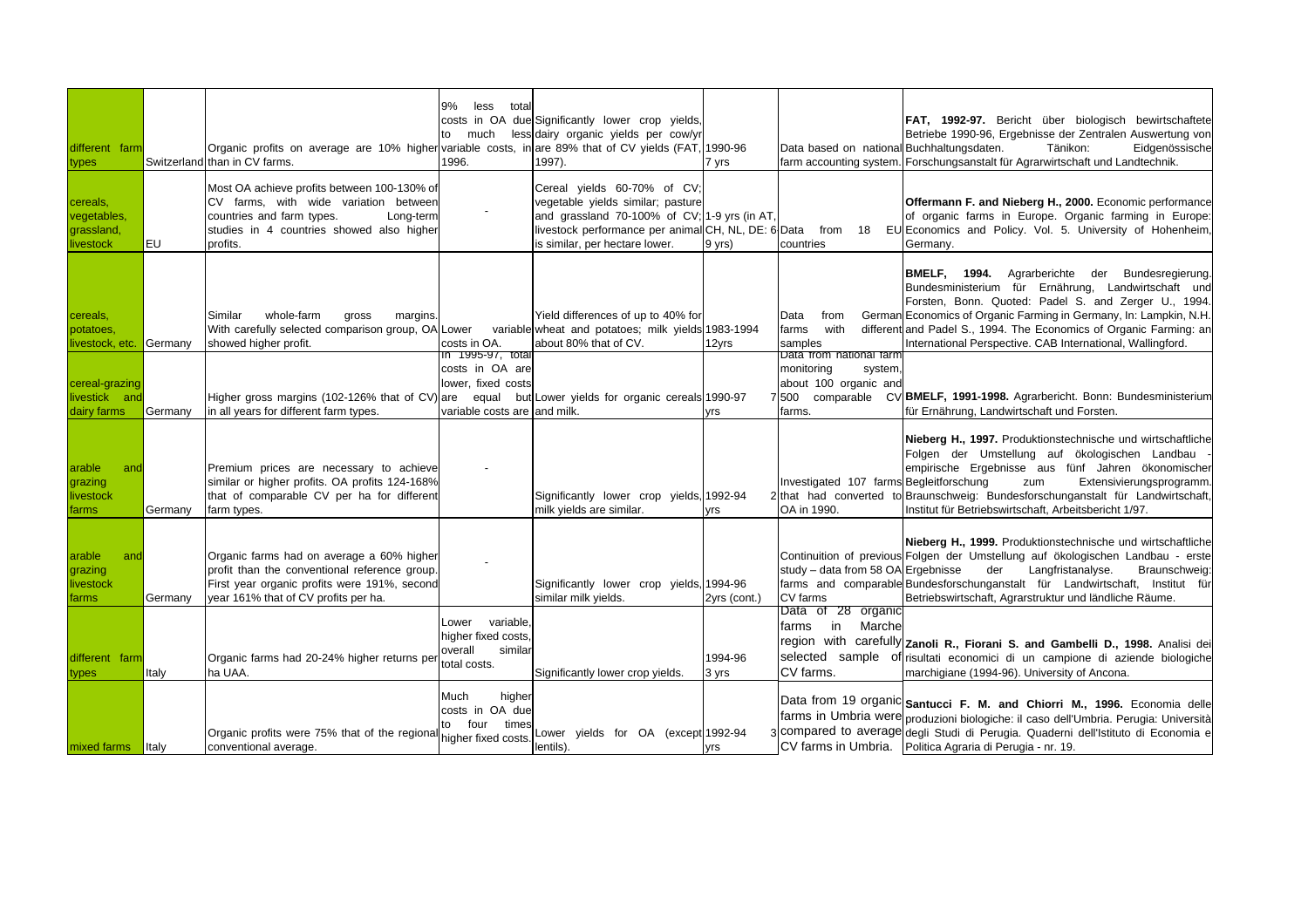| | | | | | | | | |
|---|---|---|---|---|---|---|---|---|
| different farm types | Switzerland | Organic profits on average are 10% higher than in CV farms. | 9% less total costs in OA due to much less variable costs, in 1996. | Significantly lower crop yields, dairy organic yields per cow/yr are 89% that of CV yields (FAT, 1997). | 1990-96 | 7 yrs | Data based on national farm accounting system. | **FAT, 1992-97.** Bericht über biologisch bewirtschaftete Betriebe 1990-96, Ergebnisse der Zentralen Auswertung von Buchhaltungsdaten. Tänikon: Eidgenössische Forschungsanstalt für Agrarwirtschaft und Landtechnik. |
| cereals, vegetables, grassland, livestock | EU | Most OA achieve profits between 100-130% of CV farms, with wide variation between countries and farm types. Long-term studies in 4 countries showed also higher profits. | - | Cereal yields 60-70% of CV; vegetable yields similar; pasture and grassland 70-100% of CV; livestock performance per animal is similar, per hectare lower. | 1-9 yrs (in AT, CH, NL, DE: 6-9 yrs) | | Data from 18 EU countries | **Offermann F. and Nieberg H., 2000.** Economic performance of organic farms in Europe. Organic farming in Europe: Economics and Policy. Vol. 5. University of Hohenheim, Germany. |
| cereals, potatoes, livestock, etc. | Germany | Similar whole-farm gross margins. With carefully selected comparison group, OA showed higher profit. | Lower costs in OA. | Yield differences of up to 40% for variable wheat and potatoes; milk yields about 80% that of CV. | 1983-1994 | 12yrs | Data from German farms with different samples | **BMELF, 1994.** Agrarberichte der Bundesregierung. Bundesministerium für Ernährung, Landwirtschaft und Forsten, Bonn. Quoted: Padel S. and Zerger U., 1994. Economics of Organic Farming in Germany, In: Lampkin, N.H. and Padel S., 1994. The Economics of Organic Farming: an International Perspective. CAB International, Wallingford. |
| cereal-grazing livestick and dairy farms | Germany | Higher gross margins (102-126% that of CV) in all years for different farm types. | In 1995-97, total costs in OA are lower, fixed costs are equal but variable costs are | Lower yields for organic cereals and milk. | 1990-97 | 7 yrs | Data from national farm monitoring system, about 100 organic and 500 comparable CV farms. | **BMELF, 1991-1998.** Agrarbericht. Bonn: Bundesministerium für Ernährung, Landwirtschaft und Forsten. |
| arable and grazing livestock farms | Germany | Premium prices are necessary to achieve similar or higher profits. OA profits 124-168% that of comparable CV per ha for different farm types. | - | Significantly lower crop yields, milk yields are similar. | 1992-94 | 2 yrs | Investigated 107 farms that had converted to OA in 1990. | **Nieberg H., 1997.** Produktionstechnische und wirtschaftliche Folgen der Umstellung auf ökologischen Landbau - empirische Ergebnisse aus fünf Jahren ökonomischer Begleitforschung zum Extensivierungsprogramm. Braunschweig: Bundesforschunganstalt für Landwirtschaft, Institut für Betriebswirtschaft, Arbeitsbericht 1/97. |
| arable and grazing livestock farms | Germany | Organic farms had on average a 60% higher profit than the conventional reference group. First year organic profits were 191%, second year 161% that of CV profits per ha. | - | Significantly lower crop yields, similar milk yields. | 1994-96 | 2yrs (cont.) | Continuition of previous study – data from 58 OA farms and comparable CV farms | **Nieberg H., 1999.** Produktionstechnische und wirtschaftliche Folgen der Umstellung auf ökologischen Landbau - erste Ergebnisse der Langfristanalyse. Braunschweig: Bundesforschunganstalt für Landwirtschaft, Institut für Betriebswirtschaft, Agrarstruktur und ländliche Räume. |
| different farm types | Italy | Organic farms had 20-24% higher returns per ha UAA. | Lower variable, higher fixed costs, overall similar total costs. | Significantly lower crop yields. | 1994-96 | 3 yrs | Data of 28 organic farms in Marche region with carefully selected sample of CV farms. | **Zanoli R., Fiorani S. and Gambelli D., 1998.** Analisi dei risultati economici di un campione di aziende biologiche marchigiane (1994-96). University of Ancona. |
| mixed farms | Italy | Organic profits were 75% that of the regional conventional average. | Much higher costs in OA due to four times higher fixed costs. | Lower yields for OA (except lentils). | 1992-94 | 3 yrs | Data from 19 organic farms in Umbria were compared to average CV farms in Umbria. | **Santucci F. M. and Chiorri M., 1996.** Economia delle produzioni biologiche: il caso dell'Umbria. Perugia: Università degli Studi di Perugia. Quaderni dell'Istituto di Economia e Politica Agraria di Perugia - nr. 19. |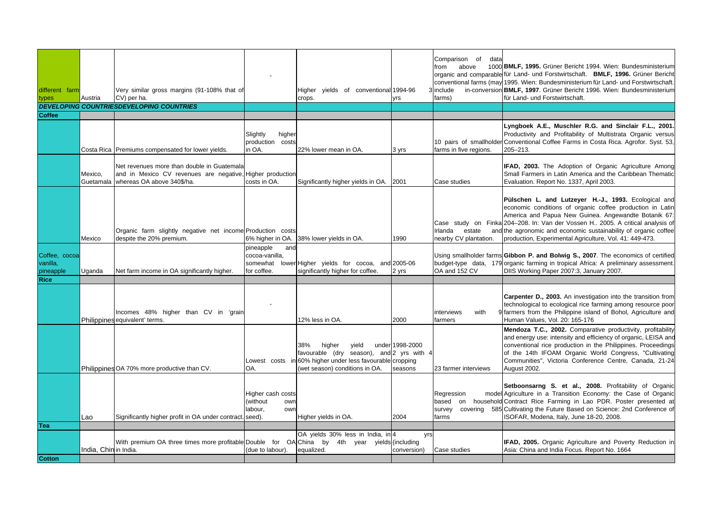| | | | | | | | |
|---|---|---|---|---|---|---|---|
| different farm types | Austria | Very similar gross margins (91-108% that of CV) per ha. | - | Higher yields of conventional crops. | 1994-96 3 yrs | Comparison of data from above 1000 organic and comparable conventional farms (may include in-conversion farms) | **BMLF, 1995.** Grüner Bericht 1994. Wien: Bundesministerium für Land- und Forstwirtschaft. **BMLF, 1996.** Grüner Bericht 1995. Wien: Bundesministerium für Land- und Forstwirtschaft. **BMLF, 1997**. Grüner Bericht 1996. Wien: Bundesministerium für Land- und Forstwirtschaft. |
| ***DEVELOPING COUNTRIESDEVELOPING COUNTRIES*** | | | | | | | |
| **Coffee** | | | | | | | |
| | Costa Rica | Premiums compensated for lower yields. | Slightly higher production costs in OA. | 22% lower mean in OA. | 3 yrs | 10 pairs of smallholder farms in five regions. | **Lyngboek A.E., Muschler R.G. and Sinclair F.L., 2001.** Productivity and Profitability of Multistrata Organic versus Conventional Coffee Farms in Costa Rica. Agrofor. Syst. 53, 205–213. |
| | Mexico, Guatemala | Net revenues more than double in Guatemala and in Mexico CV revenues are negative, whereas OA above 340$/ha. | Higher production costs in OA. | Significantly higher yields in OA. | 2001 | Case studies | **IFAD, 2003.** The Adoption of Organic Agriculture Among Small Farmers in Latin America and the Caribbean Thematic Evaluation. Report No. 1337, April 2003. |
| | Mexico | Organic farm slightly negative net income despite the 20% premium. | Production costs 6% higher in OA. | 38% lower yields in OA. | 1990 | Case study on Finka Irlanda estate and nearby CV plantation. | **Pülschen L. and Lutzeyer H.-J., 1993.** Ecological and economic conditions of organic coffee production in Latin America and Papua New Guinea. Angewandte Botanik 67: 204–208. In: Van der Vossen H.. 2005. A critical analysis of the agronomic and economic sustainability of organic coffee production, Experimental Agriculture, Vol. 41: 449-473. |
| Coffee, cocoa vanilla, pineapple | Uganda | Net farm income in OA significantly higher. | pineapple and cocoa-vanilla, somewhat lower for coffee. | Higher yields for cocoa, and significantly higher for coffee. | 2005-06 2 yrs | Using smallholder farms budget-type data, 179 OA and 152 CV | **Gibbon P. and Bolwig S., 2007**. The economics of certified organic farming in tropical Africa: A preliminary assessment. DIIS Working Paper 2007:3, January 2007. |
| **Rice** | | | | | | | |
| | Philippines | Incomes 48% higher than CV in 'grain equivalent' terms. | - | 12% less in OA. | 2000 | interviews with 9 farmers | **Carpenter D., 2003.** An investigation into the transition from technological to ecological rice farming among resource poor farmers from the Philippine island of Bohol, Agriculture and Human Values, Vol. 20: 165-176 |
| | Philippines | OA 70% more productive than CV. | Lowest costs in OA. | 38% higher yield under favourable (dry season), and 60% higher under less favourable (wet season) conditions in OA. | 1998-2000 2 yrs with 4 cropping seasons | 23 farmer interviews | **Mendoza T.C., 2002.** Comparative productivity, profitability and energy use: intensity and efficiency of organic, LEISA and conventional rice production in the Philippines. Proceedings of the 14th IFOAM Organic World Congress, "Cultivating Communities", Victoria Conference Centre, Canada, 21-24 August 2002. |
| | Lao | Significantly higher profit in OA under contract. | Higher cash costs (without own labour, own seed). | Higher yields in OA. | 2004 | Regression model based on household survey covering 585 farms | **Setboonsarng S. et al., 2008.** Profitability of Organic Agriculture in a Transition Economy: the Case of Organic Contract Rice Farming in Lao PDR. Poster presented at Cultivating the Future Based on Science: 2nd Conference of ISOFAR, Modena, Italy, June 18-20, 2008. |
| **Tea** | | | | | | | |
| | India, China | With premium OA three times more profitable in India. | Double for OA (due to labour). | OA yields 30% less in India, in China by 4th year yields equalized. | 4 yrs (including conversion) | Case studies | **IFAD, 2005.** Organic Agriculture and Poverty Reduction in Asia: China and India Focus. Report No. 1664 |
| **Cotton** | | | | | | | |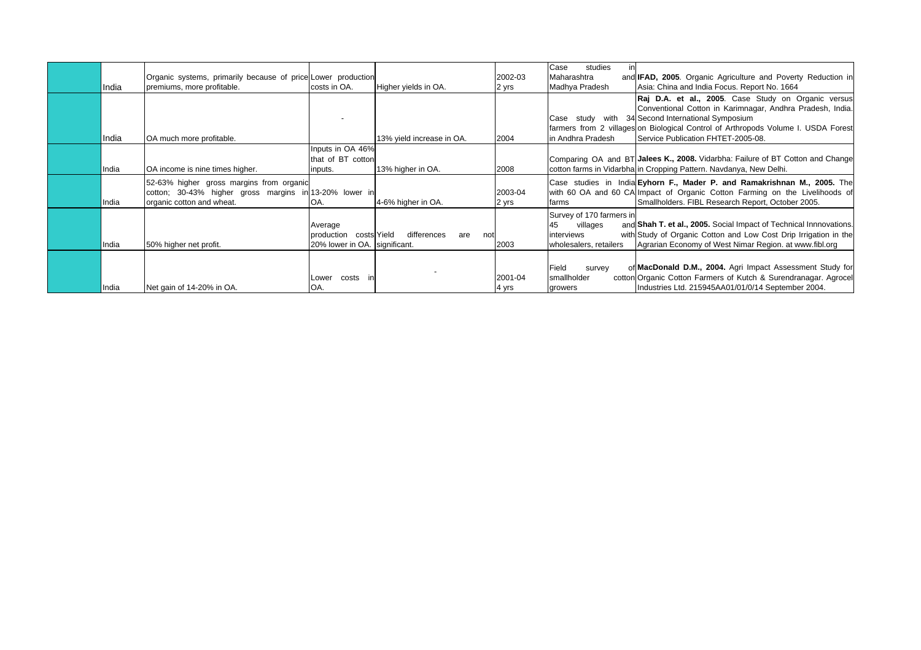| | | | | | | | |
|---|---|---|---|---|---|---|---|
| | India | Organic systems, primarily because of price premiums, more profitable. | Lower production costs in OA. | Higher yields in OA. | 2002-03 2 yrs | Case studies in Maharashtra and Madhya Pradesh | **IFAD, 2005**. Organic Agriculture and Poverty Reduction in Asia: China and India Focus. Report No. 1664 |
| | India | OA much more profitable. | - | 13% yield increase in OA. | 2004 | Case study with 34 farmers from 2 villages in Andhra Pradesh | **Raj D.A. et al., 2005**. Case Study on Organic versus Conventional Cotton in Karimnagar, Andhra Pradesh, India. Second International Symposium on Biological Control of Arthropods Volume I. USDA Forest Service Publication FHTET-2005-08. |
| | India | OA income is nine times higher. | Inputs in OA 46% that of BT cotton inputs. | 13% higher in OA. | 2008 | Comparing OA and BT cotton farms in Vidarbha | **Jalees K., 2008.** Vidarbha: Failure of BT Cotton and Change in Cropping Pattern. Navdanya, New Delhi. |
| | India | 52-63% higher gross margins from organic cotton; 30-43% higher gross margins in organic cotton and wheat. | 13-20% lower in OA. | 4-6% higher in OA. | 2003-04 2 yrs | Case studies in India with 60 OA and 60 CA farms | **Eyhorn F., Mader P. and Ramakrishnan M., 2005.** The Impact of Organic Cotton Farming on the Livelihoods of Smallholders. FIBL Research Report, October 2005. |
| | India | 50% higher net profit. | Average production costs 20% lower in OA. | Yield differences are not significant. | 2003 | Survey of 170 farmers in 45 villages and interviews with wholesalers, retailers | **Shah T. et al., 2005.** Social Impact of Technical Innnovations. Study of Organic Cotton and Low Cost Drip Irrigation in the Agrarian Economy of West Nimar Region. at www.fibl.org |
| | India | Net gain of 14-20% in OA. | Lower costs in OA. | - | 2001-04 4 yrs | Field survey of smallholder cotton growers | **MacDonald D.M., 2004.** Agri Impact Assessment Study for Organic Cotton Farmers of Kutch & Surendranagar. Agrocel Industries Ltd. 215945AA01/01/0/14 September 2004. |